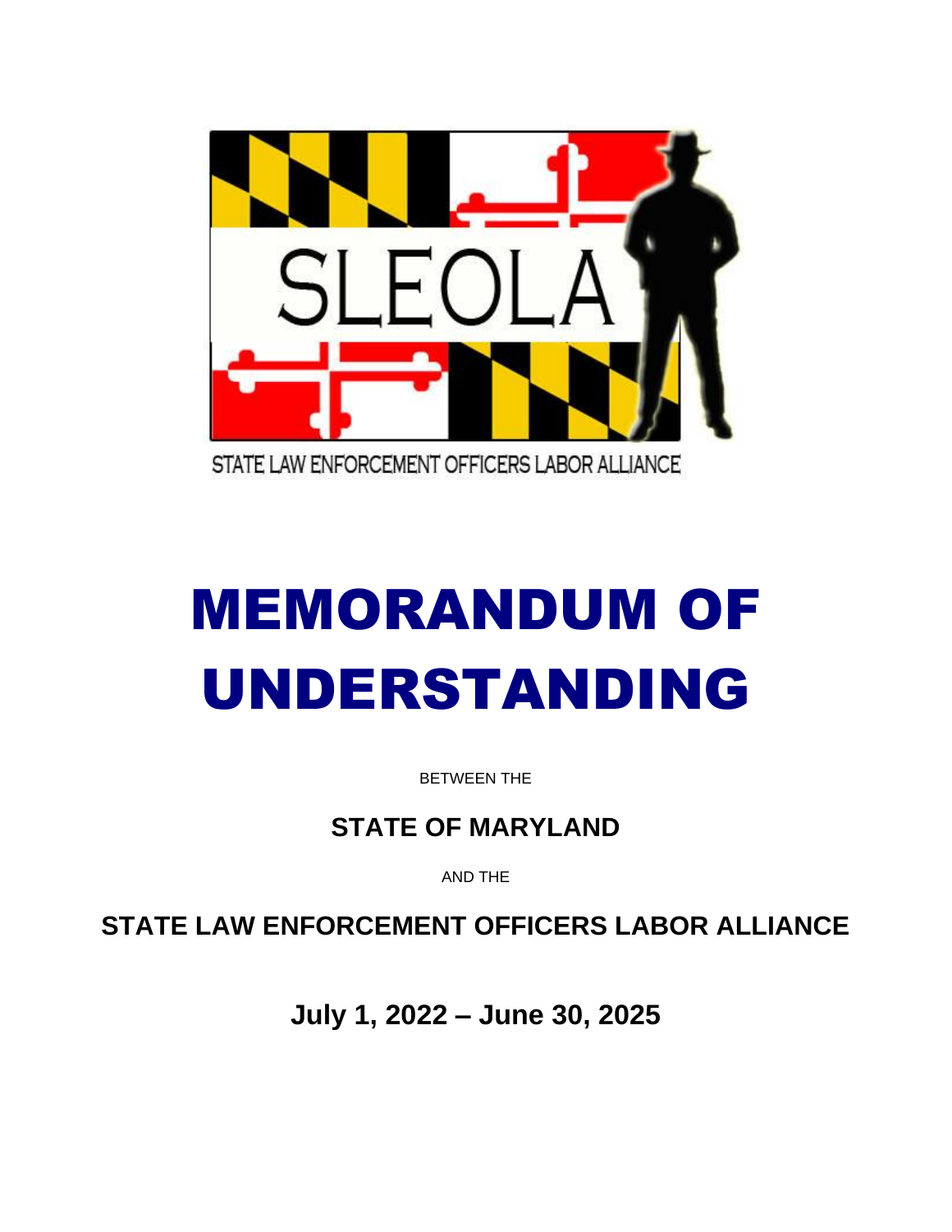SLEOLA

STATE LAW ENFORCEMENT OFFICERS LABOR ALLIANCE

# MEMORANDUM OF UNDERSTANDING

BETWEEN THE

## STATE OF MARYLAND

AND THE

## STATE LAW ENFORCEMENT OFFICERS LABOR ALLIANCE

## July 1, 2022 – June 30, 2025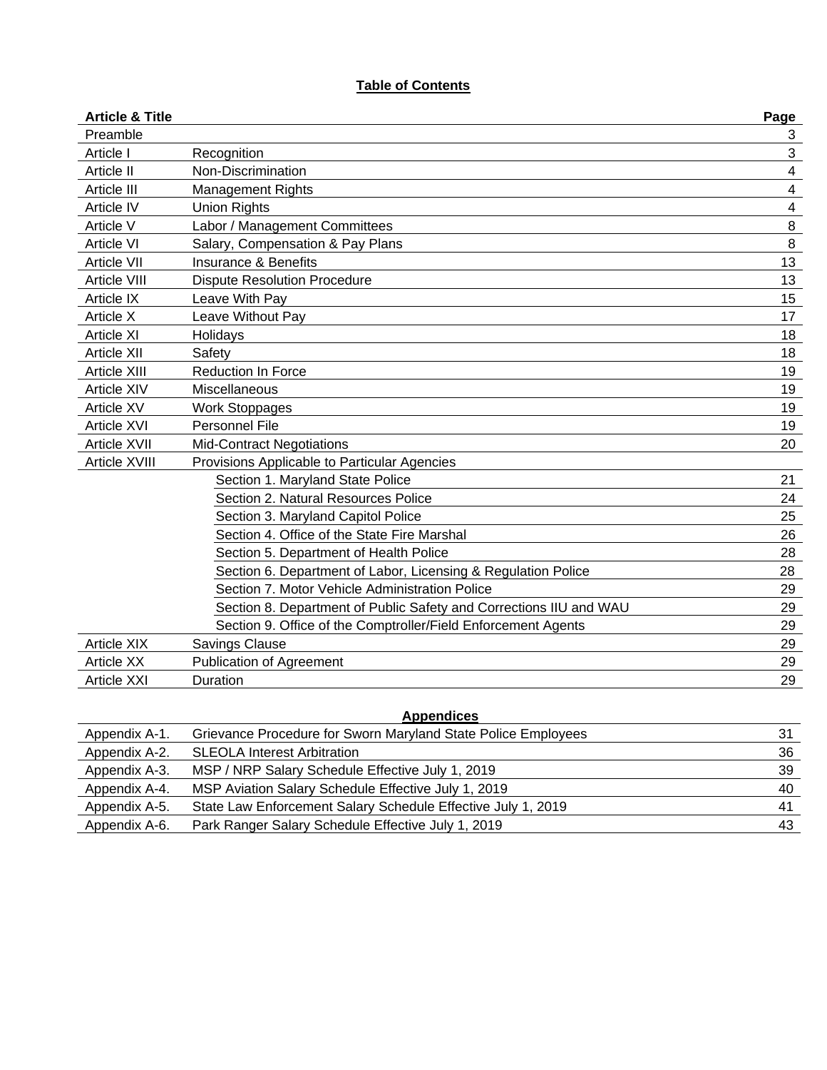## Table of Contents

| Article & Title | | Page |
|---|---|---|
| Preamble | | 3 |
| Article I | Recognition | 3 |
| Article II | Non-Discrimination | 4 |
| Article III | Management Rights | 4 |
| Article IV | Union Rights | 4 |
| Article V | Labor / Management Committees | 8 |
| Article VI | Salary, Compensation & Pay Plans | 8 |
| Article VII | Insurance & Benefits | 13 |
| Article VIII | Dispute Resolution Procedure | 13 |
| Article IX | Leave With Pay | 15 |
| Article X | Leave Without Pay | 17 |
| Article XI | Holidays | 18 |
| Article XII | Safety | 18 |
| Article XIII | Reduction In Force | 19 |
| Article XIV | Miscellaneous | 19 |
| Article XV | Work Stoppages | 19 |
| Article XVI | Personnel File | 19 |
| Article XVII | Mid-Contract Negotiations | 20 |
| Article XVIII | Provisions Applicable to Particular Agencies | |
| | Section 1. Maryland State Police | 21 |
| | Section 2. Natural Resources Police | 24 |
| | Section 3. Maryland Capitol Police | 25 |
| | Section 4. Office of the State Fire Marshal | 26 |
| | Section 5. Department of Health Police | 28 |
| | Section 6. Department of Labor, Licensing & Regulation Police | 28 |
| | Section 7. Motor Vehicle Administration Police | 29 |
| | Section 8. Department of Public Safety and Corrections IIU and WAU | 29 |
| | Section 9. Office of the Comptroller/Field Enforcement Agents | 29 |
| Article XIX | Savings Clause | 29 |
| Article XX | Publication of Agreement | 29 |
| Article XXI | Duration | 29 |

### Appendices

| Appendix | Title | Page |
|---|---|---|
| Appendix A-1. | Grievance Procedure for Sworn Maryland State Police Employees | 31 |
| Appendix A-2. | SLEOLA Interest Arbitration | 36 |
| Appendix A-3. | MSP / NRP Salary Schedule Effective July 1, 2019 | 39 |
| Appendix A-4. | MSP Aviation Salary Schedule Effective July 1, 2019 | 40 |
| Appendix A-5. | State Law Enforcement Salary Schedule Effective July 1, 2019 | 41 |
| Appendix A-6. | Park Ranger Salary Schedule Effective July 1, 2019 | 43 |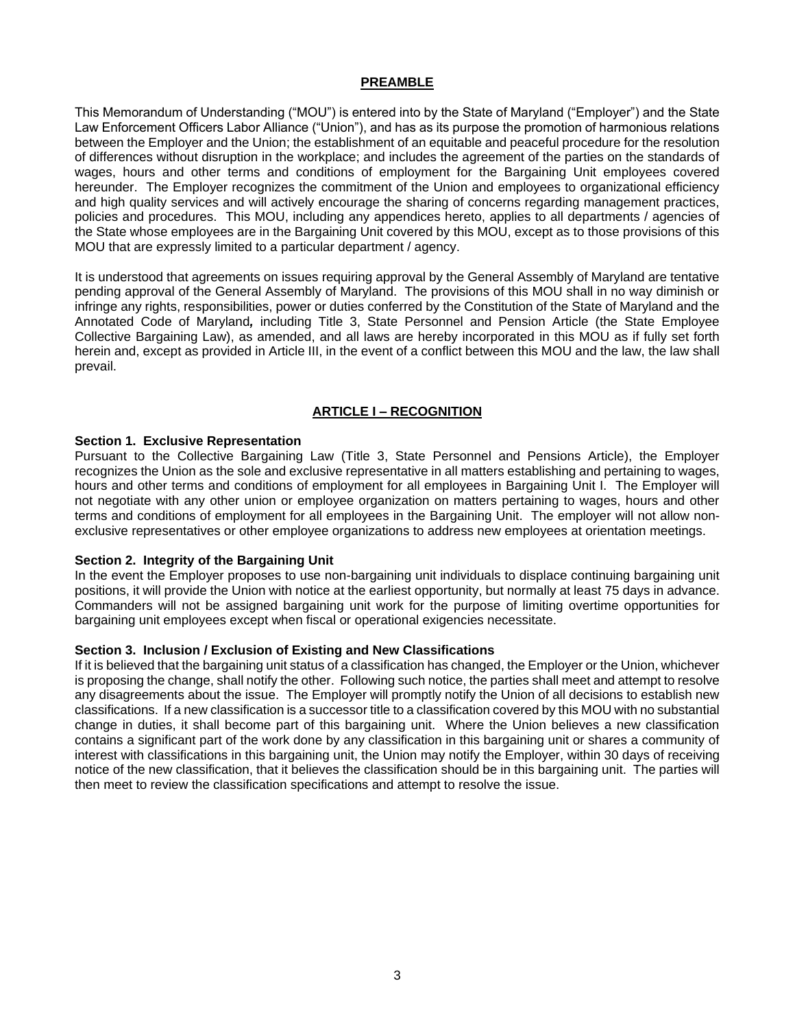## PREAMBLE

This Memorandum of Understanding ("MOU") is entered into by the State of Maryland ("Employer") and the State Law Enforcement Officers Labor Alliance ("Union"), and has as its purpose the promotion of harmonious relations between the Employer and the Union; the establishment of an equitable and peaceful procedure for the resolution of differences without disruption in the workplace; and includes the agreement of the parties on the standards of wages, hours and other terms and conditions of employment for the Bargaining Unit employees covered hereunder. The Employer recognizes the commitment of the Union and employees to organizational efficiency and high quality services and will actively encourage the sharing of concerns regarding management practices, policies and procedures. This MOU, including any appendices hereto, applies to all departments / agencies of the State whose employees are in the Bargaining Unit covered by this MOU, except as to those provisions of this MOU that are expressly limited to a particular department / agency.

It is understood that agreements on issues requiring approval by the General Assembly of Maryland are tentative pending approval of the General Assembly of Maryland. The provisions of this MOU shall in no way diminish or infringe any rights, responsibilities, power or duties conferred by the Constitution of the State of Maryland and the Annotated Code of Maryland*,* including Title 3, State Personnel and Pension Article (the State Employee Collective Bargaining Law), as amended, and all laws are hereby incorporated in this MOU as if fully set forth herein and, except as provided in Article III, in the event of a conflict between this MOU and the law, the law shall prevail.

## ARTICLE I – RECOGNITION

**Section 1. Exclusive Representation**

Pursuant to the Collective Bargaining Law (Title 3, State Personnel and Pensions Article), the Employer recognizes the Union as the sole and exclusive representative in all matters establishing and pertaining to wages, hours and other terms and conditions of employment for all employees in Bargaining Unit I. The Employer will not negotiate with any other union or employee organization on matters pertaining to wages, hours and other terms and conditions of employment for all employees in the Bargaining Unit. The employer will not allow non-exclusive representatives or other employee organizations to address new employees at orientation meetings.

**Section 2. Integrity of the Bargaining Unit**

In the event the Employer proposes to use non-bargaining unit individuals to displace continuing bargaining unit positions, it will provide the Union with notice at the earliest opportunity, but normally at least 75 days in advance. Commanders will not be assigned bargaining unit work for the purpose of limiting overtime opportunities for bargaining unit employees except when fiscal or operational exigencies necessitate.

**Section 3. Inclusion / Exclusion of Existing and New Classifications**

If it is believed that the bargaining unit status of a classification has changed, the Employer or the Union, whichever is proposing the change, shall notify the other. Following such notice, the parties shall meet and attempt to resolve any disagreements about the issue. The Employer will promptly notify the Union of all decisions to establish new classifications. If a new classification is a successor title to a classification covered by this MOU with no substantial change in duties, it shall become part of this bargaining unit. Where the Union believes a new classification contains a significant part of the work done by any classification in this bargaining unit or shares a community of interest with classifications in this bargaining unit, the Union may notify the Employer, within 30 days of receiving notice of the new classification, that it believes the classification should be in this bargaining unit. The parties will then meet to review the classification specifications and attempt to resolve the issue.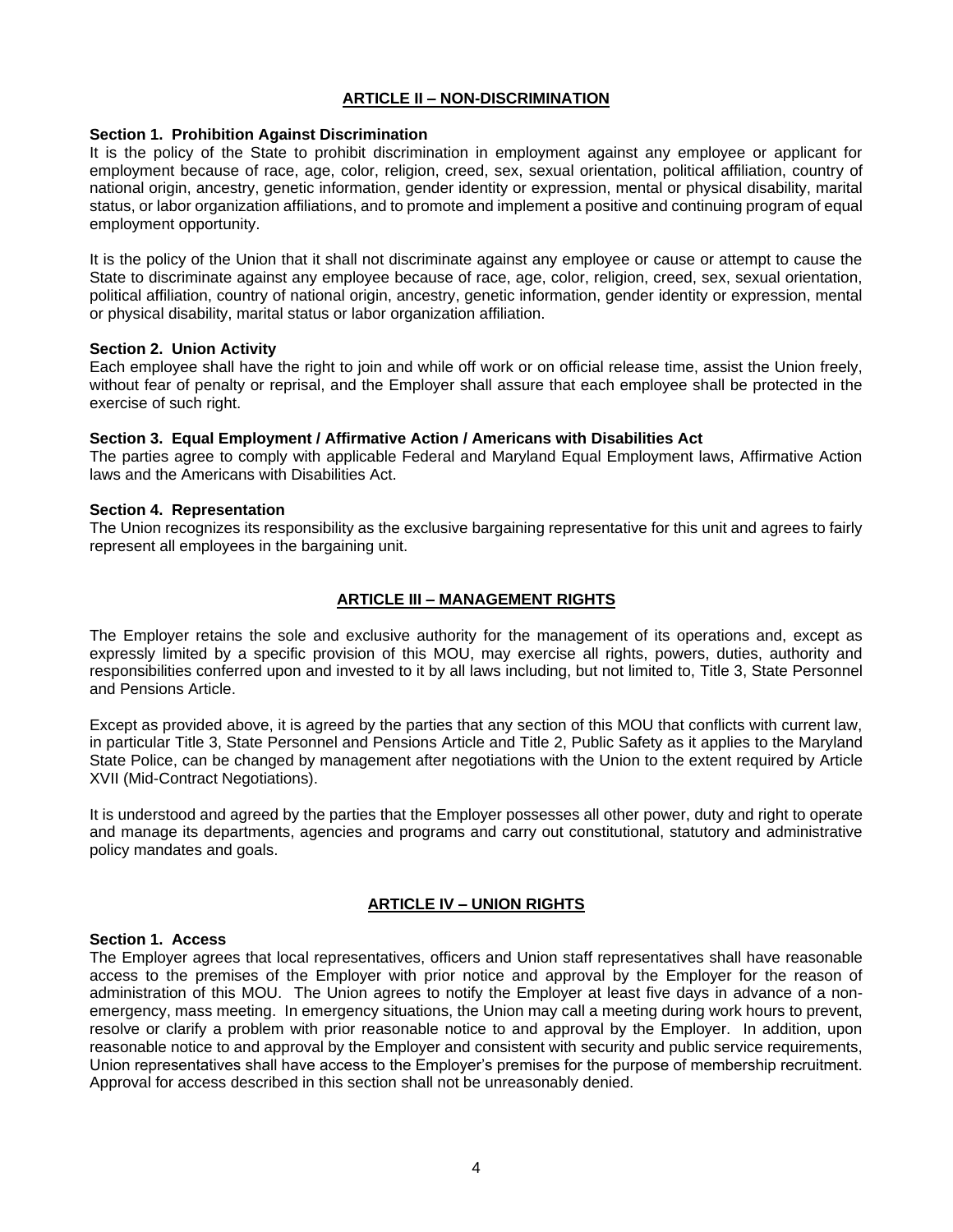## ARTICLE II – NON-DISCRIMINATION

**Section 1. Prohibition Against Discrimination**

It is the policy of the State to prohibit discrimination in employment against any employee or applicant for employment because of race, age, color, religion, creed, sex, sexual orientation, political affiliation, country of national origin, ancestry, genetic information, gender identity or expression, mental or physical disability, marital status, or labor organization affiliations, and to promote and implement a positive and continuing program of equal employment opportunity.

It is the policy of the Union that it shall not discriminate against any employee or cause or attempt to cause the State to discriminate against any employee because of race, age, color, religion, creed, sex, sexual orientation, political affiliation, country of national origin, ancestry, genetic information, gender identity or expression, mental or physical disability, marital status or labor organization affiliation.

**Section 2. Union Activity**

Each employee shall have the right to join and while off work or on official release time, assist the Union freely, without fear of penalty or reprisal, and the Employer shall assure that each employee shall be protected in the exercise of such right.

**Section 3. Equal Employment / Affirmative Action / Americans with Disabilities Act**

The parties agree to comply with applicable Federal and Maryland Equal Employment laws, Affirmative Action laws and the Americans with Disabilities Act.

**Section 4. Representation**

The Union recognizes its responsibility as the exclusive bargaining representative for this unit and agrees to fairly represent all employees in the bargaining unit.

## ARTICLE III – MANAGEMENT RIGHTS

The Employer retains the sole and exclusive authority for the management of its operations and, except as expressly limited by a specific provision of this MOU, may exercise all rights, powers, duties, authority and responsibilities conferred upon and invested to it by all laws including, but not limited to, Title 3, State Personnel and Pensions Article.

Except as provided above, it is agreed by the parties that any section of this MOU that conflicts with current law, in particular Title 3, State Personnel and Pensions Article and Title 2, Public Safety as it applies to the Maryland State Police, can be changed by management after negotiations with the Union to the extent required by Article XVII (Mid-Contract Negotiations).

It is understood and agreed by the parties that the Employer possesses all other power, duty and right to operate and manage its departments, agencies and programs and carry out constitutional, statutory and administrative policy mandates and goals.

## ARTICLE IV – UNION RIGHTS

**Section 1. Access**

The Employer agrees that local representatives, officers and Union staff representatives shall have reasonable access to the premises of the Employer with prior notice and approval by the Employer for the reason of administration of this MOU. The Union agrees to notify the Employer at least five days in advance of a non-emergency, mass meeting. In emergency situations, the Union may call a meeting during work hours to prevent, resolve or clarify a problem with prior reasonable notice to and approval by the Employer. In addition, upon reasonable notice to and approval by the Employer and consistent with security and public service requirements, Union representatives shall have access to the Employer's premises for the purpose of membership recruitment. Approval for access described in this section shall not be unreasonably denied.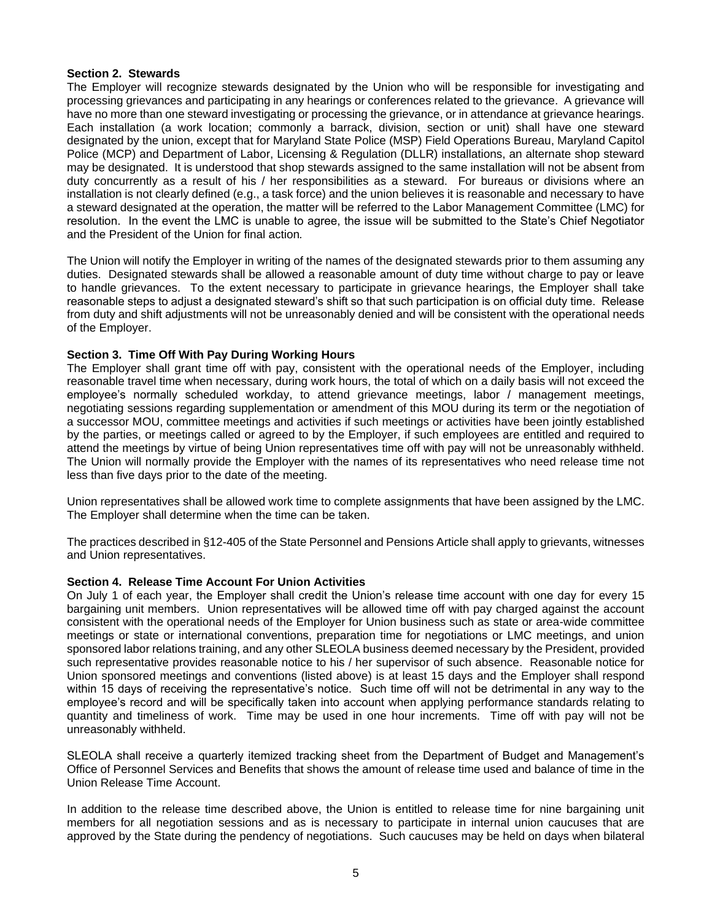**Section 2. Stewards**
The Employer will recognize stewards designated by the Union who will be responsible for investigating and processing grievances and participating in any hearings or conferences related to the grievance. A grievance will have no more than one steward investigating or processing the grievance, or in attendance at grievance hearings. Each installation (a work location; commonly a barrack, division, section or unit) shall have one steward designated by the union, except that for Maryland State Police (MSP) Field Operations Bureau, Maryland Capitol Police (MCP) and Department of Labor, Licensing & Regulation (DLLR) installations, an alternate shop steward may be designated. It is understood that shop stewards assigned to the same installation will not be absent from duty concurrently as a result of his / her responsibilities as a steward. For bureaus or divisions where an installation is not clearly defined (e.g., a task force) and the union believes it is reasonable and necessary to have a steward designated at the operation, the matter will be referred to the Labor Management Committee (LMC) for resolution. In the event the LMC is unable to agree, the issue will be submitted to the State's Chief Negotiator and the President of the Union for final action.

The Union will notify the Employer in writing of the names of the designated stewards prior to them assuming any duties. Designated stewards shall be allowed a reasonable amount of duty time without charge to pay or leave to handle grievances. To the extent necessary to participate in grievance hearings, the Employer shall take reasonable steps to adjust a designated steward's shift so that such participation is on official duty time. Release from duty and shift adjustments will not be unreasonably denied and will be consistent with the operational needs of the Employer.

**Section 3. Time Off With Pay During Working Hours**
The Employer shall grant time off with pay, consistent with the operational needs of the Employer, including reasonable travel time when necessary, during work hours, the total of which on a daily basis will not exceed the employee's normally scheduled workday, to attend grievance meetings, labor / management meetings, negotiating sessions regarding supplementation or amendment of this MOU during its term or the negotiation of a successor MOU, committee meetings and activities if such meetings or activities have been jointly established by the parties, or meetings called or agreed to by the Employer, if such employees are entitled and required to attend the meetings by virtue of being Union representatives time off with pay will not be unreasonably withheld. The Union will normally provide the Employer with the names of its representatives who need release time not less than five days prior to the date of the meeting.

Union representatives shall be allowed work time to complete assignments that have been assigned by the LMC. The Employer shall determine when the time can be taken.

The practices described in §12-405 of the State Personnel and Pensions Article shall apply to grievants, witnesses and Union representatives.

**Section 4. Release Time Account For Union Activities**
On July 1 of each year, the Employer shall credit the Union's release time account with one day for every 15 bargaining unit members. Union representatives will be allowed time off with pay charged against the account consistent with the operational needs of the Employer for Union business such as state or area-wide committee meetings or state or international conventions, preparation time for negotiations or LMC meetings, and union sponsored labor relations training, and any other SLEOLA business deemed necessary by the President, provided such representative provides reasonable notice to his / her supervisor of such absence. Reasonable notice for Union sponsored meetings and conventions (listed above) is at least 15 days and the Employer shall respond within 15 days of receiving the representative's notice. Such time off will not be detrimental in any way to the employee's record and will be specifically taken into account when applying performance standards relating to quantity and timeliness of work. Time may be used in one hour increments. Time off with pay will not be unreasonably withheld.

SLEOLA shall receive a quarterly itemized tracking sheet from the Department of Budget and Management's Office of Personnel Services and Benefits that shows the amount of release time used and balance of time in the Union Release Time Account.

In addition to the release time described above, the Union is entitled to release time for nine bargaining unit members for all negotiation sessions and as is necessary to participate in internal union caucuses that are approved by the State during the pendency of negotiations. Such caucuses may be held on days when bilateral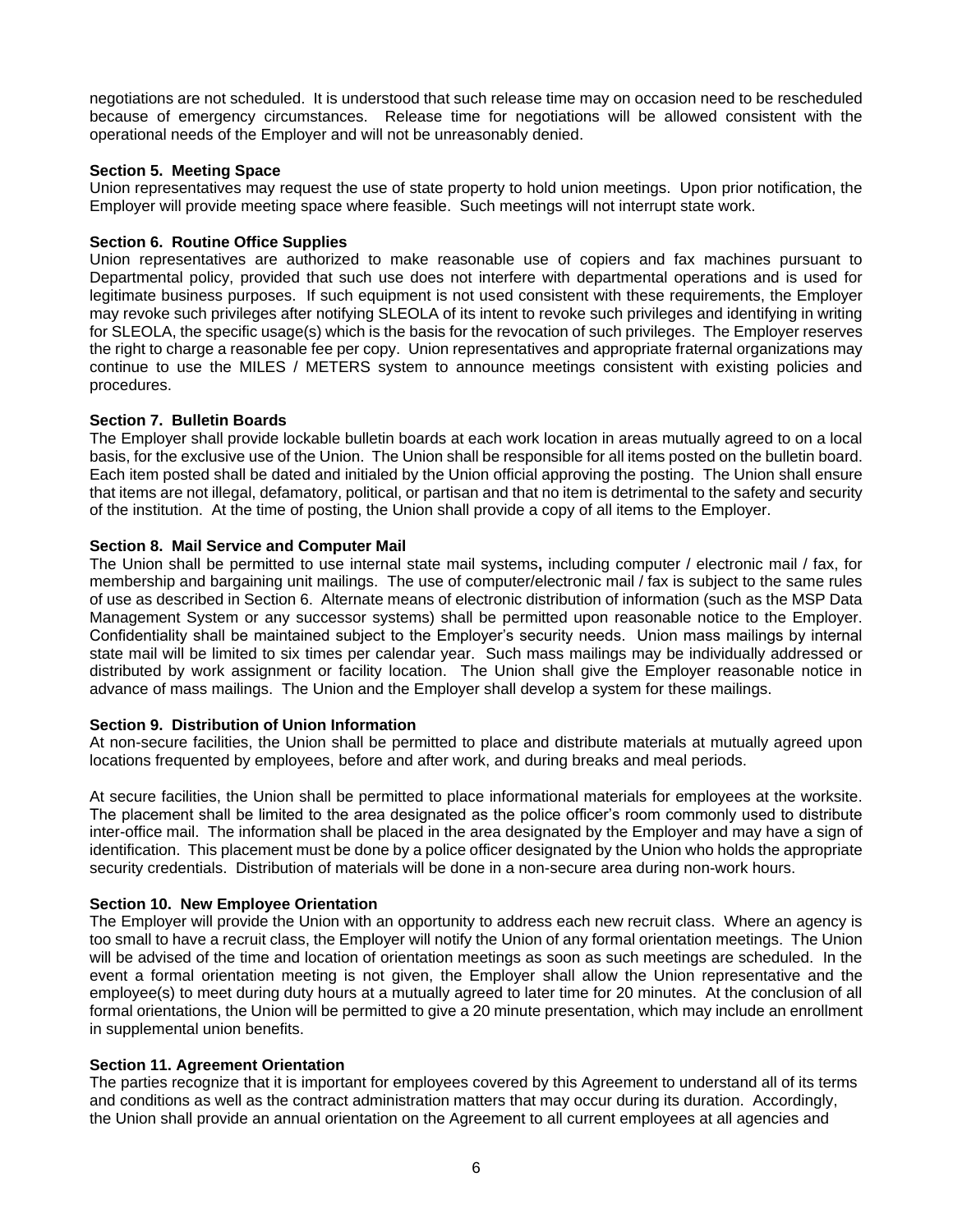negotiations are not scheduled. It is understood that such release time may on occasion need to be rescheduled because of emergency circumstances. Release time for negotiations will be allowed consistent with the operational needs of the Employer and will not be unreasonably denied.

**Section 5. Meeting Space**

Union representatives may request the use of state property to hold union meetings. Upon prior notification, the Employer will provide meeting space where feasible. Such meetings will not interrupt state work.

**Section 6. Routine Office Supplies**

Union representatives are authorized to make reasonable use of copiers and fax machines pursuant to Departmental policy, provided that such use does not interfere with departmental operations and is used for legitimate business purposes. If such equipment is not used consistent with these requirements, the Employer may revoke such privileges after notifying SLEOLA of its intent to revoke such privileges and identifying in writing for SLEOLA, the specific usage(s) which is the basis for the revocation of such privileges. The Employer reserves the right to charge a reasonable fee per copy. Union representatives and appropriate fraternal organizations may continue to use the MILES / METERS system to announce meetings consistent with existing policies and procedures.

**Section 7. Bulletin Boards**

The Employer shall provide lockable bulletin boards at each work location in areas mutually agreed to on a local basis, for the exclusive use of the Union. The Union shall be responsible for all items posted on the bulletin board. Each item posted shall be dated and initialed by the Union official approving the posting. The Union shall ensure that items are not illegal, defamatory, political, or partisan and that no item is detrimental to the safety and security of the institution. At the time of posting, the Union shall provide a copy of all items to the Employer.

**Section 8. Mail Service and Computer Mail**

The Union shall be permitted to use internal state mail systems**,** including computer / electronic mail / fax, for membership and bargaining unit mailings. The use of computer/electronic mail / fax is subject to the same rules of use as described in Section 6. Alternate means of electronic distribution of information (such as the MSP Data Management System or any successor systems) shall be permitted upon reasonable notice to the Employer. Confidentiality shall be maintained subject to the Employer's security needs. Union mass mailings by internal state mail will be limited to six times per calendar year. Such mass mailings may be individually addressed or distributed by work assignment or facility location. The Union shall give the Employer reasonable notice in advance of mass mailings. The Union and the Employer shall develop a system for these mailings.

**Section 9. Distribution of Union Information**

At non-secure facilities, the Union shall be permitted to place and distribute materials at mutually agreed upon locations frequented by employees, before and after work, and during breaks and meal periods.

At secure facilities, the Union shall be permitted to place informational materials for employees at the worksite. The placement shall be limited to the area designated as the police officer's room commonly used to distribute inter-office mail. The information shall be placed in the area designated by the Employer and may have a sign of identification. This placement must be done by a police officer designated by the Union who holds the appropriate security credentials. Distribution of materials will be done in a non-secure area during non-work hours.

**Section 10. New Employee Orientation**

The Employer will provide the Union with an opportunity to address each new recruit class. Where an agency is too small to have a recruit class, the Employer will notify the Union of any formal orientation meetings. The Union will be advised of the time and location of orientation meetings as soon as such meetings are scheduled. In the event a formal orientation meeting is not given, the Employer shall allow the Union representative and the employee(s) to meet during duty hours at a mutually agreed to later time for 20 minutes. At the conclusion of all formal orientations, the Union will be permitted to give a 20 minute presentation, which may include an enrollment in supplemental union benefits.

**Section 11. Agreement Orientation**

The parties recognize that it is important for employees covered by this Agreement to understand all of its terms and conditions as well as the contract administration matters that may occur during its duration. Accordingly, the Union shall provide an annual orientation on the Agreement to all current employees at all agencies and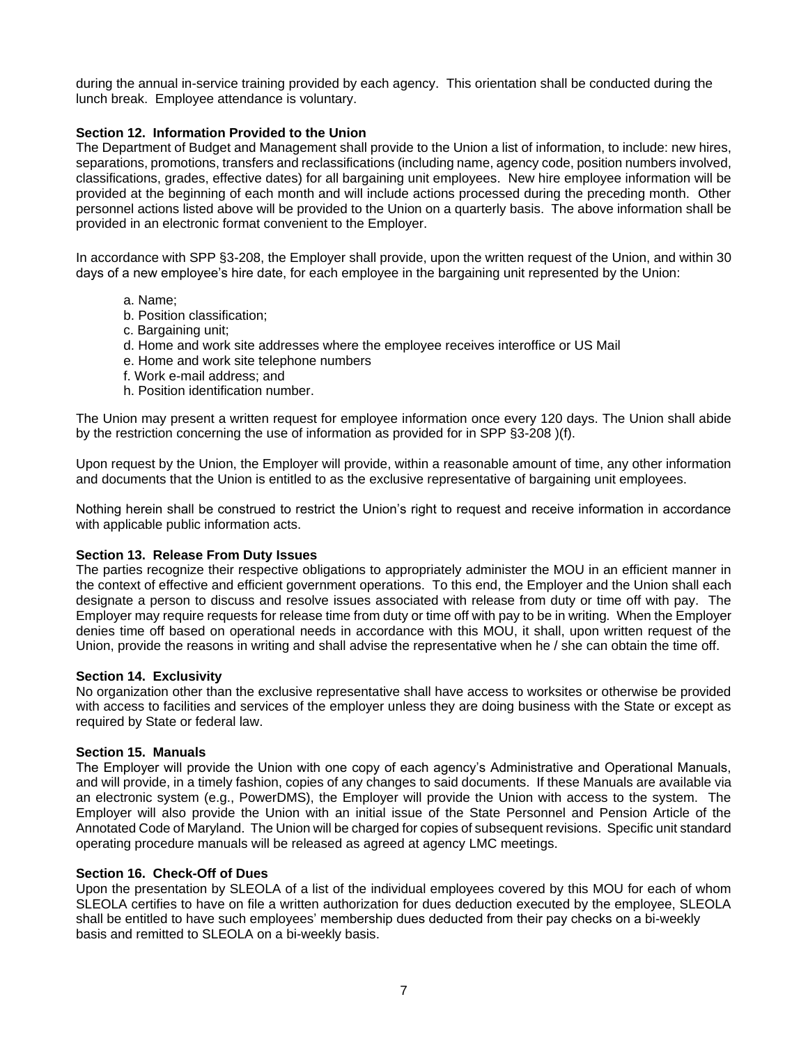during the annual in-service training provided by each agency. This orientation shall be conducted during the lunch break. Employee attendance is voluntary.

**Section 12. Information Provided to the Union**

The Department of Budget and Management shall provide to the Union a list of information, to include: new hires, separations, promotions, transfers and reclassifications (including name, agency code, position numbers involved, classifications, grades, effective dates) for all bargaining unit employees. New hire employee information will be provided at the beginning of each month and will include actions processed during the preceding month. Other personnel actions listed above will be provided to the Union on a quarterly basis. The above information shall be provided in an electronic format convenient to the Employer.

In accordance with SPP §3-208, the Employer shall provide, upon the written request of the Union, and within 30 days of a new employee's hire date, for each employee in the bargaining unit represented by the Union:

a. Name;
b. Position classification;
c. Bargaining unit;
d. Home and work site addresses where the employee receives interoffice or US Mail
e. Home and work site telephone numbers
f. Work e-mail address; and
h. Position identification number.

The Union may present a written request for employee information once every 120 days. The Union shall abide by the restriction concerning the use of information as provided for in SPP §3-208 )(f).

Upon request by the Union, the Employer will provide, within a reasonable amount of time, any other information and documents that the Union is entitled to as the exclusive representative of bargaining unit employees.

Nothing herein shall be construed to restrict the Union's right to request and receive information in accordance with applicable public information acts.

**Section 13. Release From Duty Issues**

The parties recognize their respective obligations to appropriately administer the MOU in an efficient manner in the context of effective and efficient government operations. To this end, the Employer and the Union shall each designate a person to discuss and resolve issues associated with release from duty or time off with pay. The Employer may require requests for release time from duty or time off with pay to be in writing. When the Employer denies time off based on operational needs in accordance with this MOU, it shall, upon written request of the Union, provide the reasons in writing and shall advise the representative when he / she can obtain the time off.

**Section 14. Exclusivity**

No organization other than the exclusive representative shall have access to worksites or otherwise be provided with access to facilities and services of the employer unless they are doing business with the State or except as required by State or federal law.

**Section 15. Manuals**

The Employer will provide the Union with one copy of each agency's Administrative and Operational Manuals, and will provide, in a timely fashion, copies of any changes to said documents. If these Manuals are available via an electronic system (e.g., PowerDMS), the Employer will provide the Union with access to the system. The Employer will also provide the Union with an initial issue of the State Personnel and Pension Article of the Annotated Code of Maryland. The Union will be charged for copies of subsequent revisions. Specific unit standard operating procedure manuals will be released as agreed at agency LMC meetings.

**Section 16. Check-Off of Dues**

Upon the presentation by SLEOLA of a list of the individual employees covered by this MOU for each of whom SLEOLA certifies to have on file a written authorization for dues deduction executed by the employee, SLEOLA shall be entitled to have such employees' membership dues deducted from their pay checks on a bi-weekly basis and remitted to SLEOLA on a bi-weekly basis.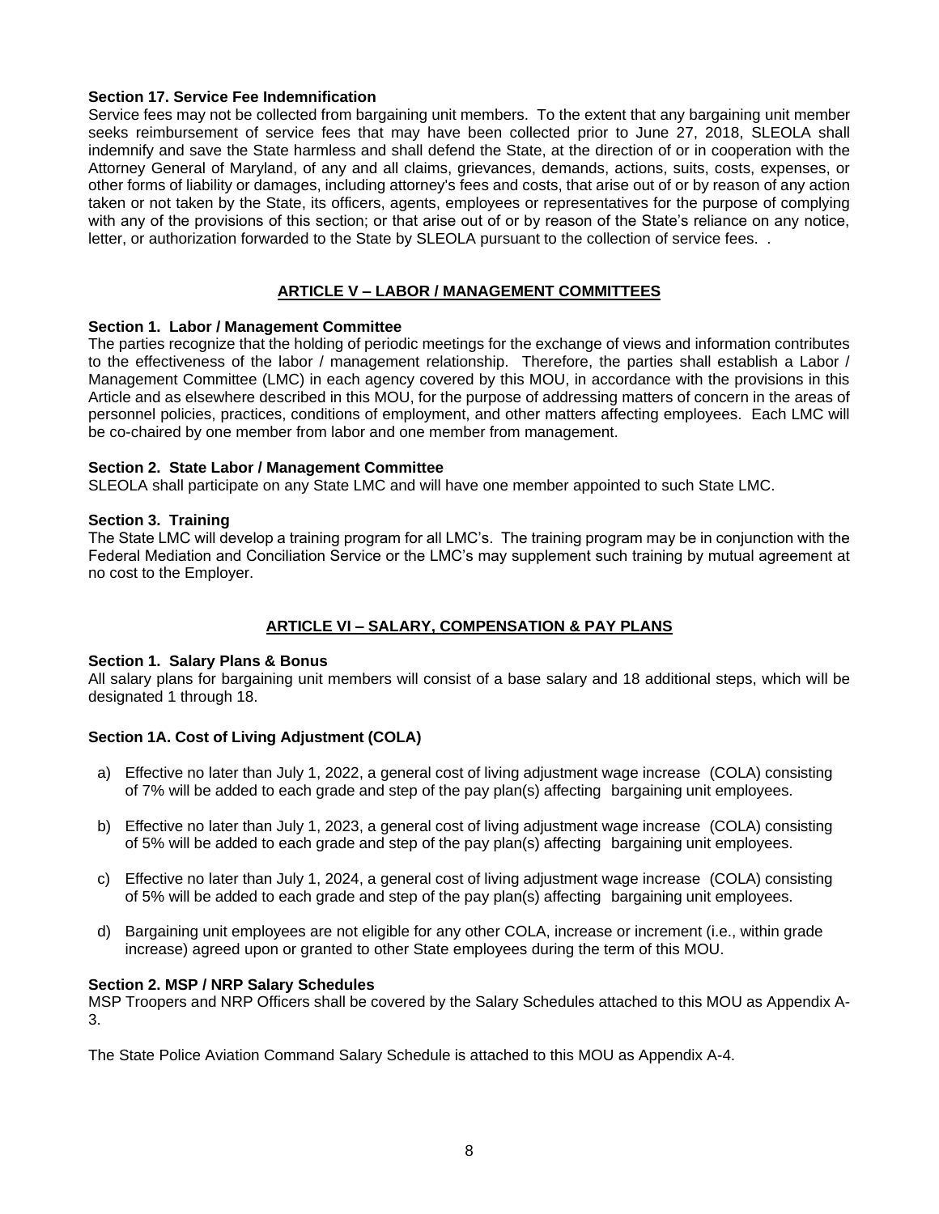**Section 17. Service Fee Indemnification**

Service fees may not be collected from bargaining unit members. To the extent that any bargaining unit member seeks reimbursement of service fees that may have been collected prior to June 27, 2018, SLEOLA shall indemnify and save the State harmless and shall defend the State, at the direction of or in cooperation with the Attorney General of Maryland, of any and all claims, grievances, demands, actions, suits, costs, expenses, or other forms of liability or damages, including attorney's fees and costs, that arise out of or by reason of any action taken or not taken by the State, its officers, agents, employees or representatives for the purpose of complying with any of the provisions of this section; or that arise out of or by reason of the State's reliance on any notice, letter, or authorization forwarded to the State by SLEOLA pursuant to the collection of service fees. .

## ARTICLE V – LABOR / MANAGEMENT COMMITTEES

**Section 1. Labor / Management Committee**

The parties recognize that the holding of periodic meetings for the exchange of views and information contributes to the effectiveness of the labor / management relationship. Therefore, the parties shall establish a Labor / Management Committee (LMC) in each agency covered by this MOU, in accordance with the provisions in this Article and as elsewhere described in this MOU, for the purpose of addressing matters of concern in the areas of personnel policies, practices, conditions of employment, and other matters affecting employees. Each LMC will be co-chaired by one member from labor and one member from management.

**Section 2. State Labor / Management Committee**

SLEOLA shall participate on any State LMC and will have one member appointed to such State LMC.

**Section 3. Training**

The State LMC will develop a training program for all LMC's. The training program may be in conjunction with the Federal Mediation and Conciliation Service or the LMC's may supplement such training by mutual agreement at no cost to the Employer.

## ARTICLE VI – SALARY, COMPENSATION & PAY PLANS

**Section 1. Salary Plans & Bonus**

All salary plans for bargaining unit members will consist of a base salary and 18 additional steps, which will be designated 1 through 18.

**Section 1A. Cost of Living Adjustment (COLA)**

a) Effective no later than July 1, 2022, a general cost of living adjustment wage increase (COLA) consisting of 7% will be added to each grade and step of the pay plan(s) affecting bargaining unit employees.

b) Effective no later than July 1, 2023, a general cost of living adjustment wage increase (COLA) consisting of 5% will be added to each grade and step of the pay plan(s) affecting bargaining unit employees.

c) Effective no later than July 1, 2024, a general cost of living adjustment wage increase (COLA) consisting of 5% will be added to each grade and step of the pay plan(s) affecting bargaining unit employees.

d) Bargaining unit employees are not eligible for any other COLA, increase or increment (i.e., within grade increase) agreed upon or granted to other State employees during the term of this MOU.

**Section 2. MSP / NRP Salary Schedules**

MSP Troopers and NRP Officers shall be covered by the Salary Schedules attached to this MOU as Appendix A-3.

The State Police Aviation Command Salary Schedule is attached to this MOU as Appendix A-4.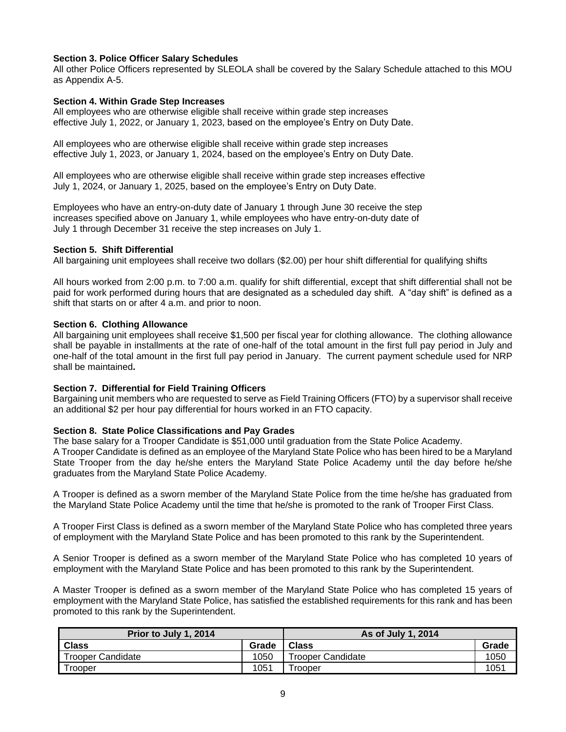**Section 3. Police Officer Salary Schedules**
All other Police Officers represented by SLEOLA shall be covered by the Salary Schedule attached to this MOU as Appendix A-5.

**Section 4. Within Grade Step Increases**
All employees who are otherwise eligible shall receive within grade step increases effective July 1, 2022, or January 1, 2023, based on the employee's Entry on Duty Date.

All employees who are otherwise eligible shall receive within grade step increases effective July 1, 2023, or January 1, 2024, based on the employee's Entry on Duty Date.

All employees who are otherwise eligible shall receive within grade step increases effective July 1, 2024, or January 1, 2025, based on the employee's Entry on Duty Date.

Employees who have an entry-on-duty date of January 1 through June 30 receive the step increases specified above on January 1, while employees who have entry-on-duty date of July 1 through December 31 receive the step increases on July 1.

**Section 5. Shift Differential**
All bargaining unit employees shall receive two dollars ($2.00) per hour shift differential for qualifying shifts

All hours worked from 2:00 p.m. to 7:00 a.m. qualify for shift differential, except that shift differential shall not be paid for work performed during hours that are designated as a scheduled day shift. A "day shift" is defined as a shift that starts on or after 4 a.m. and prior to noon.

**Section 6. Clothing Allowance**
All bargaining unit employees shall receive $1,500 per fiscal year for clothing allowance. The clothing allowance shall be payable in installments at the rate of one-half of the total amount in the first full pay period in July and one-half of the total amount in the first full pay period in January. The current payment schedule used for NRP shall be maintained**.**

**Section 7. Differential for Field Training Officers**
Bargaining unit members who are requested to serve as Field Training Officers (FTO) by a supervisor shall receive an additional $2 per hour pay differential for hours worked in an FTO capacity.

**Section 8. State Police Classifications and Pay Grades**
The base salary for a Trooper Candidate is $51,000 until graduation from the State Police Academy.
A Trooper Candidate is defined as an employee of the Maryland State Police who has been hired to be a Maryland State Trooper from the day he/she enters the Maryland State Police Academy until the day before he/she graduates from the Maryland State Police Academy.

A Trooper is defined as a sworn member of the Maryland State Police from the time he/she has graduated from the Maryland State Police Academy until the time that he/she is promoted to the rank of Trooper First Class.

A Trooper First Class is defined as a sworn member of the Maryland State Police who has completed three years of employment with the Maryland State Police and has been promoted to this rank by the Superintendent.

A Senior Trooper is defined as a sworn member of the Maryland State Police who has completed 10 years of employment with the Maryland State Police and has been promoted to this rank by the Superintendent.

A Master Trooper is defined as a sworn member of the Maryland State Police who has completed 15 years of employment with the Maryland State Police, has satisfied the established requirements for this rank and has been promoted to this rank by the Superintendent.

| **Prior to July 1, 2014** | | **As of July 1, 2014** | |
|---|---|---|---|
| **Class** | **Grade** | **Class** | **Grade** |
| Trooper Candidate | 1050 | Trooper Candidate | 1050 |
| Trooper | 1051 | Trooper | 1051 |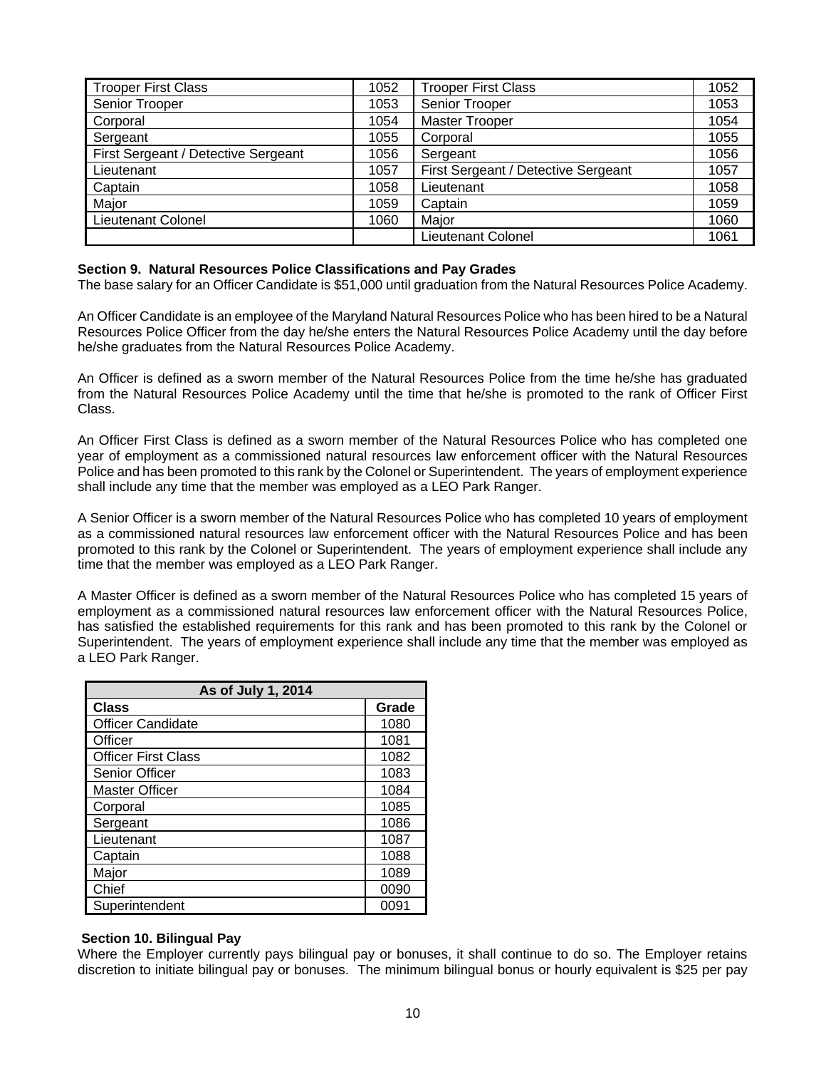| Trooper First Class | 1052 | Trooper First Class | 1052 |
|---|---|---|---|
| Senior Trooper | 1053 | Senior Trooper | 1053 |
| Corporal | 1054 | Master Trooper | 1054 |
| Sergeant | 1055 | Corporal | 1055 |
| First Sergeant / Detective Sergeant | 1056 | Sergeant | 1056 |
| Lieutenant | 1057 | First Sergeant / Detective Sergeant | 1057 |
| Captain | 1058 | Lieutenant | 1058 |
| Major | 1059 | Captain | 1059 |
| Lieutenant Colonel | 1060 | Major | 1060 |
| | | Lieutenant Colonel | 1061 |

**Section 9. Natural Resources Police Classifications and Pay Grades**

The base salary for an Officer Candidate is $51,000 until graduation from the Natural Resources Police Academy.

An Officer Candidate is an employee of the Maryland Natural Resources Police who has been hired to be a Natural Resources Police Officer from the day he/she enters the Natural Resources Police Academy until the day before he/she graduates from the Natural Resources Police Academy.

An Officer is defined as a sworn member of the Natural Resources Police from the time he/she has graduated from the Natural Resources Police Academy until the time that he/she is promoted to the rank of Officer First Class.

An Officer First Class is defined as a sworn member of the Natural Resources Police who has completed one year of employment as a commissioned natural resources law enforcement officer with the Natural Resources Police and has been promoted to this rank by the Colonel or Superintendent. The years of employment experience shall include any time that the member was employed as a LEO Park Ranger.

A Senior Officer is a sworn member of the Natural Resources Police who has completed 10 years of employment as a commissioned natural resources law enforcement officer with the Natural Resources Police and has been promoted to this rank by the Colonel or Superintendent. The years of employment experience shall include any time that the member was employed as a LEO Park Ranger.

A Master Officer is defined as a sworn member of the Natural Resources Police who has completed 15 years of employment as a commissioned natural resources law enforcement officer with the Natural Resources Police, has satisfied the established requirements for this rank and has been promoted to this rank by the Colonel or Superintendent. The years of employment experience shall include any time that the member was employed as a LEO Park Ranger.

| As of July 1, 2014 | |
|---|---|
| **Class** | **Grade** |
| Officer Candidate | 1080 |
| Officer | 1081 |
| Officer First Class | 1082 |
| Senior Officer | 1083 |
| Master Officer | 1084 |
| Corporal | 1085 |
| Sergeant | 1086 |
| Lieutenant | 1087 |
| Captain | 1088 |
| Major | 1089 |
| Chief | 0090 |
| Superintendent | 0091 |

**Section 10. Bilingual Pay**

Where the Employer currently pays bilingual pay or bonuses, it shall continue to do so. The Employer retains discretion to initiate bilingual pay or bonuses. The minimum bilingual bonus or hourly equivalent is $25 per pay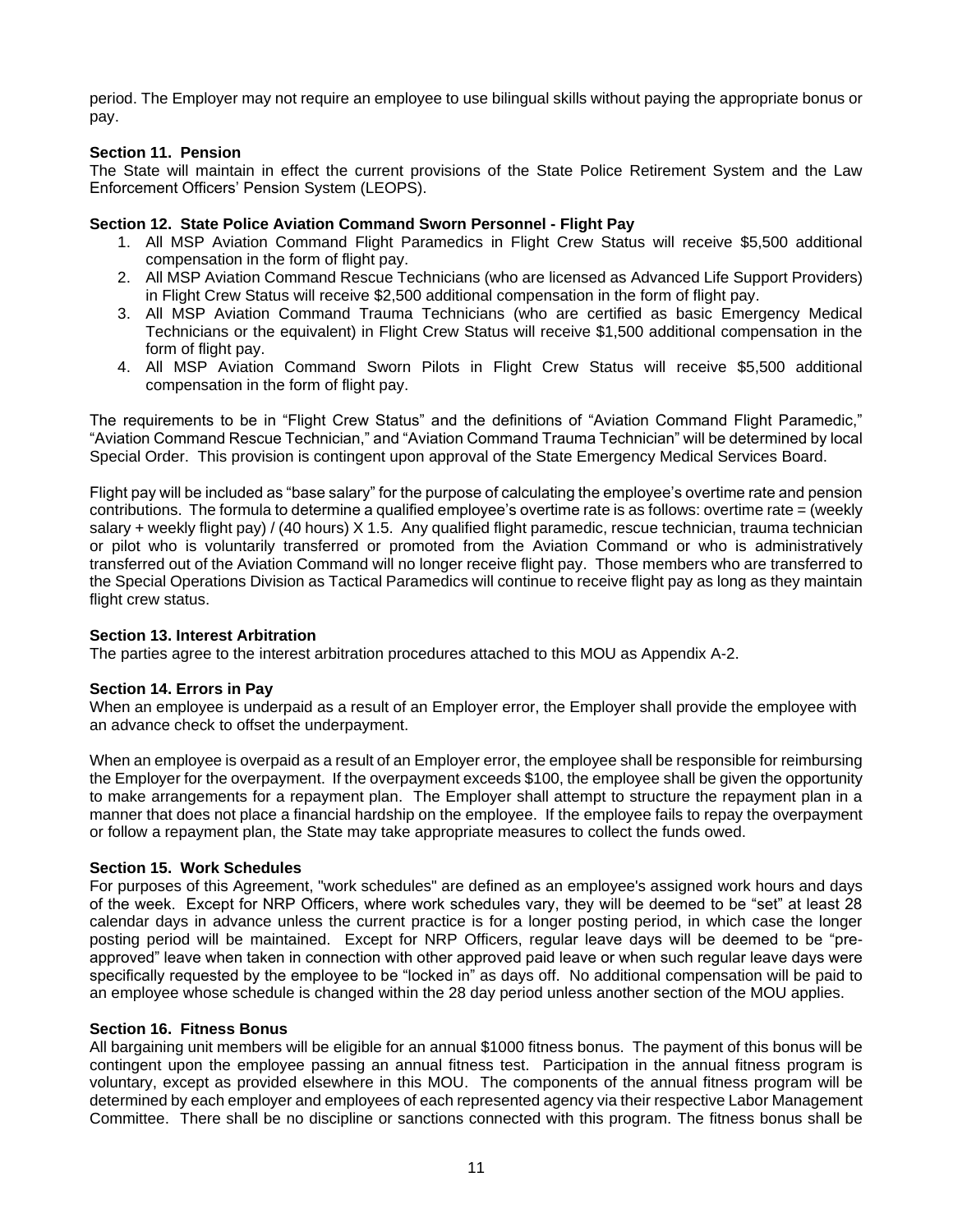period. The Employer may not require an employee to use bilingual skills without paying the appropriate bonus or pay.

**Section 11. Pension**

The State will maintain in effect the current provisions of the State Police Retirement System and the Law Enforcement Officers' Pension System (LEOPS).

**Section 12. State Police Aviation Command Sworn Personnel - Flight Pay**

1. All MSP Aviation Command Flight Paramedics in Flight Crew Status will receive $5,500 additional compensation in the form of flight pay.
2. All MSP Aviation Command Rescue Technicians (who are licensed as Advanced Life Support Providers) in Flight Crew Status will receive $2,500 additional compensation in the form of flight pay.
3. All MSP Aviation Command Trauma Technicians (who are certified as basic Emergency Medical Technicians or the equivalent) in Flight Crew Status will receive $1,500 additional compensation in the form of flight pay.
4. All MSP Aviation Command Sworn Pilots in Flight Crew Status will receive $5,500 additional compensation in the form of flight pay.

The requirements to be in "Flight Crew Status" and the definitions of "Aviation Command Flight Paramedic," "Aviation Command Rescue Technician," and "Aviation Command Trauma Technician" will be determined by local Special Order. This provision is contingent upon approval of the State Emergency Medical Services Board.

Flight pay will be included as "base salary" for the purpose of calculating the employee's overtime rate and pension contributions. The formula to determine a qualified employee's overtime rate is as follows: overtime rate = (weekly salary + weekly flight pay) / (40 hours) X 1.5. Any qualified flight paramedic, rescue technician, trauma technician or pilot who is voluntarily transferred or promoted from the Aviation Command or who is administratively transferred out of the Aviation Command will no longer receive flight pay. Those members who are transferred to the Special Operations Division as Tactical Paramedics will continue to receive flight pay as long as they maintain flight crew status.

**Section 13. Interest Arbitration**

The parties agree to the interest arbitration procedures attached to this MOU as Appendix A-2.

**Section 14. Errors in Pay**

When an employee is underpaid as a result of an Employer error, the Employer shall provide the employee with an advance check to offset the underpayment.

When an employee is overpaid as a result of an Employer error, the employee shall be responsible for reimbursing the Employer for the overpayment. If the overpayment exceeds $100, the employee shall be given the opportunity to make arrangements for a repayment plan. The Employer shall attempt to structure the repayment plan in a manner that does not place a financial hardship on the employee. If the employee fails to repay the overpayment or follow a repayment plan, the State may take appropriate measures to collect the funds owed.

**Section 15. Work Schedules**

For purposes of this Agreement, "work schedules" are defined as an employee's assigned work hours and days of the week. Except for NRP Officers, where work schedules vary, they will be deemed to be "set" at least 28 calendar days in advance unless the current practice is for a longer posting period, in which case the longer posting period will be maintained. Except for NRP Officers, regular leave days will be deemed to be "pre-approved" leave when taken in connection with other approved paid leave or when such regular leave days were specifically requested by the employee to be "locked in" as days off. No additional compensation will be paid to an employee whose schedule is changed within the 28 day period unless another section of the MOU applies.

**Section 16. Fitness Bonus**

All bargaining unit members will be eligible for an annual $1000 fitness bonus. The payment of this bonus will be contingent upon the employee passing an annual fitness test. Participation in the annual fitness program is voluntary, except as provided elsewhere in this MOU. The components of the annual fitness program will be determined by each employer and employees of each represented agency via their respective Labor Management Committee. There shall be no discipline or sanctions connected with this program. The fitness bonus shall be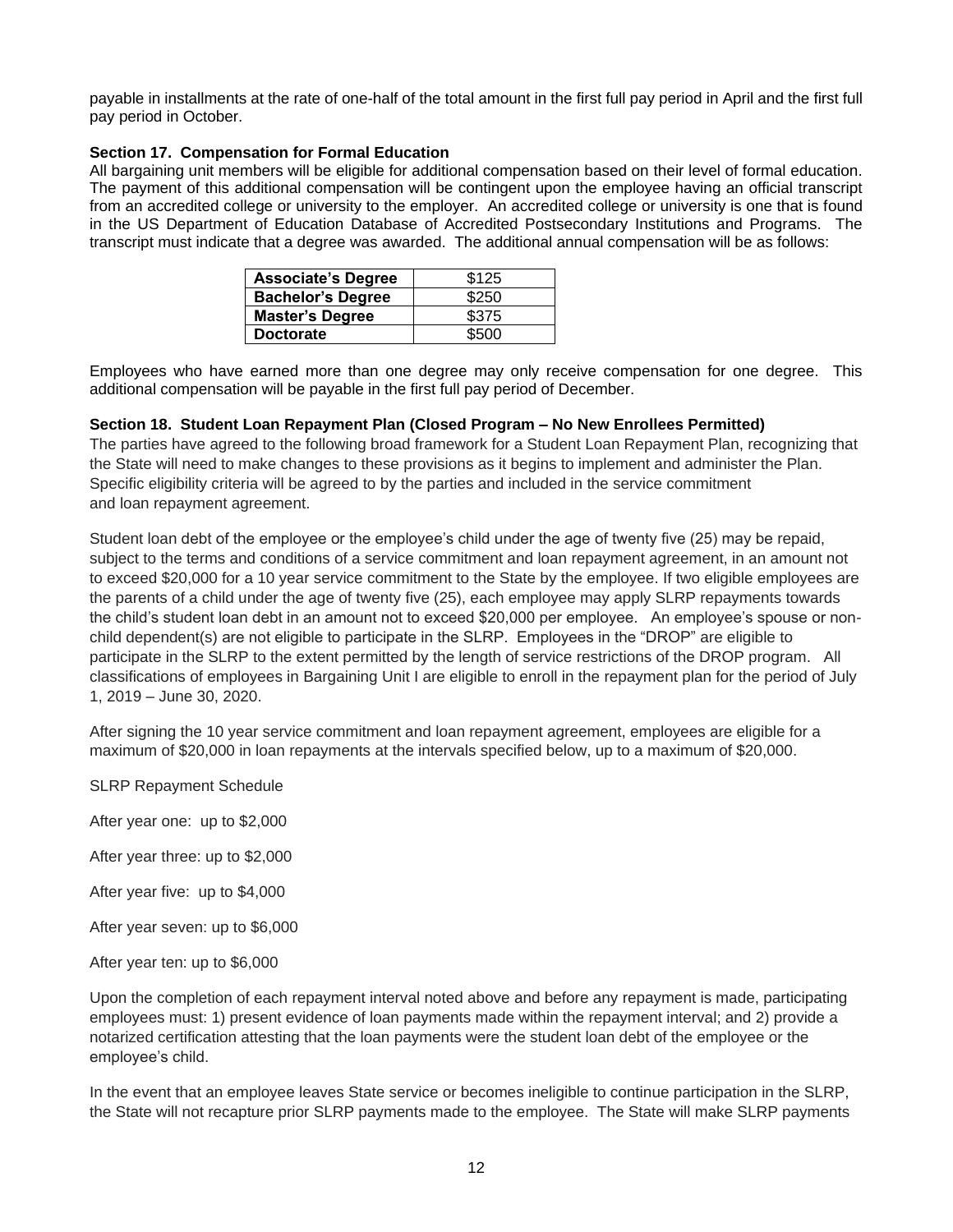payable in installments at the rate of one-half of the total amount in the first full pay period in April and the first full pay period in October.

**Section 17. Compensation for Formal Education**

All bargaining unit members will be eligible for additional compensation based on their level of formal education. The payment of this additional compensation will be contingent upon the employee having an official transcript from an accredited college or university to the employer. An accredited college or university is one that is found in the US Department of Education Database of Accredited Postsecondary Institutions and Programs. The transcript must indicate that a degree was awarded. The additional annual compensation will be as follows:

| Degree | Amount |
|---|---|
| **Associate's Degree** | $125 |
| **Bachelor's Degree** | $250 |
| **Master's Degree** | $375 |
| **Doctorate** | $500 |

Employees who have earned more than one degree may only receive compensation for one degree. This additional compensation will be payable in the first full pay period of December.

**Section 18. Student Loan Repayment Plan (Closed Program – No New Enrollees Permitted)**

The parties have agreed to the following broad framework for a Student Loan Repayment Plan, recognizing that the State will need to make changes to these provisions as it begins to implement and administer the Plan. Specific eligibility criteria will be agreed to by the parties and included in the service commitment and loan repayment agreement.

Student loan debt of the employee or the employee's child under the age of twenty five (25) may be repaid, subject to the terms and conditions of a service commitment and loan repayment agreement, in an amount not to exceed $20,000 for a 10 year service commitment to the State by the employee. If two eligible employees are the parents of a child under the age of twenty five (25), each employee may apply SLRP repayments towards the child's student loan debt in an amount not to exceed $20,000 per employee. An employee's spouse or non-child dependent(s) are not eligible to participate in the SLRP. Employees in the "DROP" are eligible to participate in the SLRP to the extent permitted by the length of service restrictions of the DROP program. All classifications of employees in Bargaining Unit I are eligible to enroll in the repayment plan for the period of July 1, 2019 – June 30, 2020.

After signing the 10 year service commitment and loan repayment agreement, employees are eligible for a maximum of $20,000 in loan repayments at the intervals specified below, up to a maximum of $20,000.

SLRP Repayment Schedule

After year one: up to $2,000

After year three: up to $2,000

After year five: up to $4,000

After year seven: up to $6,000

After year ten: up to $6,000

Upon the completion of each repayment interval noted above and before any repayment is made, participating employees must: 1) present evidence of loan payments made within the repayment interval; and 2) provide a notarized certification attesting that the loan payments were the student loan debt of the employee or the employee's child.

In the event that an employee leaves State service or becomes ineligible to continue participation in the SLRP, the State will not recapture prior SLRP payments made to the employee. The State will make SLRP payments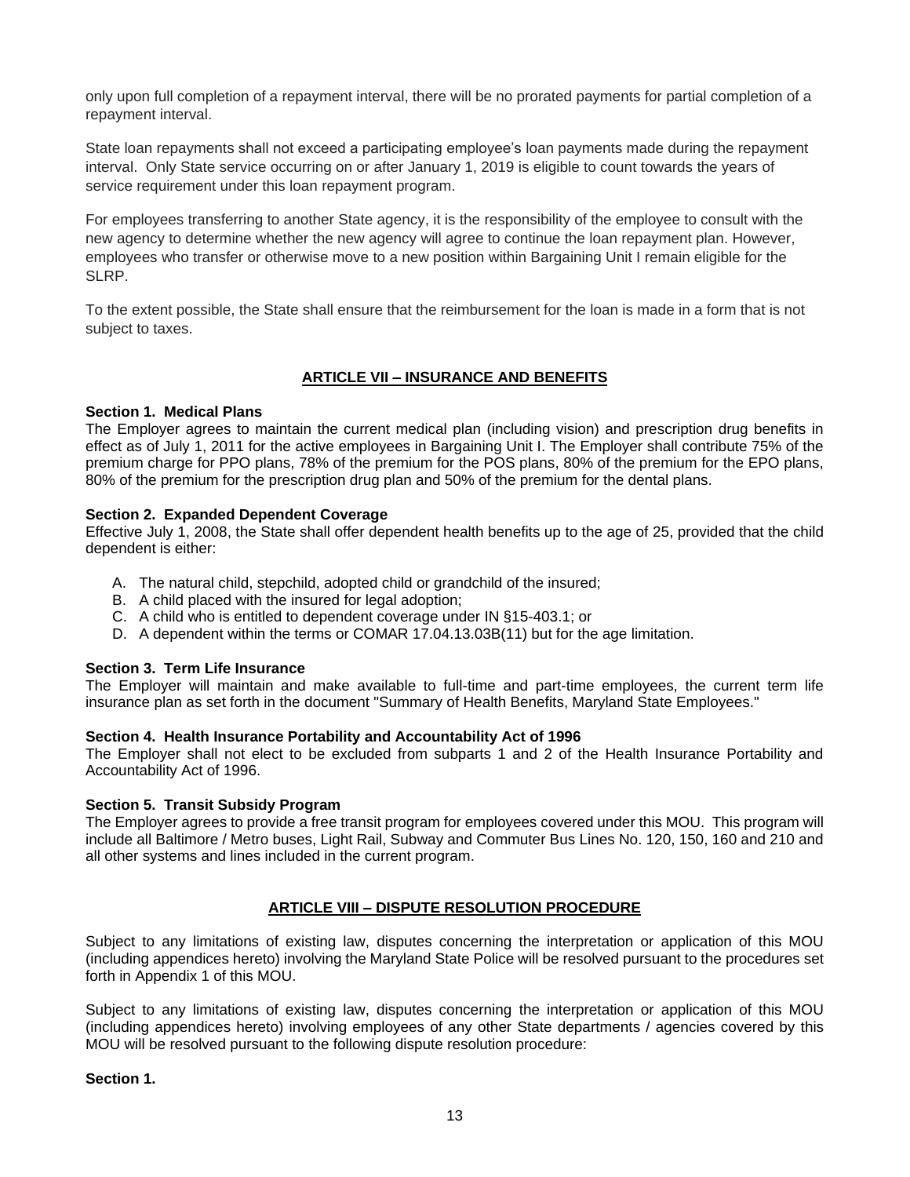only upon full completion of a repayment interval, there will be no prorated payments for partial completion of a repayment interval.

State loan repayments shall not exceed a participating employee's loan payments made during the repayment interval. Only State service occurring on or after January 1, 2019 is eligible to count towards the years of service requirement under this loan repayment program.

For employees transferring to another State agency, it is the responsibility of the employee to consult with the new agency to determine whether the new agency will agree to continue the loan repayment plan. However, employees who transfer or otherwise move to a new position within Bargaining Unit I remain eligible for the SLRP.

To the extent possible, the State shall ensure that the reimbursement for the loan is made in a form that is not subject to taxes.

## ARTICLE VII – INSURANCE AND BENEFITS

**Section 1. Medical Plans**
The Employer agrees to maintain the current medical plan (including vision) and prescription drug benefits in effect as of July 1, 2011 for the active employees in Bargaining Unit I. The Employer shall contribute 75% of the premium charge for PPO plans, 78% of the premium for the POS plans, 80% of the premium for the EPO plans, 80% of the premium for the prescription drug plan and 50% of the premium for the dental plans.

**Section 2. Expanded Dependent Coverage**
Effective July 1, 2008, the State shall offer dependent health benefits up to the age of 25, provided that the child dependent is either:

A. The natural child, stepchild, adopted child or grandchild of the insured;
B. A child placed with the insured for legal adoption;
C. A child who is entitled to dependent coverage under IN §15-403.1; or
D. A dependent within the terms or COMAR 17.04.13.03B(11) but for the age limitation.

**Section 3. Term Life Insurance**
The Employer will maintain and make available to full-time and part-time employees, the current term life insurance plan as set forth in the document "Summary of Health Benefits, Maryland State Employees."

**Section 4. Health Insurance Portability and Accountability Act of 1996**
The Employer shall not elect to be excluded from subparts 1 and 2 of the Health Insurance Portability and Accountability Act of 1996.

**Section 5. Transit Subsidy Program**
The Employer agrees to provide a free transit program for employees covered under this MOU. This program will include all Baltimore / Metro buses, Light Rail, Subway and Commuter Bus Lines No. 120, 150, 160 and 210 and all other systems and lines included in the current program.

## ARTICLE VIII – DISPUTE RESOLUTION PROCEDURE

Subject to any limitations of existing law, disputes concerning the interpretation or application of this MOU (including appendices hereto) involving the Maryland State Police will be resolved pursuant to the procedures set forth in Appendix 1 of this MOU.

Subject to any limitations of existing law, disputes concerning the interpretation or application of this MOU (including appendices hereto) involving employees of any other State departments / agencies covered by this MOU will be resolved pursuant to the following dispute resolution procedure:

**Section 1.**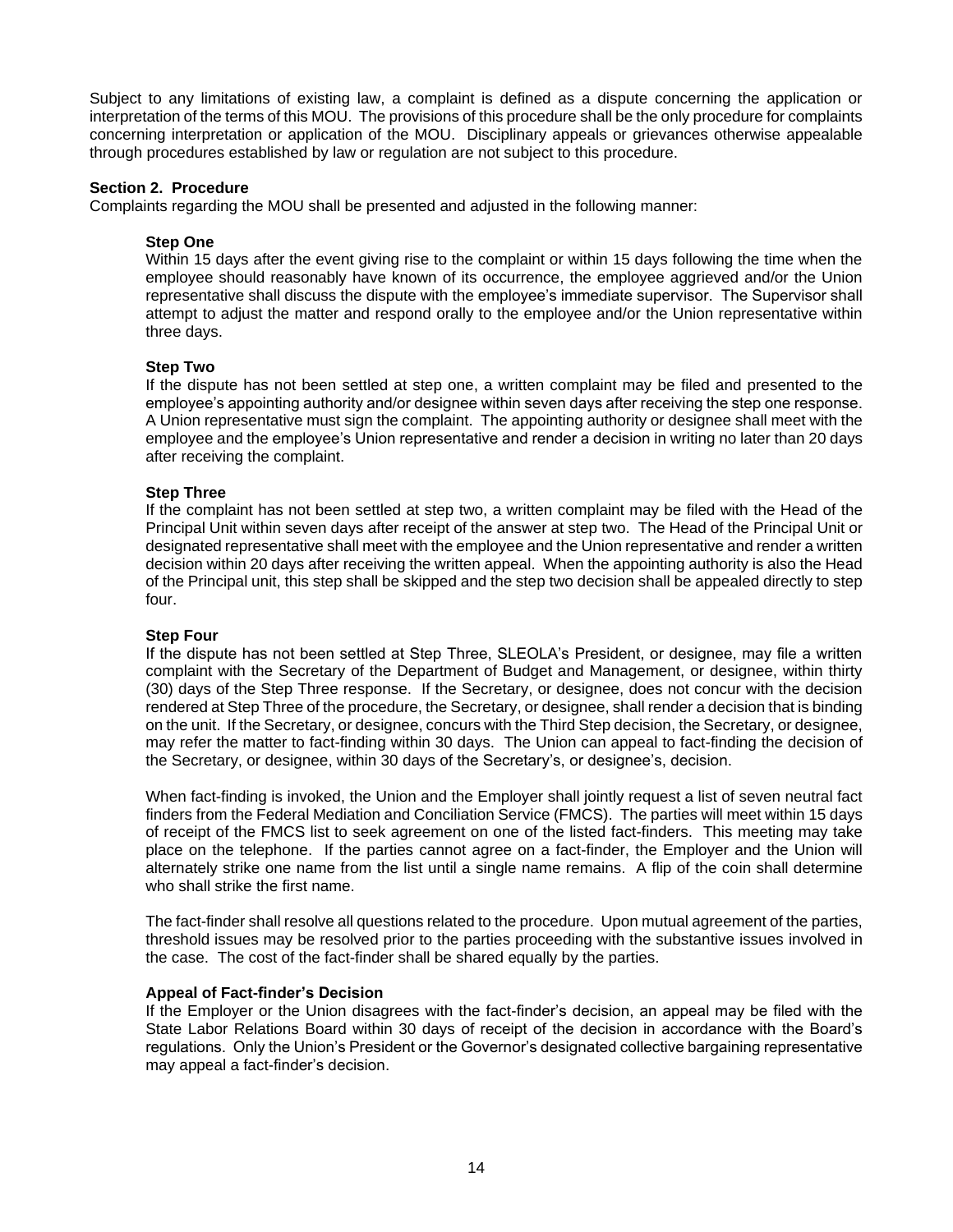Subject to any limitations of existing law, a complaint is defined as a dispute concerning the application or interpretation of the terms of this MOU. The provisions of this procedure shall be the only procedure for complaints concerning interpretation or application of the MOU. Disciplinary appeals or grievances otherwise appealable through procedures established by law or regulation are not subject to this procedure.

**Section 2. Procedure**

Complaints regarding the MOU shall be presented and adjusted in the following manner:

**Step One**

Within 15 days after the event giving rise to the complaint or within 15 days following the time when the employee should reasonably have known of its occurrence, the employee aggrieved and/or the Union representative shall discuss the dispute with the employee's immediate supervisor. The Supervisor shall attempt to adjust the matter and respond orally to the employee and/or the Union representative within three days.

**Step Two**

If the dispute has not been settled at step one, a written complaint may be filed and presented to the employee's appointing authority and/or designee within seven days after receiving the step one response. A Union representative must sign the complaint. The appointing authority or designee shall meet with the employee and the employee's Union representative and render a decision in writing no later than 20 days after receiving the complaint.

**Step Three**

If the complaint has not been settled at step two, a written complaint may be filed with the Head of the Principal Unit within seven days after receipt of the answer at step two. The Head of the Principal Unit or designated representative shall meet with the employee and the Union representative and render a written decision within 20 days after receiving the written appeal. When the appointing authority is also the Head of the Principal unit, this step shall be skipped and the step two decision shall be appealed directly to step four.

**Step Four**

If the dispute has not been settled at Step Three, SLEOLA's President, or designee, may file a written complaint with the Secretary of the Department of Budget and Management, or designee, within thirty (30) days of the Step Three response. If the Secretary, or designee, does not concur with the decision rendered at Step Three of the procedure, the Secretary, or designee, shall render a decision that is binding on the unit. If the Secretary, or designee, concurs with the Third Step decision, the Secretary, or designee, may refer the matter to fact-finding within 30 days. The Union can appeal to fact-finding the decision of the Secretary, or designee, within 30 days of the Secretary's, or designee's, decision.

When fact-finding is invoked, the Union and the Employer shall jointly request a list of seven neutral fact finders from the Federal Mediation and Conciliation Service (FMCS). The parties will meet within 15 days of receipt of the FMCS list to seek agreement on one of the listed fact-finders. This meeting may take place on the telephone. If the parties cannot agree on a fact-finder, the Employer and the Union will alternately strike one name from the list until a single name remains. A flip of the coin shall determine who shall strike the first name.

The fact-finder shall resolve all questions related to the procedure. Upon mutual agreement of the parties, threshold issues may be resolved prior to the parties proceeding with the substantive issues involved in the case. The cost of the fact-finder shall be shared equally by the parties.

**Appeal of Fact-finder's Decision**

If the Employer or the Union disagrees with the fact-finder's decision, an appeal may be filed with the State Labor Relations Board within 30 days of receipt of the decision in accordance with the Board's regulations. Only the Union's President or the Governor's designated collective bargaining representative may appeal a fact-finder's decision.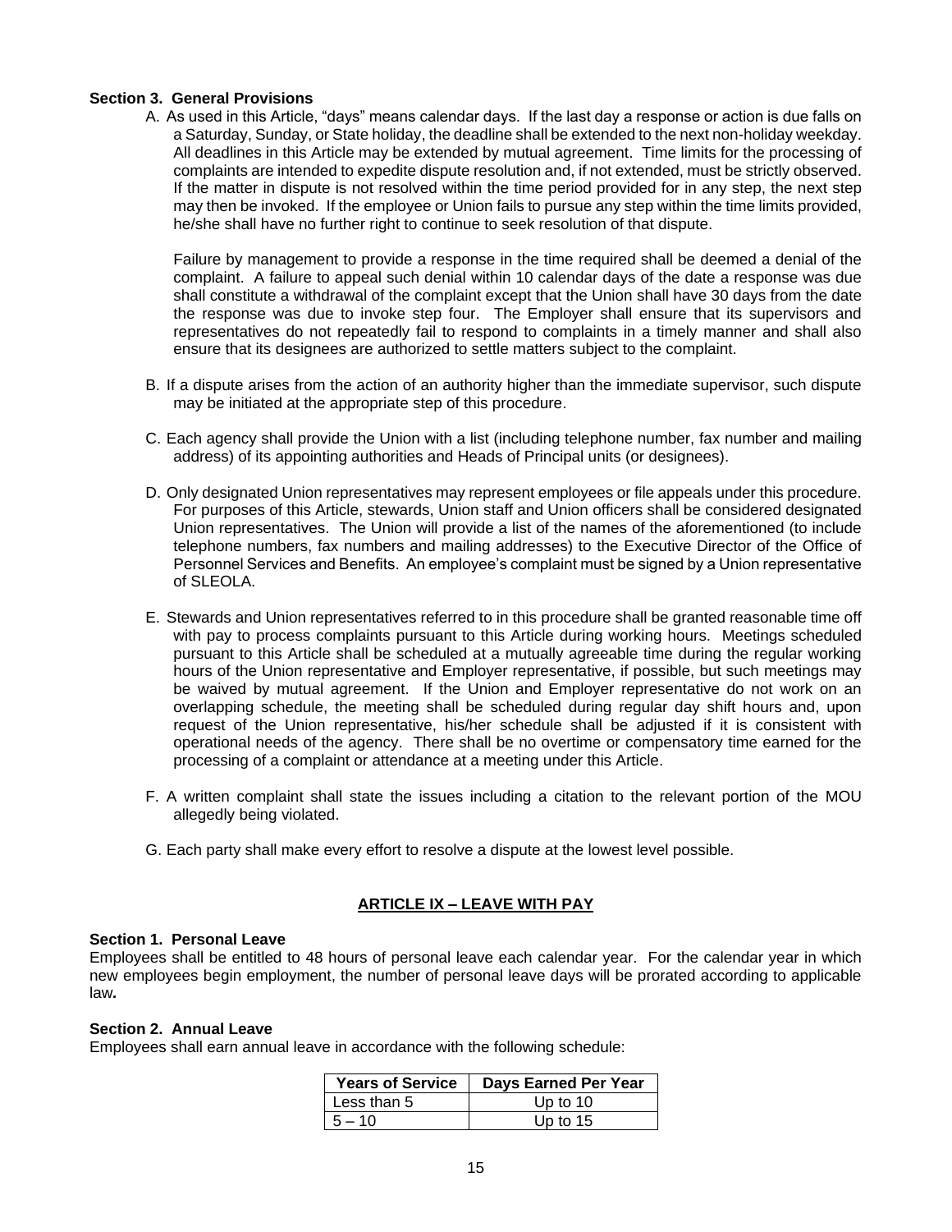**Section 3. General Provisions**

A. As used in this Article, “days” means calendar days. If the last day a response or action is due falls on a Saturday, Sunday, or State holiday, the deadline shall be extended to the next non-holiday weekday. All deadlines in this Article may be extended by mutual agreement. Time limits for the processing of complaints are intended to expedite dispute resolution and, if not extended, must be strictly observed. If the matter in dispute is not resolved within the time period provided for in any step, the next step may then be invoked. If the employee or Union fails to pursue any step within the time limits provided, he/she shall have no further right to continue to seek resolution of that dispute.

   Failure by management to provide a response in the time required shall be deemed a denial of the complaint. A failure to appeal such denial within 10 calendar days of the date a response was due shall constitute a withdrawal of the complaint except that the Union shall have 30 days from the date the response was due to invoke step four. The Employer shall ensure that its supervisors and representatives do not repeatedly fail to respond to complaints in a timely manner and shall also ensure that its designees are authorized to settle matters subject to the complaint.

B. If a dispute arises from the action of an authority higher than the immediate supervisor, such dispute may be initiated at the appropriate step of this procedure.

C. Each agency shall provide the Union with a list (including telephone number, fax number and mailing address) of its appointing authorities and Heads of Principal units (or designees).

D. Only designated Union representatives may represent employees or file appeals under this procedure. For purposes of this Article, stewards, Union staff and Union officers shall be considered designated Union representatives. The Union will provide a list of the names of the aforementioned (to include telephone numbers, fax numbers and mailing addresses) to the Executive Director of the Office of Personnel Services and Benefits. An employee’s complaint must be signed by a Union representative of SLEOLA.

E. Stewards and Union representatives referred to in this procedure shall be granted reasonable time off with pay to process complaints pursuant to this Article during working hours. Meetings scheduled pursuant to this Article shall be scheduled at a mutually agreeable time during the regular working hours of the Union representative and Employer representative, if possible, but such meetings may be waived by mutual agreement. If the Union and Employer representative do not work on an overlapping schedule, the meeting shall be scheduled during regular day shift hours and, upon request of the Union representative, his/her schedule shall be adjusted if it is consistent with operational needs of the agency. There shall be no overtime or compensatory time earned for the processing of a complaint or attendance at a meeting under this Article.

F. A written complaint shall state the issues including a citation to the relevant portion of the MOU allegedly being violated.

G. Each party shall make every effort to resolve a dispute at the lowest level possible.

## ARTICLE IX – LEAVE WITH PAY

**Section 1. Personal Leave**

Employees shall be entitled to 48 hours of personal leave each calendar year. For the calendar year in which new employees begin employment, the number of personal leave days will be prorated according to applicable law***.***

**Section 2. Annual Leave**

Employees shall earn annual leave in accordance with the following schedule:

| Years of Service | Days Earned Per Year |
|---|---|
| Less than 5 | Up to 10 |
| 5 – 10 | Up to 15 |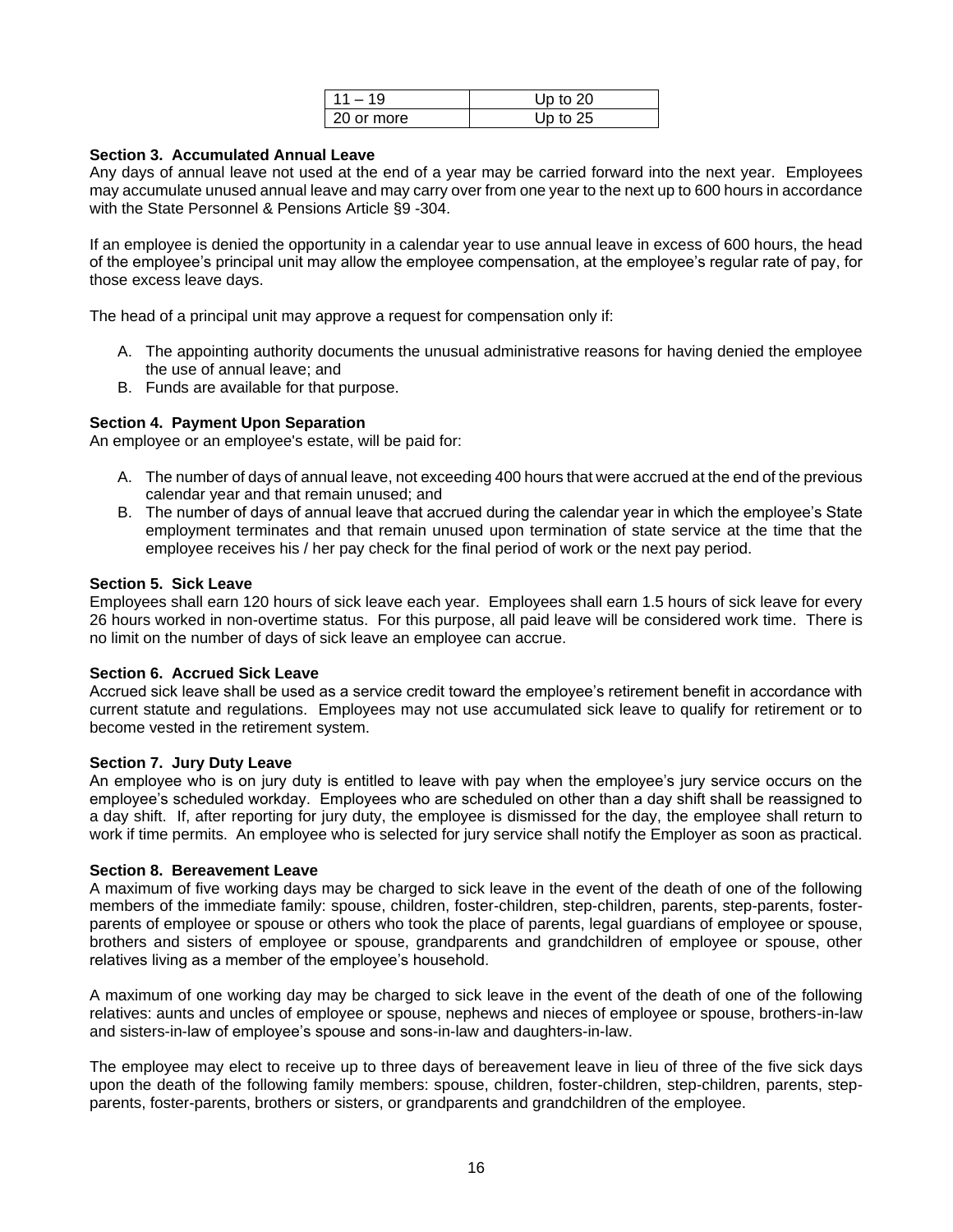| 11 – 19 | Up to 20 |
|---|---|
| 20 or more | Up to 25 |

**Section 3. Accumulated Annual Leave**

Any days of annual leave not used at the end of a year may be carried forward into the next year. Employees may accumulate unused annual leave and may carry over from one year to the next up to 600 hours in accordance with the State Personnel & Pensions Article §9 -304.

If an employee is denied the opportunity in a calendar year to use annual leave in excess of 600 hours, the head of the employee's principal unit may allow the employee compensation, at the employee's regular rate of pay, for those excess leave days.

The head of a principal unit may approve a request for compensation only if:

A. The appointing authority documents the unusual administrative reasons for having denied the employee the use of annual leave; and
B. Funds are available for that purpose.

**Section 4. Payment Upon Separation**

An employee or an employee's estate, will be paid for:

A. The number of days of annual leave, not exceeding 400 hours that were accrued at the end of the previous calendar year and that remain unused; and
B. The number of days of annual leave that accrued during the calendar year in which the employee's State employment terminates and that remain unused upon termination of state service at the time that the employee receives his / her pay check for the final period of work or the next pay period.

**Section 5. Sick Leave**

Employees shall earn 120 hours of sick leave each year. Employees shall earn 1.5 hours of sick leave for every 26 hours worked in non-overtime status. For this purpose, all paid leave will be considered work time. There is no limit on the number of days of sick leave an employee can accrue.

**Section 6. Accrued Sick Leave**

Accrued sick leave shall be used as a service credit toward the employee's retirement benefit in accordance with current statute and regulations. Employees may not use accumulated sick leave to qualify for retirement or to become vested in the retirement system.

**Section 7. Jury Duty Leave**

An employee who is on jury duty is entitled to leave with pay when the employee's jury service occurs on the employee's scheduled workday. Employees who are scheduled on other than a day shift shall be reassigned to a day shift. If, after reporting for jury duty, the employee is dismissed for the day, the employee shall return to work if time permits. An employee who is selected for jury service shall notify the Employer as soon as practical.

**Section 8. Bereavement Leave**

A maximum of five working days may be charged to sick leave in the event of the death of one of the following members of the immediate family: spouse, children, foster-children, step-children, parents, step-parents, foster-parents of employee or spouse or others who took the place of parents, legal guardians of employee or spouse, brothers and sisters of employee or spouse, grandparents and grandchildren of employee or spouse, other relatives living as a member of the employee's household.

A maximum of one working day may be charged to sick leave in the event of the death of one of the following relatives: aunts and uncles of employee or spouse, nephews and nieces of employee or spouse, brothers-in-law and sisters-in-law of employee's spouse and sons-in-law and daughters-in-law.

The employee may elect to receive up to three days of bereavement leave in lieu of three of the five sick days upon the death of the following family members: spouse, children, foster-children, step-children, parents, step-parents, foster-parents, brothers or sisters, or grandparents and grandchildren of the employee.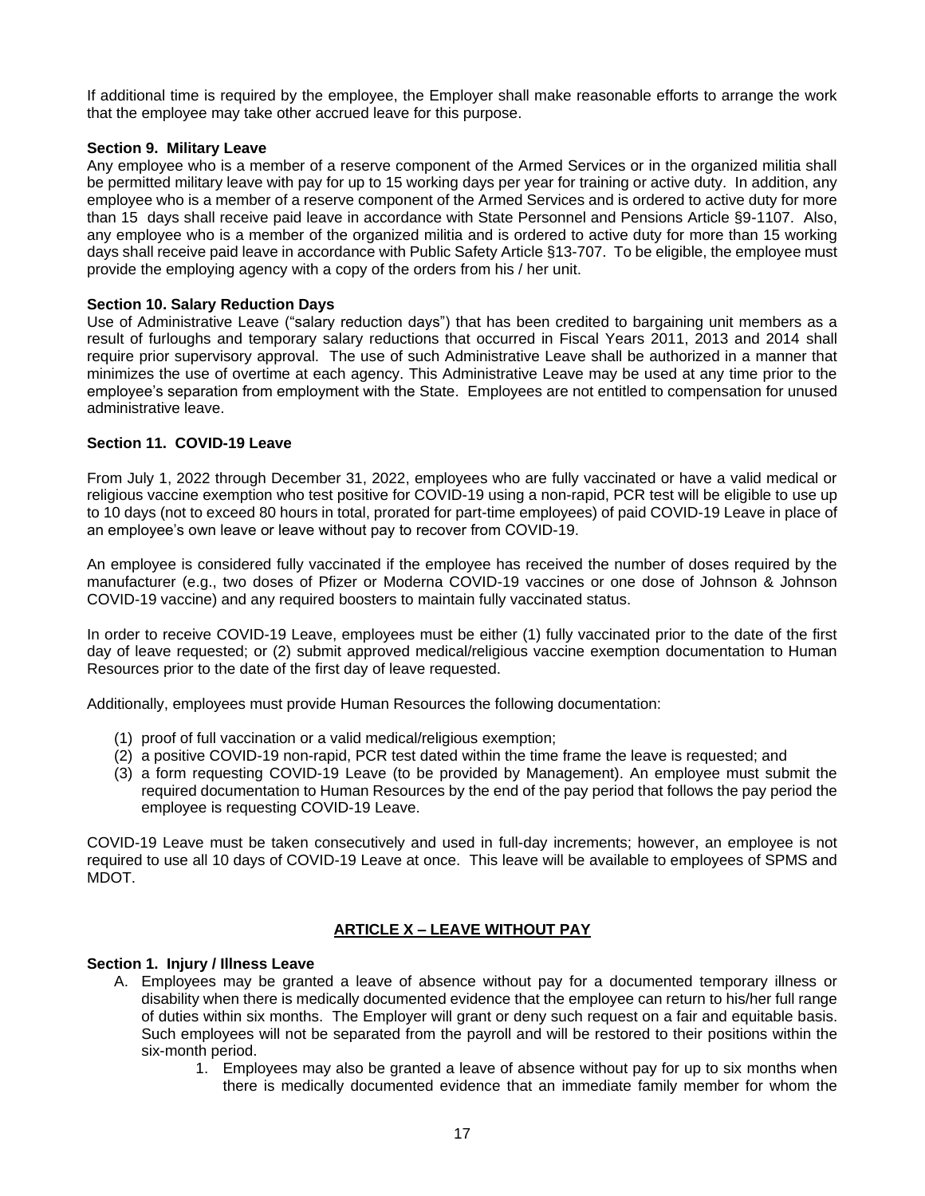If additional time is required by the employee, the Employer shall make reasonable efforts to arrange the work that the employee may take other accrued leave for this purpose.

**Section 9. Military Leave**

Any employee who is a member of a reserve component of the Armed Services or in the organized militia shall be permitted military leave with pay for up to 15 working days per year for training or active duty. In addition, any employee who is a member of a reserve component of the Armed Services and is ordered to active duty for more than 15 days shall receive paid leave in accordance with State Personnel and Pensions Article §9-1107. Also, any employee who is a member of the organized militia and is ordered to active duty for more than 15 working days shall receive paid leave in accordance with Public Safety Article §13-707. To be eligible, the employee must provide the employing agency with a copy of the orders from his / her unit.

**Section 10. Salary Reduction Days**

Use of Administrative Leave ("salary reduction days") that has been credited to bargaining unit members as a result of furloughs and temporary salary reductions that occurred in Fiscal Years 2011, 2013 and 2014 shall require prior supervisory approval. The use of such Administrative Leave shall be authorized in a manner that minimizes the use of overtime at each agency. This Administrative Leave may be used at any time prior to the employee's separation from employment with the State. Employees are not entitled to compensation for unused administrative leave.

**Section 11. COVID-19 Leave**

From July 1, 2022 through December 31, 2022, employees who are fully vaccinated or have a valid medical or religious vaccine exemption who test positive for COVID-19 using a non-rapid, PCR test will be eligible to use up to 10 days (not to exceed 80 hours in total, prorated for part-time employees) of paid COVID-19 Leave in place of an employee's own leave or leave without pay to recover from COVID-19.

An employee is considered fully vaccinated if the employee has received the number of doses required by the manufacturer (e.g., two doses of Pfizer or Moderna COVID-19 vaccines or one dose of Johnson & Johnson COVID-19 vaccine) and any required boosters to maintain fully vaccinated status.

In order to receive COVID-19 Leave, employees must be either (1) fully vaccinated prior to the date of the first day of leave requested; or (2) submit approved medical/religious vaccine exemption documentation to Human Resources prior to the date of the first day of leave requested.

Additionally, employees must provide Human Resources the following documentation:

(1) proof of full vaccination or a valid medical/religious exemption;
(2) a positive COVID-19 non-rapid, PCR test dated within the time frame the leave is requested; and
(3) a form requesting COVID-19 Leave (to be provided by Management). An employee must submit the required documentation to Human Resources by the end of the pay period that follows the pay period the employee is requesting COVID-19 Leave.

COVID-19 Leave must be taken consecutively and used in full-day increments; however, an employee is not required to use all 10 days of COVID-19 Leave at once. This leave will be available to employees of SPMS and MDOT.

## ARTICLE X – LEAVE WITHOUT PAY

**Section 1. Injury / Illness Leave**

A. Employees may be granted a leave of absence without pay for a documented temporary illness or disability when there is medically documented evidence that the employee can return to his/her full range of duties within six months. The Employer will grant or deny such request on a fair and equitable basis. Such employees will not be separated from the payroll and will be restored to their positions within the six-month period.

   1. Employees may also be granted a leave of absence without pay for up to six months when there is medically documented evidence that an immediate family member for whom the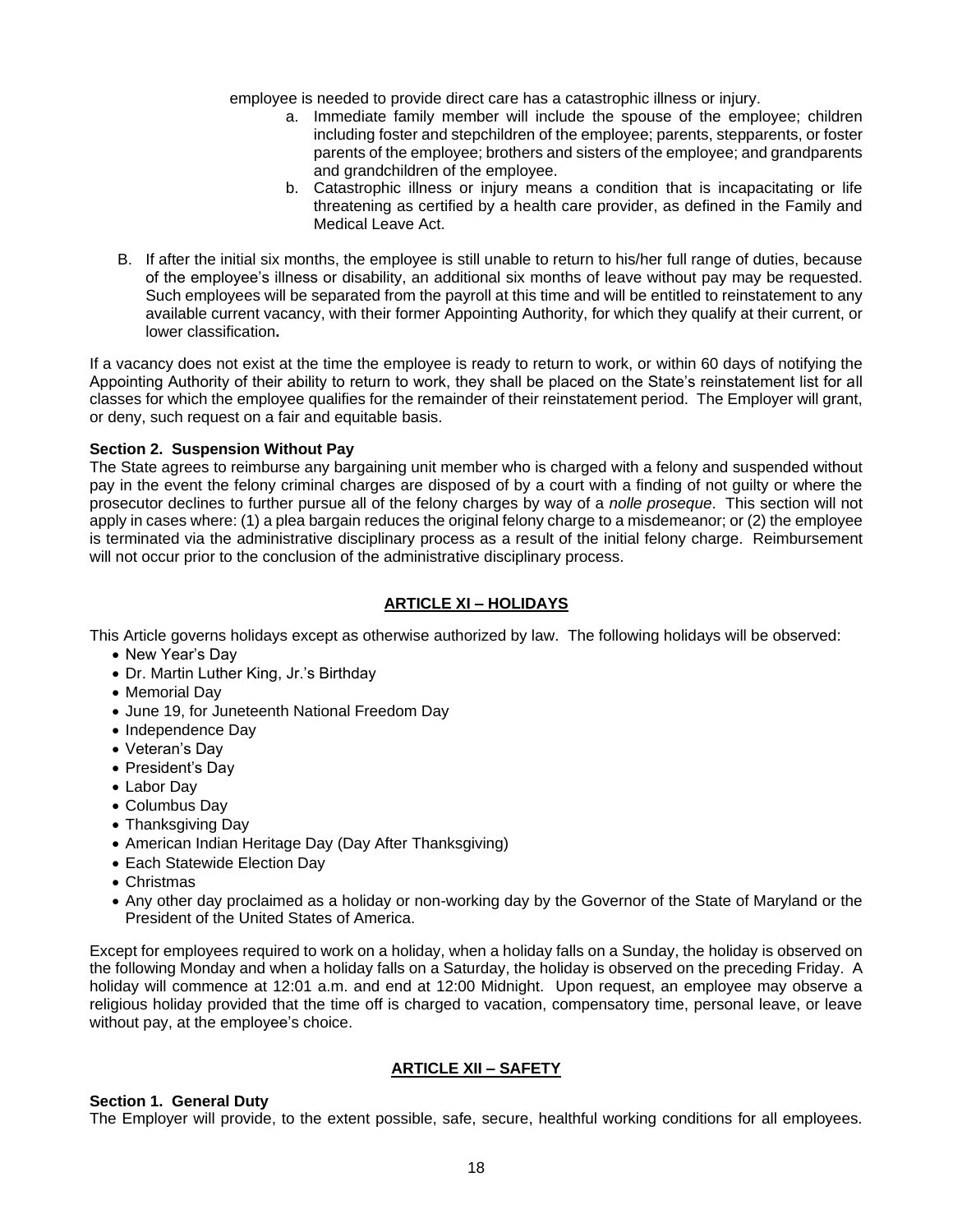employee is needed to provide direct care has a catastrophic illness or injury.

a. Immediate family member will include the spouse of the employee; children including foster and stepchildren of the employee; parents, stepparents, or foster parents of the employee; brothers and sisters of the employee; and grandparents and grandchildren of the employee.
b. Catastrophic illness or injury means a condition that is incapacitating or life threatening as certified by a health care provider, as defined in the Family and Medical Leave Act.

B. If after the initial six months, the employee is still unable to return to his/her full range of duties, because of the employee's illness or disability, an additional six months of leave without pay may be requested. Such employees will be separated from the payroll at this time and will be entitled to reinstatement to any available current vacancy, with their former Appointing Authority, for which they qualify at their current, or lower classification**.**

If a vacancy does not exist at the time the employee is ready to return to work, or within 60 days of notifying the Appointing Authority of their ability to return to work, they shall be placed on the State's reinstatement list for all classes for which the employee qualifies for the remainder of their reinstatement period. The Employer will grant, or deny, such request on a fair and equitable basis.

**Section 2. Suspension Without Pay**

The State agrees to reimburse any bargaining unit member who is charged with a felony and suspended without pay in the event the felony criminal charges are disposed of by a court with a finding of not guilty or where the prosecutor declines to further pursue all of the felony charges by way of a *nolle proseque*. This section will not apply in cases where: (1) a plea bargain reduces the original felony charge to a misdemeanor; or (2) the employee is terminated via the administrative disciplinary process as a result of the initial felony charge. Reimbursement will not occur prior to the conclusion of the administrative disciplinary process.

## ARTICLE XI – HOLIDAYS

This Article governs holidays except as otherwise authorized by law. The following holidays will be observed:

- New Year's Day
- Dr. Martin Luther King, Jr.'s Birthday
- Memorial Day
- June 19, for Juneteenth National Freedom Day
- Independence Day
- Veteran's Day
- President's Day
- Labor Day
- Columbus Day
- Thanksgiving Day
- American Indian Heritage Day (Day After Thanksgiving)
- Each Statewide Election Day
- Christmas
- Any other day proclaimed as a holiday or non-working day by the Governor of the State of Maryland or the President of the United States of America.

Except for employees required to work on a holiday, when a holiday falls on a Sunday, the holiday is observed on the following Monday and when a holiday falls on a Saturday, the holiday is observed on the preceding Friday. A holiday will commence at 12:01 a.m. and end at 12:00 Midnight. Upon request, an employee may observe a religious holiday provided that the time off is charged to vacation, compensatory time, personal leave, or leave without pay, at the employee's choice.

## ARTICLE XII – SAFETY

**Section 1. General Duty**

The Employer will provide, to the extent possible, safe, secure, healthful working conditions for all employees.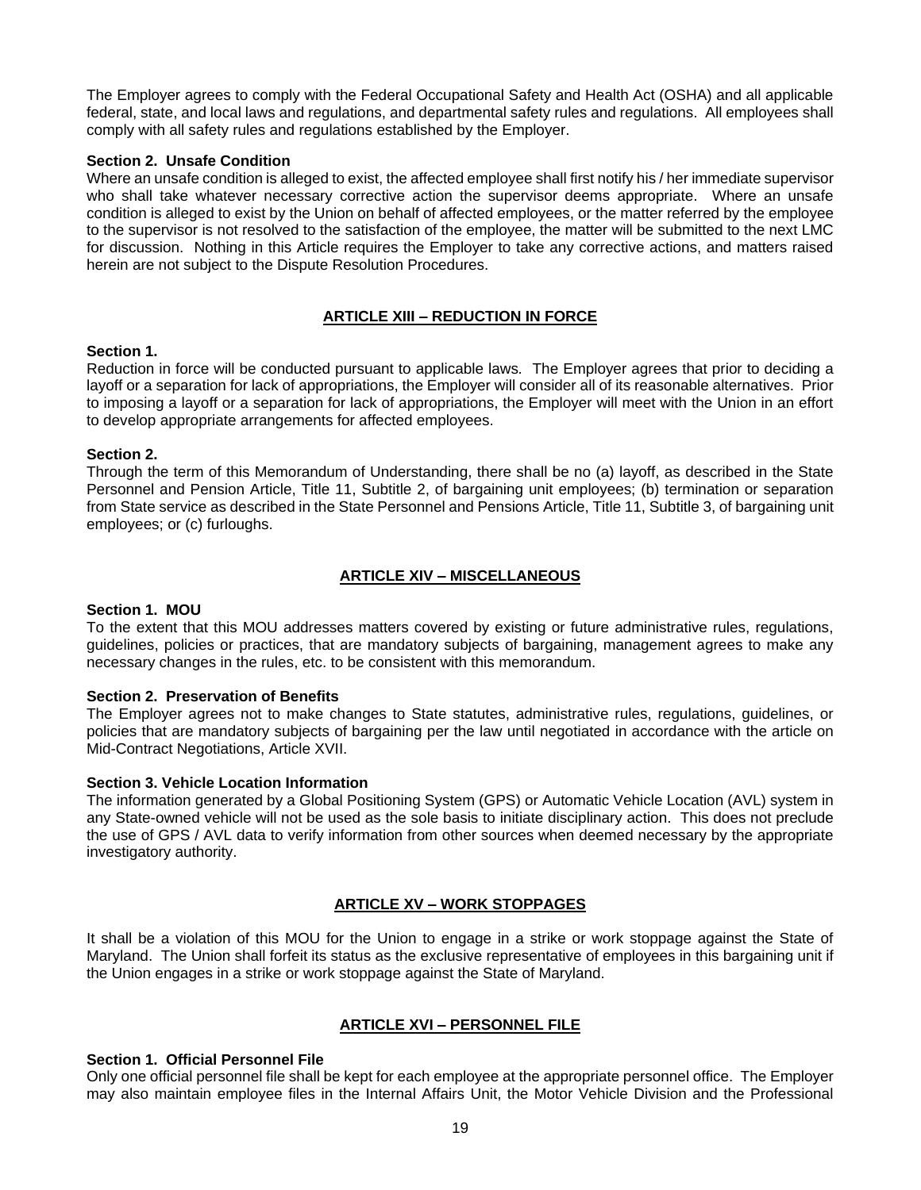The Employer agrees to comply with the Federal Occupational Safety and Health Act (OSHA) and all applicable federal, state, and local laws and regulations, and departmental safety rules and regulations. All employees shall comply with all safety rules and regulations established by the Employer.

**Section 2. Unsafe Condition**
Where an unsafe condition is alleged to exist, the affected employee shall first notify his / her immediate supervisor who shall take whatever necessary corrective action the supervisor deems appropriate. Where an unsafe condition is alleged to exist by the Union on behalf of affected employees, or the matter referred by the employee to the supervisor is not resolved to the satisfaction of the employee, the matter will be submitted to the next LMC for discussion. Nothing in this Article requires the Employer to take any corrective actions, and matters raised herein are not subject to the Dispute Resolution Procedures.

## ARTICLE XIII – REDUCTION IN FORCE

**Section 1.**
Reduction in force will be conducted pursuant to applicable laws. The Employer agrees that prior to deciding a layoff or a separation for lack of appropriations, the Employer will consider all of its reasonable alternatives. Prior to imposing a layoff or a separation for lack of appropriations, the Employer will meet with the Union in an effort to develop appropriate arrangements for affected employees.

**Section 2.**
Through the term of this Memorandum of Understanding, there shall be no (a) layoff, as described in the State Personnel and Pension Article, Title 11, Subtitle 2, of bargaining unit employees; (b) termination or separation from State service as described in the State Personnel and Pensions Article, Title 11, Subtitle 3, of bargaining unit employees; or (c) furloughs.

## ARTICLE XIV – MISCELLANEOUS

**Section 1. MOU**
To the extent that this MOU addresses matters covered by existing or future administrative rules, regulations, guidelines, policies or practices, that are mandatory subjects of bargaining, management agrees to make any necessary changes in the rules, etc. to be consistent with this memorandum.

**Section 2. Preservation of Benefits**
The Employer agrees not to make changes to State statutes, administrative rules, regulations, guidelines, or policies that are mandatory subjects of bargaining per the law until negotiated in accordance with the article on Mid-Contract Negotiations, Article XVII.

**Section 3. Vehicle Location Information**
The information generated by a Global Positioning System (GPS) or Automatic Vehicle Location (AVL) system in any State-owned vehicle will not be used as the sole basis to initiate disciplinary action. This does not preclude the use of GPS / AVL data to verify information from other sources when deemed necessary by the appropriate investigatory authority.

## ARTICLE XV – WORK STOPPAGES

It shall be a violation of this MOU for the Union to engage in a strike or work stoppage against the State of Maryland. The Union shall forfeit its status as the exclusive representative of employees in this bargaining unit if the Union engages in a strike or work stoppage against the State of Maryland.

## ARTICLE XVI – PERSONNEL FILE

**Section 1. Official Personnel File**
Only one official personnel file shall be kept for each employee at the appropriate personnel office. The Employer may also maintain employee files in the Internal Affairs Unit, the Motor Vehicle Division and the Professional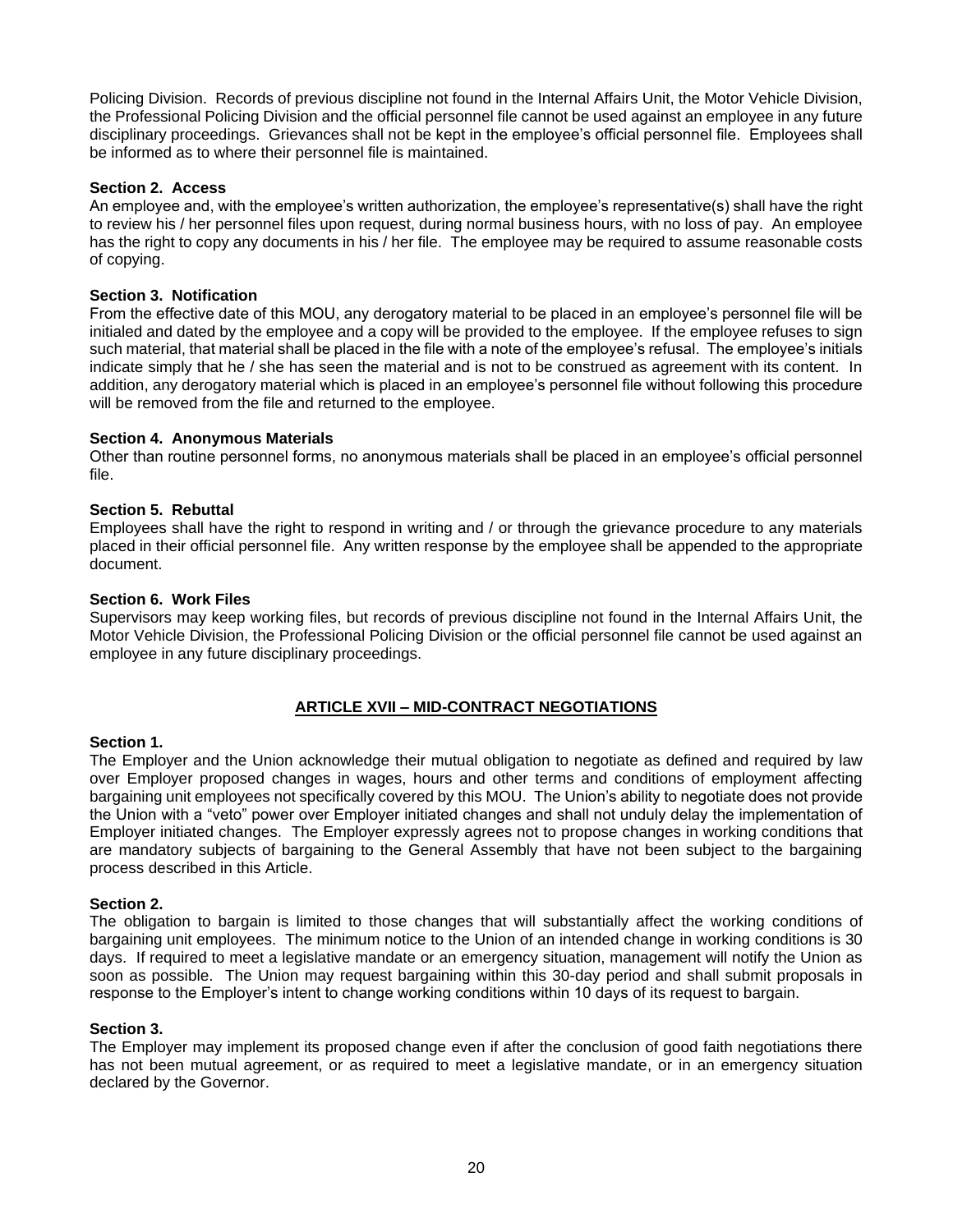Policing Division. Records of previous discipline not found in the Internal Affairs Unit, the Motor Vehicle Division, the Professional Policing Division and the official personnel file cannot be used against an employee in any future disciplinary proceedings. Grievances shall not be kept in the employee's official personnel file. Employees shall be informed as to where their personnel file is maintained.

**Section 2. Access**
An employee and, with the employee's written authorization, the employee's representative(s) shall have the right to review his / her personnel files upon request, during normal business hours, with no loss of pay. An employee has the right to copy any documents in his / her file. The employee may be required to assume reasonable costs of copying.

**Section 3. Notification**
From the effective date of this MOU, any derogatory material to be placed in an employee's personnel file will be initialed and dated by the employee and a copy will be provided to the employee. If the employee refuses to sign such material, that material shall be placed in the file with a note of the employee's refusal. The employee's initials indicate simply that he / she has seen the material and is not to be construed as agreement with its content. In addition, any derogatory material which is placed in an employee's personnel file without following this procedure will be removed from the file and returned to the employee.

**Section 4. Anonymous Materials**
Other than routine personnel forms, no anonymous materials shall be placed in an employee's official personnel file.

**Section 5. Rebuttal**
Employees shall have the right to respond in writing and / or through the grievance procedure to any materials placed in their official personnel file. Any written response by the employee shall be appended to the appropriate document.

**Section 6. Work Files**
Supervisors may keep working files, but records of previous discipline not found in the Internal Affairs Unit, the Motor Vehicle Division, the Professional Policing Division or the official personnel file cannot be used against an employee in any future disciplinary proceedings.

## ARTICLE XVII – MID-CONTRACT NEGOTIATIONS

**Section 1.**
The Employer and the Union acknowledge their mutual obligation to negotiate as defined and required by law over Employer proposed changes in wages, hours and other terms and conditions of employment affecting bargaining unit employees not specifically covered by this MOU. The Union's ability to negotiate does not provide the Union with a "veto" power over Employer initiated changes and shall not unduly delay the implementation of Employer initiated changes. The Employer expressly agrees not to propose changes in working conditions that are mandatory subjects of bargaining to the General Assembly that have not been subject to the bargaining process described in this Article.

**Section 2.**
The obligation to bargain is limited to those changes that will substantially affect the working conditions of bargaining unit employees. The minimum notice to the Union of an intended change in working conditions is 30 days. If required to meet a legislative mandate or an emergency situation, management will notify the Union as soon as possible. The Union may request bargaining within this 30-day period and shall submit proposals in response to the Employer's intent to change working conditions within 10 days of its request to bargain.

**Section 3.**
The Employer may implement its proposed change even if after the conclusion of good faith negotiations there has not been mutual agreement, or as required to meet a legislative mandate, or in an emergency situation declared by the Governor.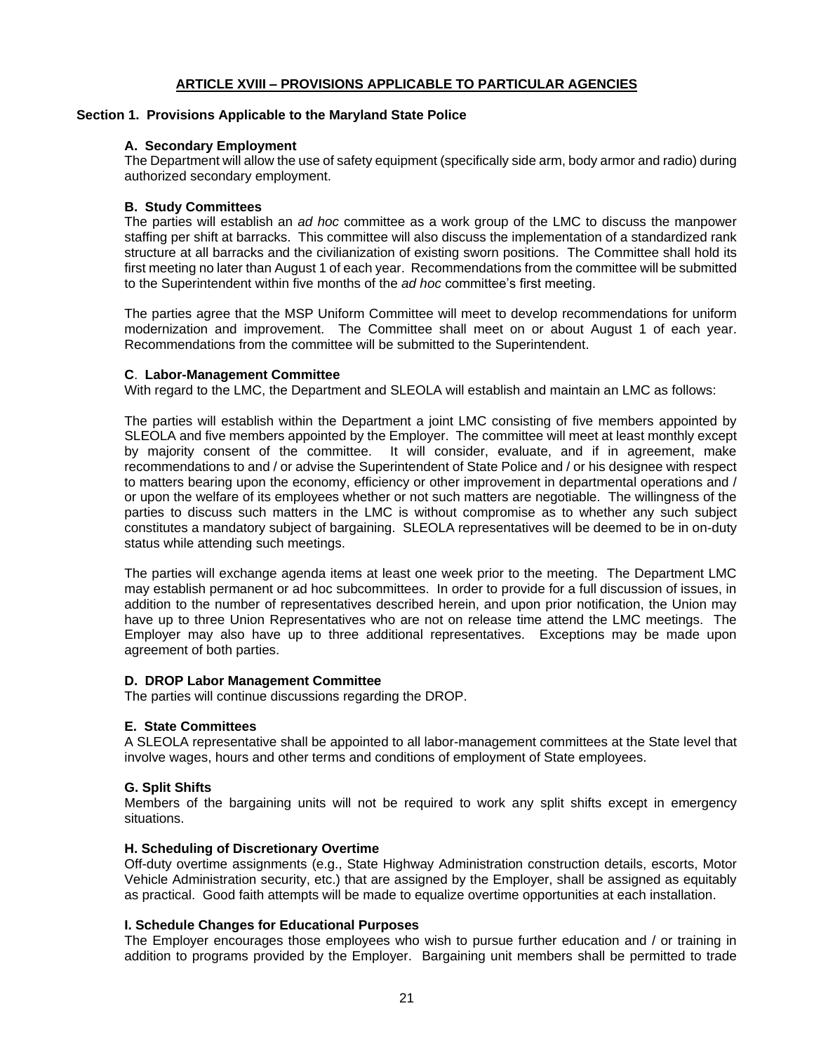## ARTICLE XVIII – PROVISIONS APPLICABLE TO PARTICULAR AGENCIES

### Section 1. Provisions Applicable to the Maryland State Police

**A. Secondary Employment**

The Department will allow the use of safety equipment (specifically side arm, body armor and radio) during authorized secondary employment.

**B. Study Committees**

The parties will establish an *ad hoc* committee as a work group of the LMC to discuss the manpower staffing per shift at barracks. This committee will also discuss the implementation of a standardized rank structure at all barracks and the civilianization of existing sworn positions. The Committee shall hold its first meeting no later than August 1 of each year. Recommendations from the committee will be submitted to the Superintendent within five months of the *ad hoc* committee's first meeting.

The parties agree that the MSP Uniform Committee will meet to develop recommendations for uniform modernization and improvement. The Committee shall meet on or about August 1 of each year. Recommendations from the committee will be submitted to the Superintendent.

**C. Labor-Management Committee**

With regard to the LMC, the Department and SLEOLA will establish and maintain an LMC as follows:

The parties will establish within the Department a joint LMC consisting of five members appointed by SLEOLA and five members appointed by the Employer. The committee will meet at least monthly except by majority consent of the committee. It will consider, evaluate, and if in agreement, make recommendations to and / or advise the Superintendent of State Police and / or his designee with respect to matters bearing upon the economy, efficiency or other improvement in departmental operations and / or upon the welfare of its employees whether or not such matters are negotiable. The willingness of the parties to discuss such matters in the LMC is without compromise as to whether any such subject constitutes a mandatory subject of bargaining. SLEOLA representatives will be deemed to be in on-duty status while attending such meetings.

The parties will exchange agenda items at least one week prior to the meeting. The Department LMC may establish permanent or ad hoc subcommittees. In order to provide for a full discussion of issues, in addition to the number of representatives described herein, and upon prior notification, the Union may have up to three Union Representatives who are not on release time attend the LMC meetings. The Employer may also have up to three additional representatives. Exceptions may be made upon agreement of both parties.

**D. DROP Labor Management Committee**

The parties will continue discussions regarding the DROP.

**E. State Committees**

A SLEOLA representative shall be appointed to all labor-management committees at the State level that involve wages, hours and other terms and conditions of employment of State employees.

**G. Split Shifts**

Members of the bargaining units will not be required to work any split shifts except in emergency situations.

**H. Scheduling of Discretionary Overtime**

Off-duty overtime assignments (e.g., State Highway Administration construction details, escorts, Motor Vehicle Administration security, etc.) that are assigned by the Employer, shall be assigned as equitably as practical. Good faith attempts will be made to equalize overtime opportunities at each installation.

**I. Schedule Changes for Educational Purposes**

The Employer encourages those employees who wish to pursue further education and / or training in addition to programs provided by the Employer. Bargaining unit members shall be permitted to trade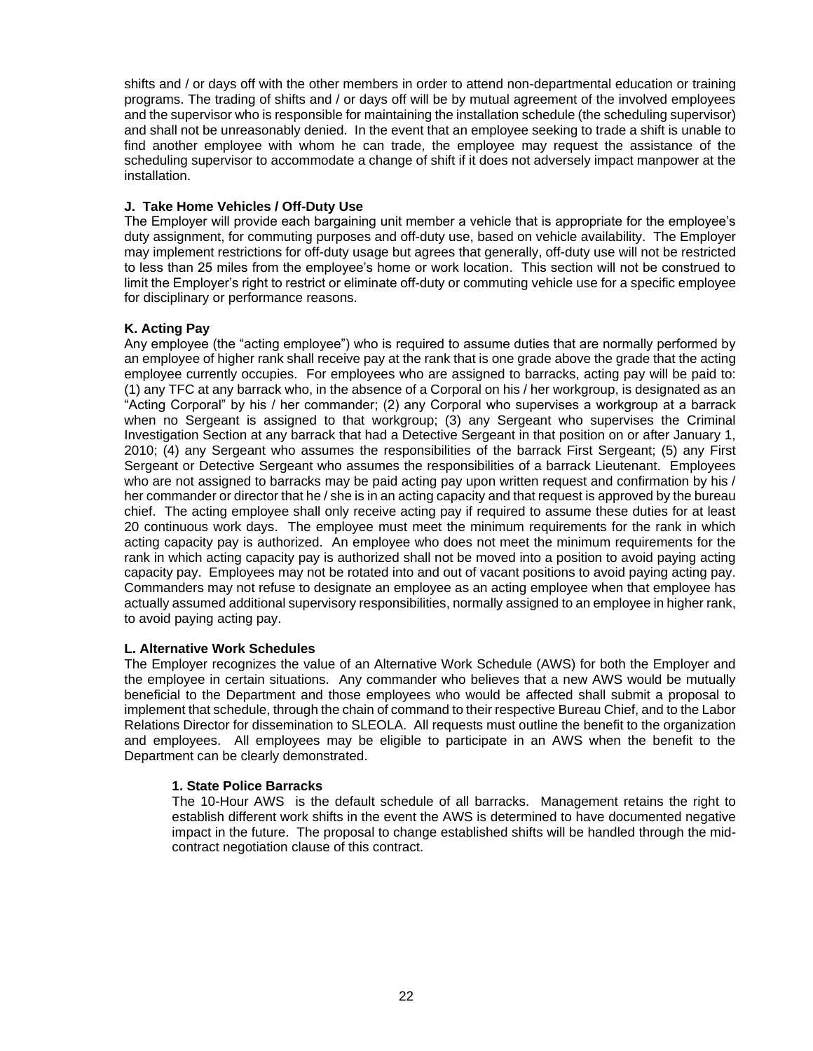shifts and / or days off with the other members in order to attend non-departmental education or training programs. The trading of shifts and / or days off will be by mutual agreement of the involved employees and the supervisor who is responsible for maintaining the installation schedule (the scheduling supervisor) and shall not be unreasonably denied. In the event that an employee seeking to trade a shift is unable to find another employee with whom he can trade, the employee may request the assistance of the scheduling supervisor to accommodate a change of shift if it does not adversely impact manpower at the installation.

**J. Take Home Vehicles / Off-Duty Use**

The Employer will provide each bargaining unit member a vehicle that is appropriate for the employee's duty assignment, for commuting purposes and off-duty use, based on vehicle availability. The Employer may implement restrictions for off-duty usage but agrees that generally, off-duty use will not be restricted to less than 25 miles from the employee's home or work location. This section will not be construed to limit the Employer's right to restrict or eliminate off-duty or commuting vehicle use for a specific employee for disciplinary or performance reasons.

**K. Acting Pay**

Any employee (the "acting employee") who is required to assume duties that are normally performed by an employee of higher rank shall receive pay at the rank that is one grade above the grade that the acting employee currently occupies. For employees who are assigned to barracks, acting pay will be paid to: (1) any TFC at any barrack who, in the absence of a Corporal on his / her workgroup, is designated as an "Acting Corporal" by his / her commander; (2) any Corporal who supervises a workgroup at a barrack when no Sergeant is assigned to that workgroup; (3) any Sergeant who supervises the Criminal Investigation Section at any barrack that had a Detective Sergeant in that position on or after January 1, 2010; (4) any Sergeant who assumes the responsibilities of the barrack First Sergeant; (5) any First Sergeant or Detective Sergeant who assumes the responsibilities of a barrack Lieutenant. Employees who are not assigned to barracks may be paid acting pay upon written request and confirmation by his / her commander or director that he / she is in an acting capacity and that request is approved by the bureau chief. The acting employee shall only receive acting pay if required to assume these duties for at least 20 continuous work days. The employee must meet the minimum requirements for the rank in which acting capacity pay is authorized. An employee who does not meet the minimum requirements for the rank in which acting capacity pay is authorized shall not be moved into a position to avoid paying acting capacity pay. Employees may not be rotated into and out of vacant positions to avoid paying acting pay. Commanders may not refuse to designate an employee as an acting employee when that employee has actually assumed additional supervisory responsibilities, normally assigned to an employee in higher rank, to avoid paying acting pay.

**L. Alternative Work Schedules**

The Employer recognizes the value of an Alternative Work Schedule (AWS) for both the Employer and the employee in certain situations. Any commander who believes that a new AWS would be mutually beneficial to the Department and those employees who would be affected shall submit a proposal to implement that schedule, through the chain of command to their respective Bureau Chief, and to the Labor Relations Director for dissemination to SLEOLA. All requests must outline the benefit to the organization and employees. All employees may be eligible to participate in an AWS when the benefit to the Department can be clearly demonstrated.

**1. State Police Barracks**

The 10-Hour AWS is the default schedule of all barracks. Management retains the right to establish different work shifts in the event the AWS is determined to have documented negative impact in the future. The proposal to change established shifts will be handled through the mid-contract negotiation clause of this contract.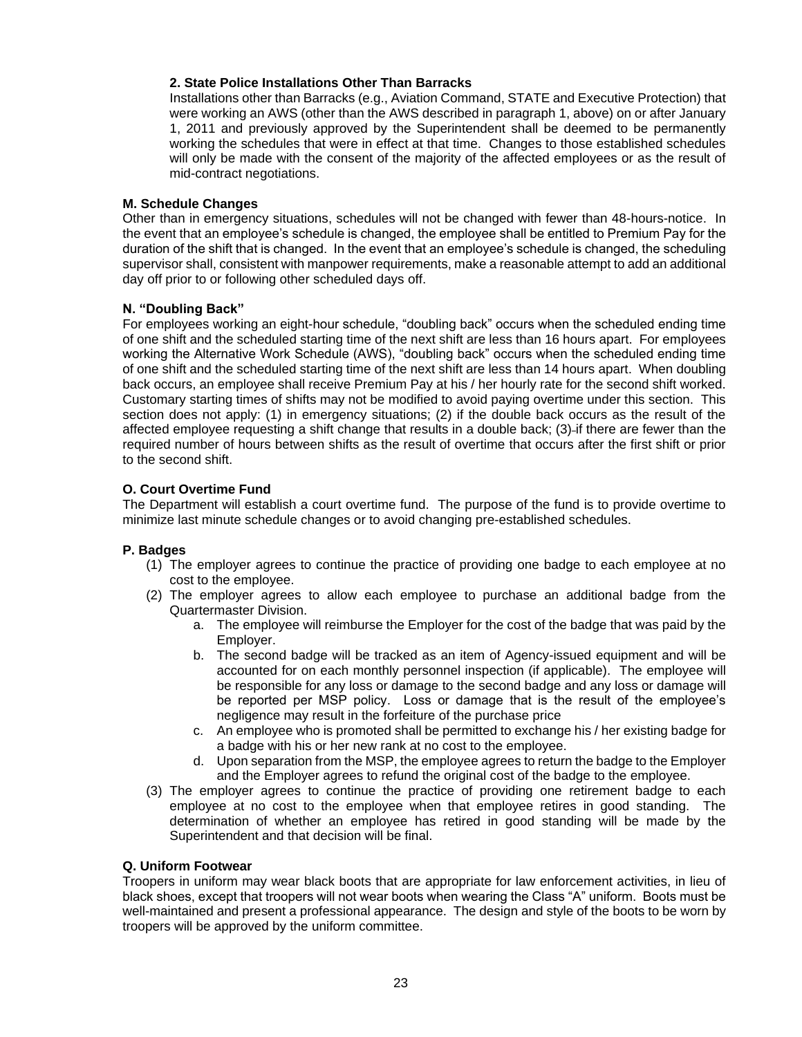**2. State Police Installations Other Than Barracks**

Installations other than Barracks (e.g., Aviation Command, STATE and Executive Protection) that were working an AWS (other than the AWS described in paragraph 1, above) on or after January 1, 2011 and previously approved by the Superintendent shall be deemed to be permanently working the schedules that were in effect at that time. Changes to those established schedules will only be made with the consent of the majority of the affected employees or as the result of mid-contract negotiations.

**M. Schedule Changes**

Other than in emergency situations, schedules will not be changed with fewer than 48-hours-notice. In the event that an employee's schedule is changed, the employee shall be entitled to Premium Pay for the duration of the shift that is changed. In the event that an employee's schedule is changed, the scheduling supervisor shall, consistent with manpower requirements, make a reasonable attempt to add an additional day off prior to or following other scheduled days off.

**N. "Doubling Back"**

For employees working an eight-hour schedule, "doubling back" occurs when the scheduled ending time of one shift and the scheduled starting time of the next shift are less than 16 hours apart. For employees working the Alternative Work Schedule (AWS), "doubling back" occurs when the scheduled ending time of one shift and the scheduled starting time of the next shift are less than 14 hours apart. When doubling back occurs, an employee shall receive Premium Pay at his / her hourly rate for the second shift worked. Customary starting times of shifts may not be modified to avoid paying overtime under this section. This section does not apply: (1) in emergency situations; (2) if the double back occurs as the result of the affected employee requesting a shift change that results in a double back; (3) if there are fewer than the required number of hours between shifts as the result of overtime that occurs after the first shift or prior to the second shift.

**O. Court Overtime Fund**

The Department will establish a court overtime fund. The purpose of the fund is to provide overtime to minimize last minute schedule changes or to avoid changing pre-established schedules.

**P. Badges**

(1) The employer agrees to continue the practice of providing one badge to each employee at no cost to the employee.

(2) The employer agrees to allow each employee to purchase an additional badge from the Quartermaster Division.

   a. The employee will reimburse the Employer for the cost of the badge that was paid by the Employer.

   b. The second badge will be tracked as an item of Agency-issued equipment and will be accounted for on each monthly personnel inspection (if applicable). The employee will be responsible for any loss or damage to the second badge and any loss or damage will be reported per MSP policy. Loss or damage that is the result of the employee's negligence may result in the forfeiture of the purchase price

   c. An employee who is promoted shall be permitted to exchange his / her existing badge for a badge with his or her new rank at no cost to the employee.

   d. Upon separation from the MSP, the employee agrees to return the badge to the Employer and the Employer agrees to refund the original cost of the badge to the employee.

(3) The employer agrees to continue the practice of providing one retirement badge to each employee at no cost to the employee when that employee retires in good standing. The determination of whether an employee has retired in good standing will be made by the Superintendent and that decision will be final.

**Q. Uniform Footwear**

Troopers in uniform may wear black boots that are appropriate for law enforcement activities, in lieu of black shoes, except that troopers will not wear boots when wearing the Class "A" uniform. Boots must be well-maintained and present a professional appearance. The design and style of the boots to be worn by troopers will be approved by the uniform committee.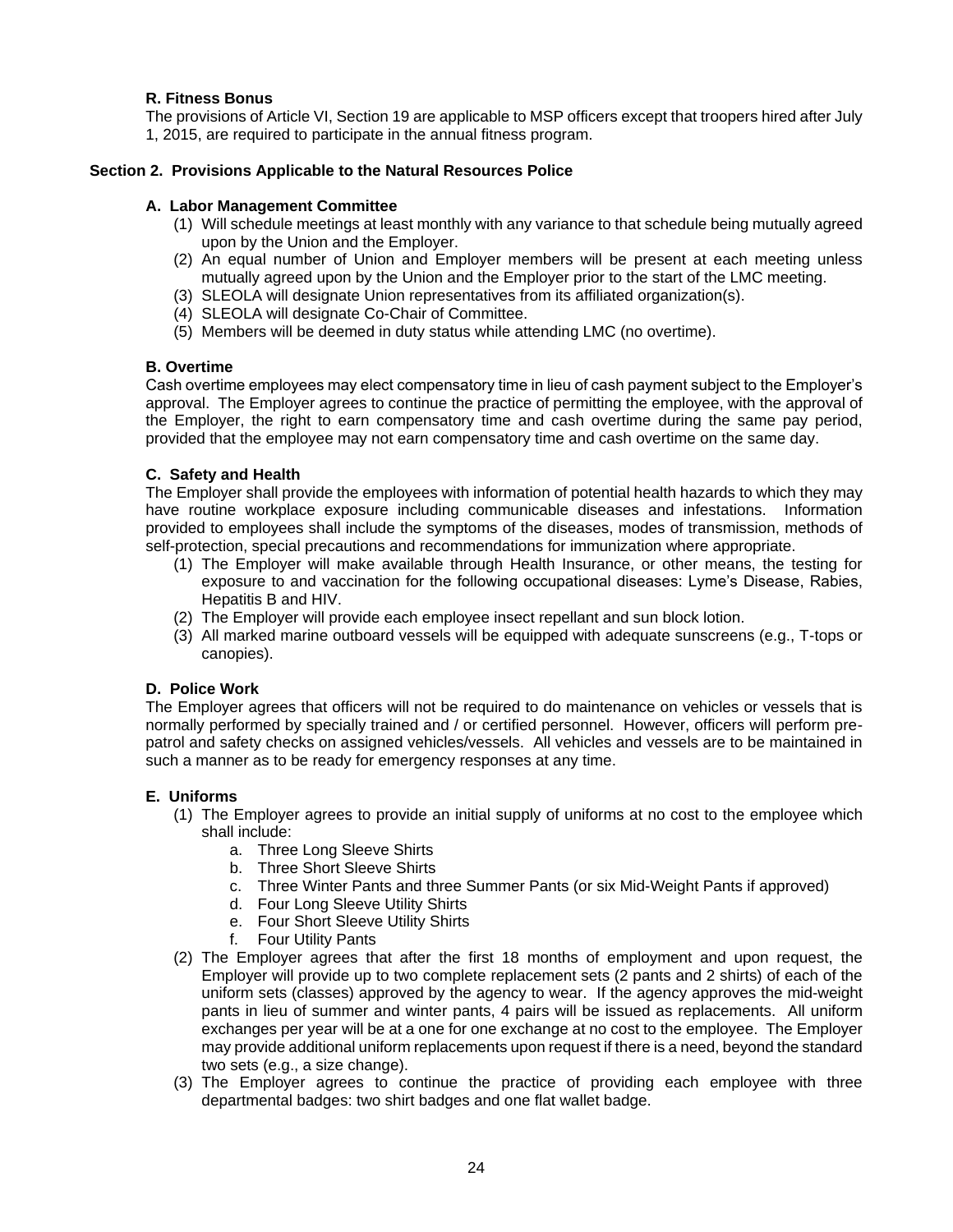**R. Fitness Bonus**

The provisions of Article VI, Section 19 are applicable to MSP officers except that troopers hired after July 1, 2015, are required to participate in the annual fitness program.

## Section 2. Provisions Applicable to the Natural Resources Police

**A. Labor Management Committee**

(1) Will schedule meetings at least monthly with any variance to that schedule being mutually agreed upon by the Union and the Employer.
(2) An equal number of Union and Employer members will be present at each meeting unless mutually agreed upon by the Union and the Employer prior to the start of the LMC meeting.
(3) SLEOLA will designate Union representatives from its affiliated organization(s).
(4) SLEOLA will designate Co-Chair of Committee.
(5) Members will be deemed in duty status while attending LMC (no overtime).

**B. Overtime**

Cash overtime employees may elect compensatory time in lieu of cash payment subject to the Employer's approval. The Employer agrees to continue the practice of permitting the employee, with the approval of the Employer, the right to earn compensatory time and cash overtime during the same pay period, provided that the employee may not earn compensatory time and cash overtime on the same day.

**C. Safety and Health**

The Employer shall provide the employees with information of potential health hazards to which they may have routine workplace exposure including communicable diseases and infestations. Information provided to employees shall include the symptoms of the diseases, modes of transmission, methods of self-protection, special precautions and recommendations for immunization where appropriate.

(1) The Employer will make available through Health Insurance, or other means, the testing for exposure to and vaccination for the following occupational diseases: Lyme's Disease, Rabies, Hepatitis B and HIV.
(2) The Employer will provide each employee insect repellant and sun block lotion.
(3) All marked marine outboard vessels will be equipped with adequate sunscreens (e.g., T-tops or canopies).

**D. Police Work**

The Employer agrees that officers will not be required to do maintenance on vehicles or vessels that is normally performed by specially trained and / or certified personnel. However, officers will perform pre-patrol and safety checks on assigned vehicles/vessels. All vehicles and vessels are to be maintained in such a manner as to be ready for emergency responses at any time.

**E. Uniforms**

(1) The Employer agrees to provide an initial supply of uniforms at no cost to the employee which shall include:
    a. Three Long Sleeve Shirts
    b. Three Short Sleeve Shirts
    c. Three Winter Pants and three Summer Pants (or six Mid-Weight Pants if approved)
    d. Four Long Sleeve Utility Shirts
    e. Four Short Sleeve Utility Shirts
    f. Four Utility Pants
(2) The Employer agrees that after the first 18 months of employment and upon request, the Employer will provide up to two complete replacement sets (2 pants and 2 shirts) of each of the uniform sets (classes) approved by the agency to wear. If the agency approves the mid-weight pants in lieu of summer and winter pants, 4 pairs will be issued as replacements. All uniform exchanges per year will be at a one for one exchange at no cost to the employee. The Employer may provide additional uniform replacements upon request if there is a need, beyond the standard two sets (e.g., a size change).
(3) The Employer agrees to continue the practice of providing each employee with three departmental badges: two shirt badges and one flat wallet badge.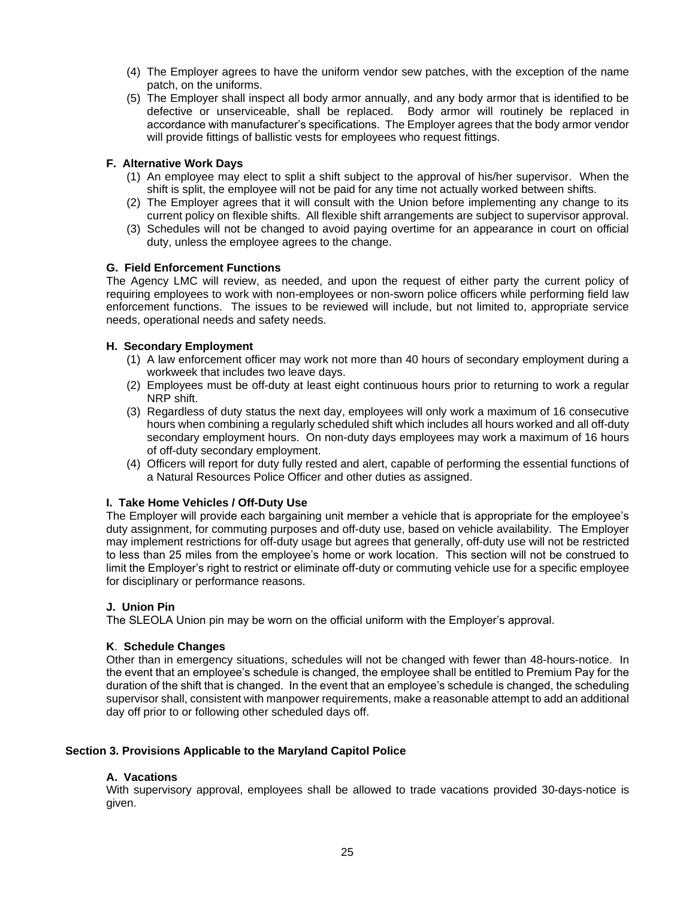(4) The Employer agrees to have the uniform vendor sew patches, with the exception of the name patch, on the uniforms.

(5) The Employer shall inspect all body armor annually, and any body armor that is identified to be defective or unserviceable, shall be replaced. Body armor will routinely be replaced in accordance with manufacturer's specifications. The Employer agrees that the body armor vendor will provide fittings of ballistic vests for employees who request fittings.

#### F. Alternative Work Days

(1) An employee may elect to split a shift subject to the approval of his/her supervisor. When the shift is split, the employee will not be paid for any time not actually worked between shifts.

(2) The Employer agrees that it will consult with the Union before implementing any change to its current policy on flexible shifts. All flexible shift arrangements are subject to supervisor approval.

(3) Schedules will not be changed to avoid paying overtime for an appearance in court on official duty, unless the employee agrees to the change.

#### G. Field Enforcement Functions

The Agency LMC will review, as needed, and upon the request of either party the current policy of requiring employees to work with non-employees or non-sworn police officers while performing field law enforcement functions. The issues to be reviewed will include, but not limited to, appropriate service needs, operational needs and safety needs.

#### H. Secondary Employment

(1) A law enforcement officer may work not more than 40 hours of secondary employment during a workweek that includes two leave days.

(2) Employees must be off-duty at least eight continuous hours prior to returning to work a regular NRP shift.

(3) Regardless of duty status the next day, employees will only work a maximum of 16 consecutive hours when combining a regularly scheduled shift which includes all hours worked and all off-duty secondary employment hours. On non-duty days employees may work a maximum of 16 hours of off-duty secondary employment.

(4) Officers will report for duty fully rested and alert, capable of performing the essential functions of a Natural Resources Police Officer and other duties as assigned.

#### I. Take Home Vehicles / Off-Duty Use

The Employer will provide each bargaining unit member a vehicle that is appropriate for the employee's duty assignment, for commuting purposes and off-duty use, based on vehicle availability. The Employer may implement restrictions for off-duty usage but agrees that generally, off-duty use will not be restricted to less than 25 miles from the employee's home or work location. This section will not be construed to limit the Employer's right to restrict or eliminate off-duty or commuting vehicle use for a specific employee for disciplinary or performance reasons.

#### J. Union Pin

The SLEOLA Union pin may be worn on the official uniform with the Employer's approval.

#### K. Schedule Changes

Other than in emergency situations, schedules will not be changed with fewer than 48-hours-notice. In the event that an employee's schedule is changed, the employee shall be entitled to Premium Pay for the duration of the shift that is changed. In the event that an employee's schedule is changed, the scheduling supervisor shall, consistent with manpower requirements, make a reasonable attempt to add an additional day off prior to or following other scheduled days off.

### Section 3. Provisions Applicable to the Maryland Capitol Police

#### A. Vacations

With supervisory approval, employees shall be allowed to trade vacations provided 30-days-notice is given.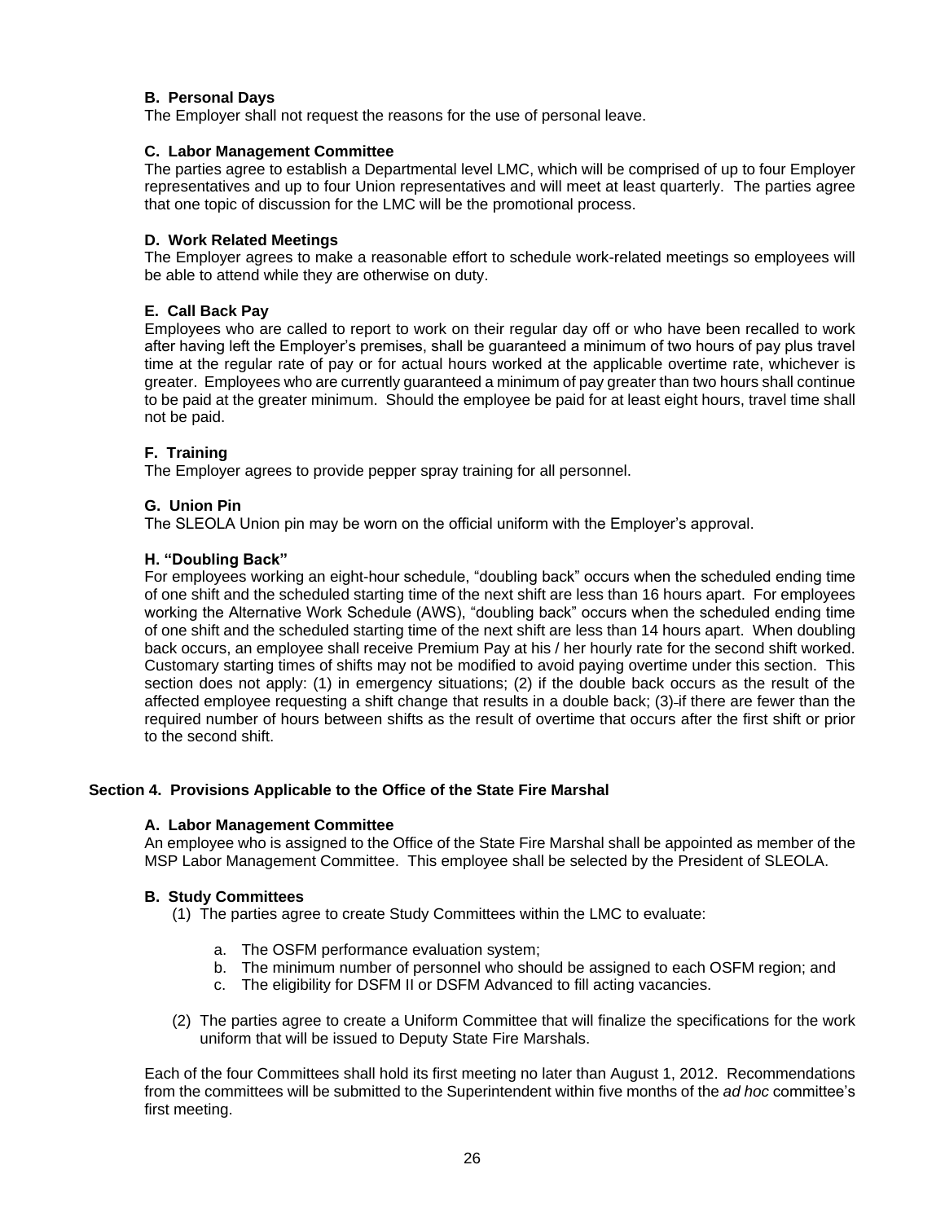**B. Personal Days**

The Employer shall not request the reasons for the use of personal leave.

**C. Labor Management Committee**

The parties agree to establish a Departmental level LMC, which will be comprised of up to four Employer representatives and up to four Union representatives and will meet at least quarterly. The parties agree that one topic of discussion for the LMC will be the promotional process.

**D. Work Related Meetings**

The Employer agrees to make a reasonable effort to schedule work-related meetings so employees will be able to attend while they are otherwise on duty.

**E. Call Back Pay**

Employees who are called to report to work on their regular day off or who have been recalled to work after having left the Employer's premises, shall be guaranteed a minimum of two hours of pay plus travel time at the regular rate of pay or for actual hours worked at the applicable overtime rate, whichever is greater. Employees who are currently guaranteed a minimum of pay greater than two hours shall continue to be paid at the greater minimum. Should the employee be paid for at least eight hours, travel time shall not be paid.

**F. Training**

The Employer agrees to provide pepper spray training for all personnel.

**G. Union Pin**

The SLEOLA Union pin may be worn on the official uniform with the Employer's approval.

**H. "Doubling Back"**

For employees working an eight-hour schedule, "doubling back" occurs when the scheduled ending time of one shift and the scheduled starting time of the next shift are less than 16 hours apart. For employees working the Alternative Work Schedule (AWS), "doubling back" occurs when the scheduled ending time of one shift and the scheduled starting time of the next shift are less than 14 hours apart. When doubling back occurs, an employee shall receive Premium Pay at his / her hourly rate for the second shift worked. Customary starting times of shifts may not be modified to avoid paying overtime under this section. This section does not apply: (1) in emergency situations; (2) if the double back occurs as the result of the affected employee requesting a shift change that results in a double back; (3) if there are fewer than the required number of hours between shifts as the result of overtime that occurs after the first shift or prior to the second shift.

## Section 4. Provisions Applicable to the Office of the State Fire Marshal

**A. Labor Management Committee**

An employee who is assigned to the Office of the State Fire Marshal shall be appointed as member of the MSP Labor Management Committee. This employee shall be selected by the President of SLEOLA.

**B. Study Committees**

(1) The parties agree to create Study Committees within the LMC to evaluate:

a. The OSFM performance evaluation system;
b. The minimum number of personnel who should be assigned to each OSFM region; and
c. The eligibility for DSFM II or DSFM Advanced to fill acting vacancies.

(2) The parties agree to create a Uniform Committee that will finalize the specifications for the work uniform that will be issued to Deputy State Fire Marshals.

Each of the four Committees shall hold its first meeting no later than August 1, 2012. Recommendations from the committees will be submitted to the Superintendent within five months of the *ad hoc* committee's first meeting.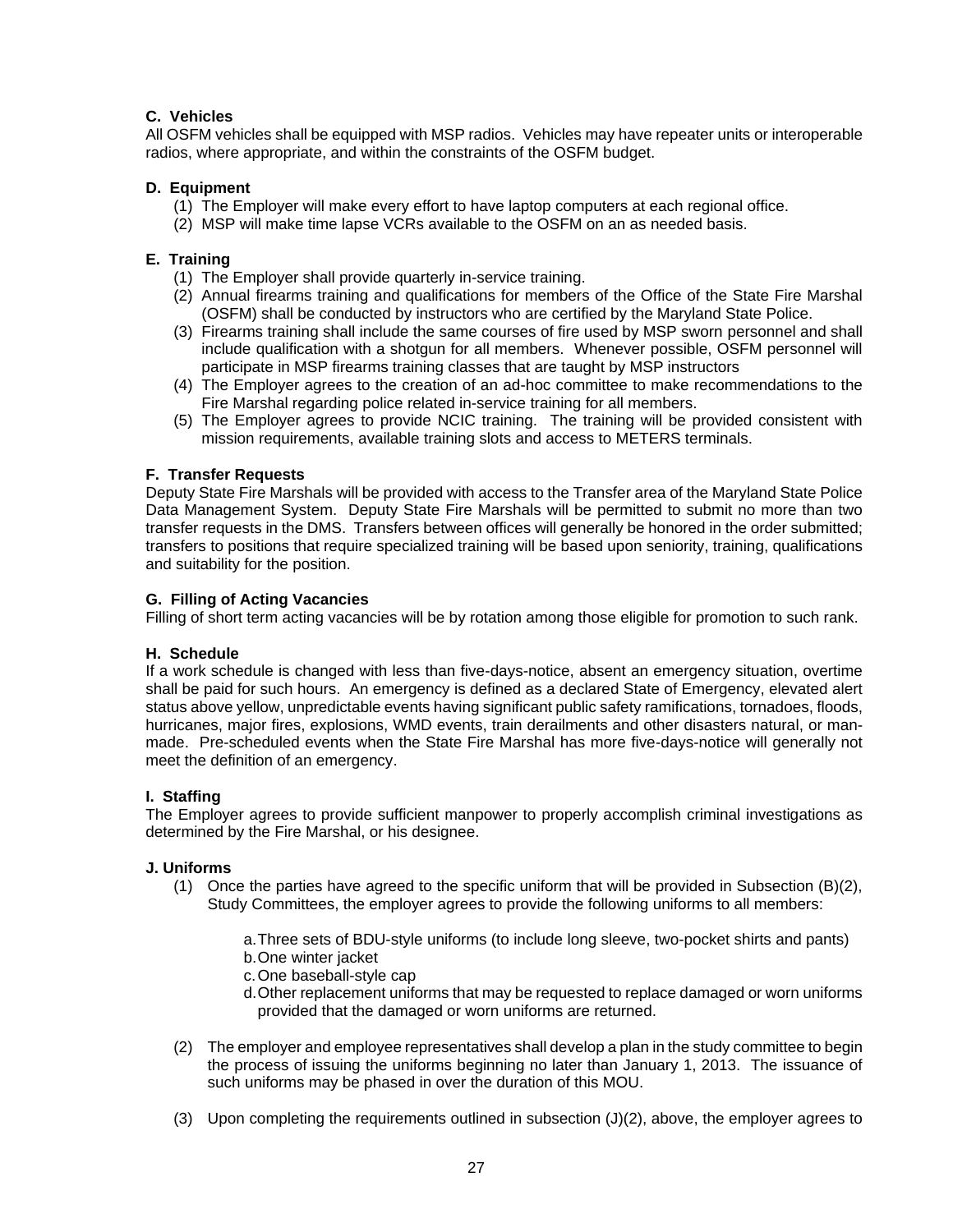### C. Vehicles

All OSFM vehicles shall be equipped with MSP radios. Vehicles may have repeater units or interoperable radios, where appropriate, and within the constraints of the OSFM budget.

### D. Equipment

(1) The Employer will make every effort to have laptop computers at each regional office.
(2) MSP will make time lapse VCRs available to the OSFM on an as needed basis.

### E. Training

(1) The Employer shall provide quarterly in-service training.
(2) Annual firearms training and qualifications for members of the Office of the State Fire Marshal (OSFM) shall be conducted by instructors who are certified by the Maryland State Police.
(3) Firearms training shall include the same courses of fire used by MSP sworn personnel and shall include qualification with a shotgun for all members. Whenever possible, OSFM personnel will participate in MSP firearms training classes that are taught by MSP instructors
(4) The Employer agrees to the creation of an ad-hoc committee to make recommendations to the Fire Marshal regarding police related in-service training for all members.
(5) The Employer agrees to provide NCIC training. The training will be provided consistent with mission requirements, available training slots and access to METERS terminals.

### F. Transfer Requests

Deputy State Fire Marshals will be provided with access to the Transfer area of the Maryland State Police Data Management System. Deputy State Fire Marshals will be permitted to submit no more than two transfer requests in the DMS. Transfers between offices will generally be honored in the order submitted; transfers to positions that require specialized training will be based upon seniority, training, qualifications and suitability for the position.

### G. Filling of Acting Vacancies

Filling of short term acting vacancies will be by rotation among those eligible for promotion to such rank.

### H. Schedule

If a work schedule is changed with less than five-days-notice, absent an emergency situation, overtime shall be paid for such hours. An emergency is defined as a declared State of Emergency, elevated alert status above yellow, unpredictable events having significant public safety ramifications, tornadoes, floods, hurricanes, major fires, explosions, WMD events, train derailments and other disasters natural, or man-made. Pre-scheduled events when the State Fire Marshal has more five-days-notice will generally not meet the definition of an emergency.

### I. Staffing

The Employer agrees to provide sufficient manpower to properly accomplish criminal investigations as determined by the Fire Marshal, or his designee.

### J. Uniforms

(1) Once the parties have agreed to the specific uniform that will be provided in Subsection (B)(2), Study Committees, the employer agrees to provide the following uniforms to all members:

a. Three sets of BDU-style uniforms (to include long sleeve, two-pocket shirts and pants)
b. One winter jacket
c. One baseball-style cap
d. Other replacement uniforms that may be requested to replace damaged or worn uniforms provided that the damaged or worn uniforms are returned.

(2) The employer and employee representatives shall develop a plan in the study committee to begin the process of issuing the uniforms beginning no later than January 1, 2013. The issuance of such uniforms may be phased in over the duration of this MOU.

(3) Upon completing the requirements outlined in subsection (J)(2), above, the employer agrees to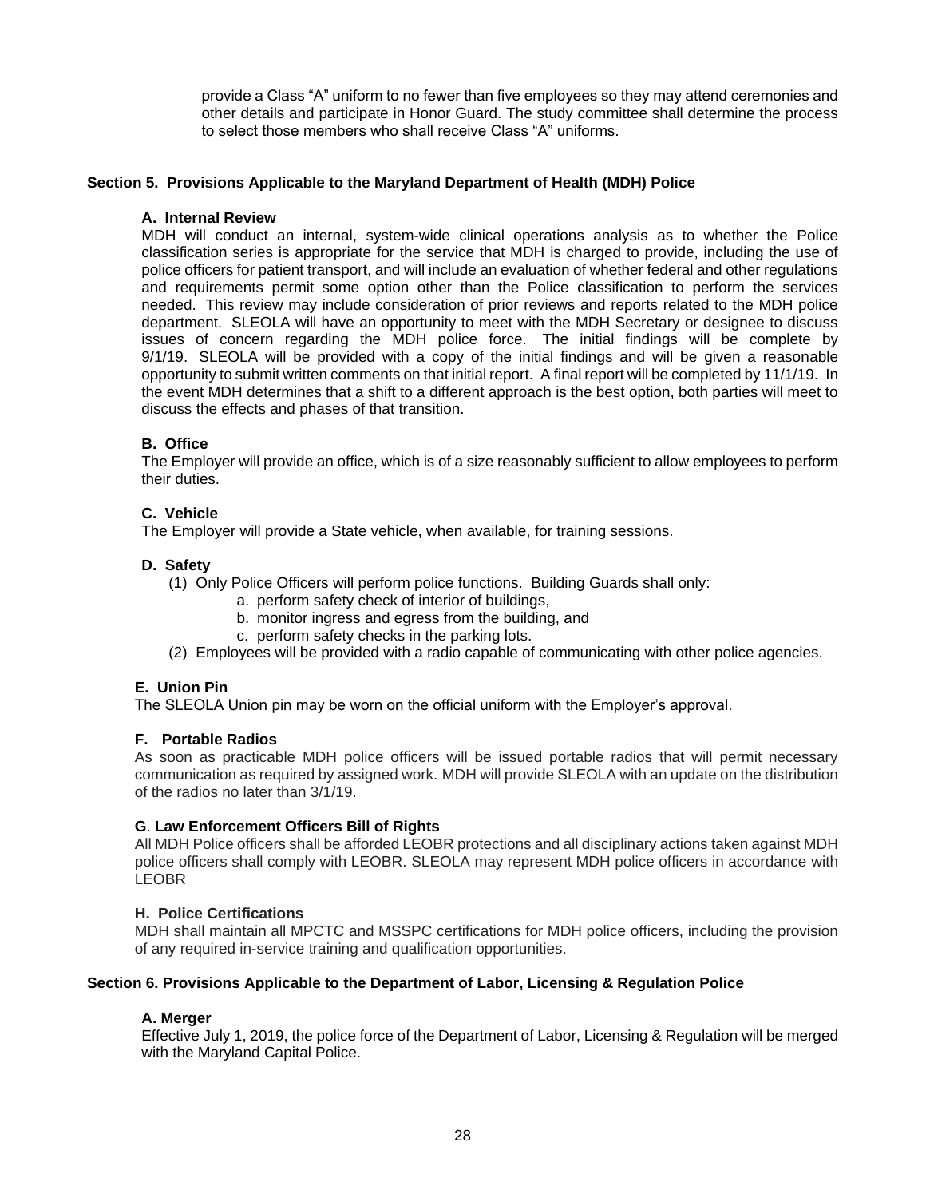provide a Class "A" uniform to no fewer than five employees so they may attend ceremonies and other details and participate in Honor Guard. The study committee shall determine the process to select those members who shall receive Class "A" uniforms.

## Section 5. Provisions Applicable to the Maryland Department of Health (MDH) Police

### A. Internal Review

MDH will conduct an internal, system-wide clinical operations analysis as to whether the Police classification series is appropriate for the service that MDH is charged to provide, including the use of police officers for patient transport, and will include an evaluation of whether federal and other regulations and requirements permit some option other than the Police classification to perform the services needed. This review may include consideration of prior reviews and reports related to the MDH police department. SLEOLA will have an opportunity to meet with the MDH Secretary or designee to discuss issues of concern regarding the MDH police force. The initial findings will be complete by 9/1/19. SLEOLA will be provided with a copy of the initial findings and will be given a reasonable opportunity to submit written comments on that initial report. A final report will be completed by 11/1/19. In the event MDH determines that a shift to a different approach is the best option, both parties will meet to discuss the effects and phases of that transition.

### B. Office

The Employer will provide an office, which is of a size reasonably sufficient to allow employees to perform their duties.

### C. Vehicle

The Employer will provide a State vehicle, when available, for training sessions.

### D. Safety

(1) Only Police Officers will perform police functions. Building Guards shall only:

- a. perform safety check of interior of buildings,
- b. monitor ingress and egress from the building, and
- c. perform safety checks in the parking lots.

(2) Employees will be provided with a radio capable of communicating with other police agencies.

### E. Union Pin

The SLEOLA Union pin may be worn on the official uniform with the Employer's approval.

### F. Portable Radios

As soon as practicable MDH police officers will be issued portable radios that will permit necessary communication as required by assigned work. MDH will provide SLEOLA with an update on the distribution of the radios no later than 3/1/19.

### G. Law Enforcement Officers Bill of Rights

All MDH Police officers shall be afforded LEOBR protections and all disciplinary actions taken against MDH police officers shall comply with LEOBR. SLEOLA may represent MDH police officers in accordance with LEOBR

### H. Police Certifications

MDH shall maintain all MPCTC and MSSPC certifications for MDH police officers, including the provision of any required in-service training and qualification opportunities.

## Section 6. Provisions Applicable to the Department of Labor, Licensing & Regulation Police

### A. Merger

Effective July 1, 2019, the police force of the Department of Labor, Licensing & Regulation will be merged with the Maryland Capital Police.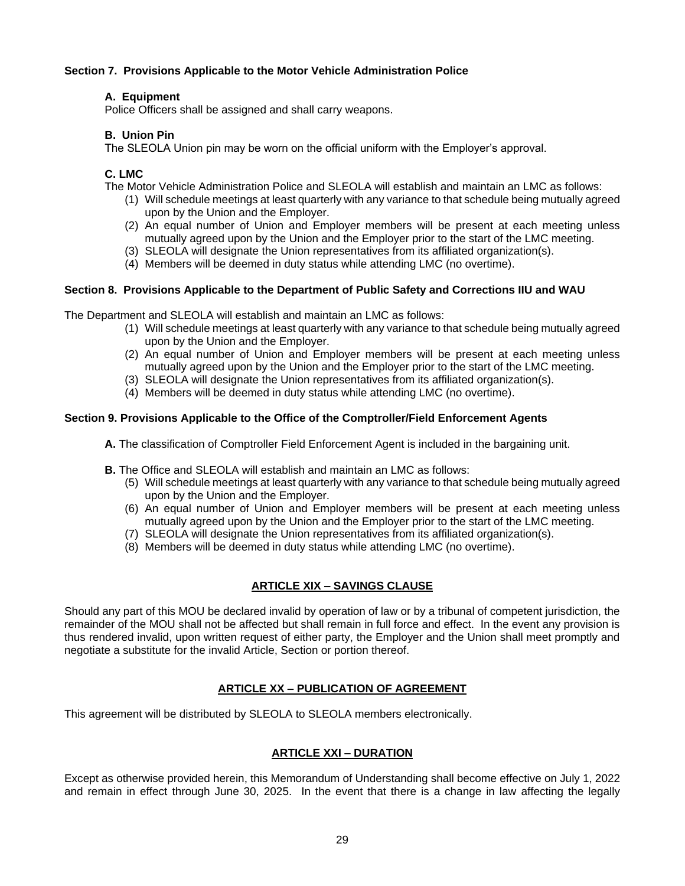**Section 7. Provisions Applicable to the Motor Vehicle Administration Police**

**A. Equipment**
Police Officers shall be assigned and shall carry weapons.

**B. Union Pin**
The SLEOLA Union pin may be worn on the official uniform with the Employer's approval.

**C. LMC**
The Motor Vehicle Administration Police and SLEOLA will establish and maintain an LMC as follows:

(1) Will schedule meetings at least quarterly with any variance to that schedule being mutually agreed upon by the Union and the Employer.
(2) An equal number of Union and Employer members will be present at each meeting unless mutually agreed upon by the Union and the Employer prior to the start of the LMC meeting.
(3) SLEOLA will designate the Union representatives from its affiliated organization(s).
(4) Members will be deemed in duty status while attending LMC (no overtime).

**Section 8. Provisions Applicable to the Department of Public Safety and Corrections IIU and WAU**

The Department and SLEOLA will establish and maintain an LMC as follows:

(1) Will schedule meetings at least quarterly with any variance to that schedule being mutually agreed upon by the Union and the Employer.
(2) An equal number of Union and Employer members will be present at each meeting unless mutually agreed upon by the Union and the Employer prior to the start of the LMC meeting.
(3) SLEOLA will designate the Union representatives from its affiliated organization(s).
(4) Members will be deemed in duty status while attending LMC (no overtime).

**Section 9. Provisions Applicable to the Office of the Comptroller/Field Enforcement Agents**

**A.** The classification of Comptroller Field Enforcement Agent is included in the bargaining unit.

**B.** The Office and SLEOLA will establish and maintain an LMC as follows:

(5) Will schedule meetings at least quarterly with any variance to that schedule being mutually agreed upon by the Union and the Employer.
(6) An equal number of Union and Employer members will be present at each meeting unless mutually agreed upon by the Union and the Employer prior to the start of the LMC meeting.
(7) SLEOLA will designate the Union representatives from its affiliated organization(s).
(8) Members will be deemed in duty status while attending LMC (no overtime).

## ARTICLE XIX – SAVINGS CLAUSE

Should any part of this MOU be declared invalid by operation of law or by a tribunal of competent jurisdiction, the remainder of the MOU shall not be affected but shall remain in full force and effect. In the event any provision is thus rendered invalid, upon written request of either party, the Employer and the Union shall meet promptly and negotiate a substitute for the invalid Article, Section or portion thereof.

## ARTICLE XX – PUBLICATION OF AGREEMENT

This agreement will be distributed by SLEOLA to SLEOLA members electronically.

## ARTICLE XXI – DURATION

Except as otherwise provided herein, this Memorandum of Understanding shall become effective on July 1, 2022 and remain in effect through June 30, 2025. In the event that there is a change in law affecting the legally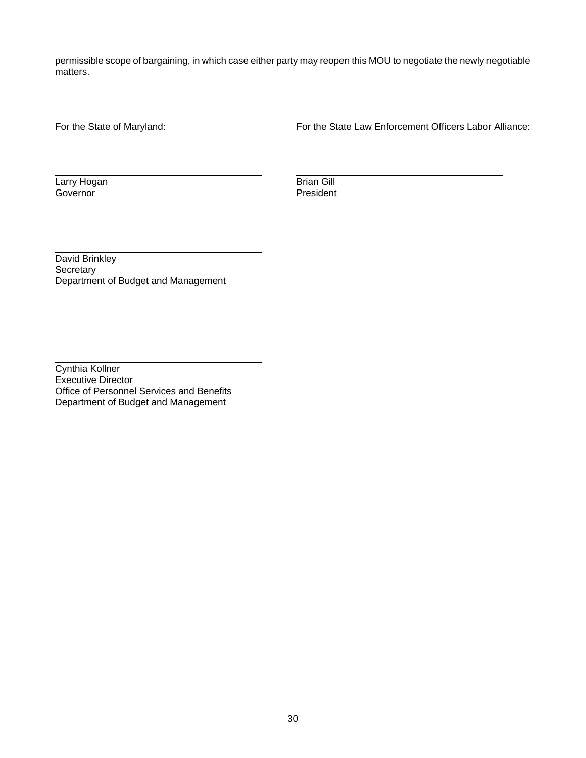permissible scope of bargaining, in which case either party may reopen this MOU to negotiate the newly negotiable matters.

For the State of Maryland:

\_\_\_\_\_\_\_\_\_\_\_\_\_\_\_\_\_\_\_\_\_\_\_\_\_\_\_\_\_\_\_\_\_\_\_\_\_\_\_\_
Larry Hogan
Governor

\_\_\_\_\_\_\_\_\_\_\_\_\_\_\_\_\_\_\_\_\_\_\_\_\_\_\_\_\_\_\_\_\_\_\_\_\_\_\_\_
David Brinkley
Secretary
Department of Budget and Management

\_\_\_\_\_\_\_\_\_\_\_\_\_\_\_\_\_\_\_\_\_\_\_\_\_\_\_\_\_\_\_\_\_\_\_\_\_\_\_\_
Cynthia Kollner
Executive Director
Office of Personnel Services and Benefits
Department of Budget and Management

For the State Law Enforcement Officers Labor Alliance:

\_\_\_\_\_\_\_\_\_\_\_\_\_\_\_\_\_\_\_\_\_\_\_\_\_\_\_\_\_\_\_\_\_\_\_\_\_\_\_\_
Brian Gill
President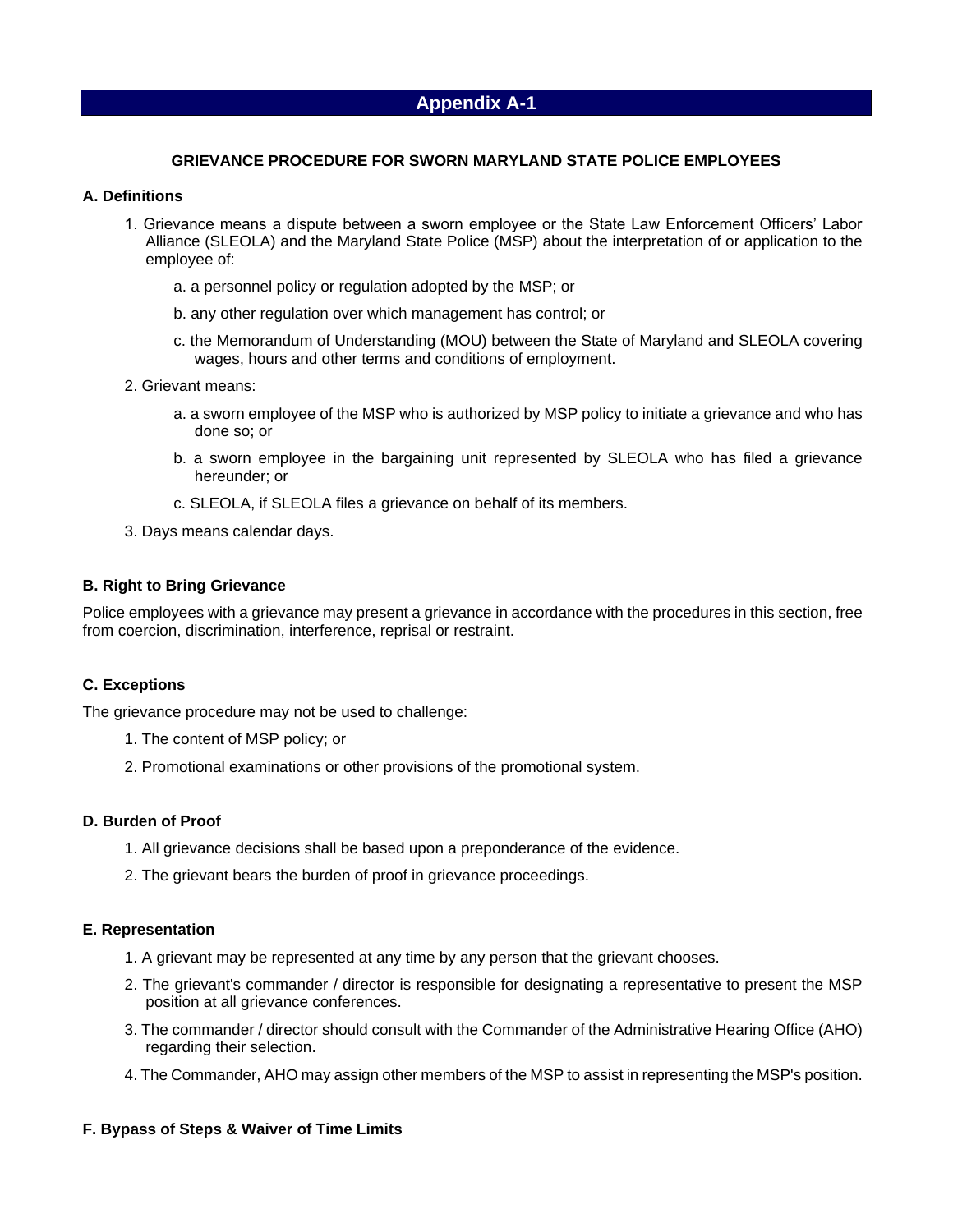# Appendix A-1

## GRIEVANCE PROCEDURE FOR SWORN MARYLAND STATE POLICE EMPLOYEES

### A. Definitions

1. Grievance means a dispute between a sworn employee or the State Law Enforcement Officers' Labor Alliance (SLEOLA) and the Maryland State Police (MSP) about the interpretation of or application to the employee of:

   a. a personnel policy or regulation adopted by the MSP; or

   b. any other regulation over which management has control; or

   c. the Memorandum of Understanding (MOU) between the State of Maryland and SLEOLA covering wages, hours and other terms and conditions of employment.

2. Grievant means:

   a. a sworn employee of the MSP who is authorized by MSP policy to initiate a grievance and who has done so; or

   b. a sworn employee in the bargaining unit represented by SLEOLA who has filed a grievance hereunder; or

   c. SLEOLA, if SLEOLA files a grievance on behalf of its members.

3. Days means calendar days.

### B. Right to Bring Grievance

Police employees with a grievance may present a grievance in accordance with the procedures in this section, free from coercion, discrimination, interference, reprisal or restraint.

### C. Exceptions

The grievance procedure may not be used to challenge:

1. The content of MSP policy; or

2. Promotional examinations or other provisions of the promotional system.

### D. Burden of Proof

1. All grievance decisions shall be based upon a preponderance of the evidence.

2. The grievant bears the burden of proof in grievance proceedings.

### E. Representation

1. A grievant may be represented at any time by any person that the grievant chooses.

2. The grievant's commander / director is responsible for designating a representative to present the MSP position at all grievance conferences.

3. The commander / director should consult with the Commander of the Administrative Hearing Office (AHO) regarding their selection.

4. The Commander, AHO may assign other members of the MSP to assist in representing the MSP's position.

### F. Bypass of Steps & Waiver of Time Limits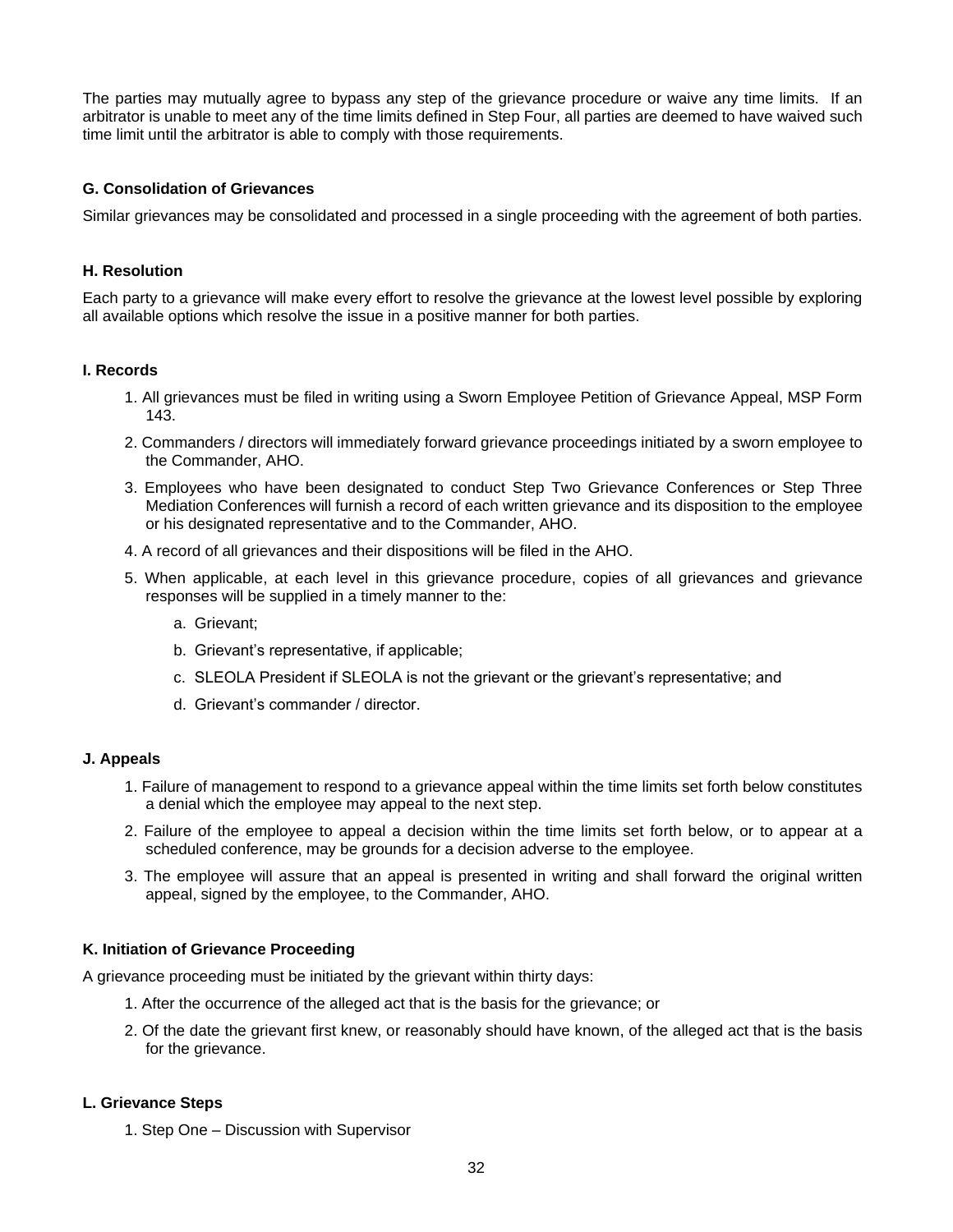The parties may mutually agree to bypass any step of the grievance procedure or waive any time limits. If an arbitrator is unable to meet any of the time limits defined in Step Four, all parties are deemed to have waived such time limit until the arbitrator is able to comply with those requirements.

### G. Consolidation of Grievances

Similar grievances may be consolidated and processed in a single proceeding with the agreement of both parties.

### H. Resolution

Each party to a grievance will make every effort to resolve the grievance at the lowest level possible by exploring all available options which resolve the issue in a positive manner for both parties.

### I. Records

1. All grievances must be filed in writing using a Sworn Employee Petition of Grievance Appeal, MSP Form 143.
2. Commanders / directors will immediately forward grievance proceedings initiated by a sworn employee to the Commander, AHO.
3. Employees who have been designated to conduct Step Two Grievance Conferences or Step Three Mediation Conferences will furnish a record of each written grievance and its disposition to the employee or his designated representative and to the Commander, AHO.
4. A record of all grievances and their dispositions will be filed in the AHO.
5. When applicable, at each level in this grievance procedure, copies of all grievances and grievance responses will be supplied in a timely manner to the:
   a. Grievant;
   b. Grievant's representative, if applicable;
   c. SLEOLA President if SLEOLA is not the grievant or the grievant's representative; and
   d. Grievant's commander / director.

### J. Appeals

1. Failure of management to respond to a grievance appeal within the time limits set forth below constitutes a denial which the employee may appeal to the next step.
2. Failure of the employee to appeal a decision within the time limits set forth below, or to appear at a scheduled conference, may be grounds for a decision adverse to the employee.
3. The employee will assure that an appeal is presented in writing and shall forward the original written appeal, signed by the employee, to the Commander, AHO.

### K. Initiation of Grievance Proceeding

A grievance proceeding must be initiated by the grievant within thirty days:

1. After the occurrence of the alleged act that is the basis for the grievance; or
2. Of the date the grievant first knew, or reasonably should have known, of the alleged act that is the basis for the grievance.

### L. Grievance Steps

1. Step One – Discussion with Supervisor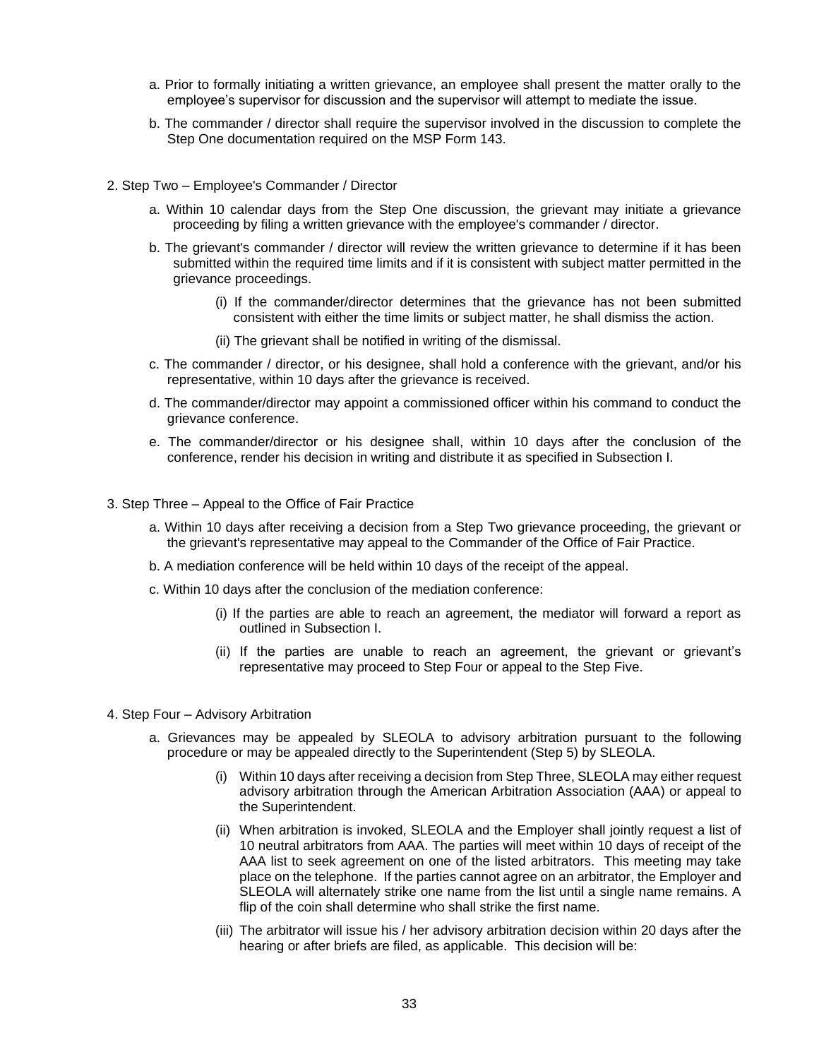a. Prior to formally initiating a written grievance, an employee shall present the matter orally to the employee's supervisor for discussion and the supervisor will attempt to mediate the issue.

b. The commander / director shall require the supervisor involved in the discussion to complete the Step One documentation required on the MSP Form 143.

2. Step Two – Employee's Commander / Director

   a. Within 10 calendar days from the Step One discussion, the grievant may initiate a grievance proceeding by filing a written grievance with the employee's commander / director.

   b. The grievant's commander / director will review the written grievance to determine if it has been submitted within the required time limits and if it is consistent with subject matter permitted in the grievance proceedings.

      (i) If the commander/director determines that the grievance has not been submitted consistent with either the time limits or subject matter, he shall dismiss the action.

      (ii) The grievant shall be notified in writing of the dismissal.

   c. The commander / director, or his designee, shall hold a conference with the grievant, and/or his representative, within 10 days after the grievance is received.

   d. The commander/director may appoint a commissioned officer within his command to conduct the grievance conference.

   e. The commander/director or his designee shall, within 10 days after the conclusion of the conference, render his decision in writing and distribute it as specified in Subsection I.

3. Step Three – Appeal to the Office of Fair Practice

   a. Within 10 days after receiving a decision from a Step Two grievance proceeding, the grievant or the grievant's representative may appeal to the Commander of the Office of Fair Practice.

   b. A mediation conference will be held within 10 days of the receipt of the appeal.

   c. Within 10 days after the conclusion of the mediation conference:

      (i) If the parties are able to reach an agreement, the mediator will forward a report as outlined in Subsection I.

      (ii) If the parties are unable to reach an agreement, the grievant or grievant's representative may proceed to Step Four or appeal to the Step Five.

4. Step Four – Advisory Arbitration

   a. Grievances may be appealed by SLEOLA to advisory arbitration pursuant to the following procedure or may be appealed directly to the Superintendent (Step 5) by SLEOLA.

      (i) Within 10 days after receiving a decision from Step Three, SLEOLA may either request advisory arbitration through the American Arbitration Association (AAA) or appeal to the Superintendent.

      (ii) When arbitration is invoked, SLEOLA and the Employer shall jointly request a list of 10 neutral arbitrators from AAA. The parties will meet within 10 days of receipt of the AAA list to seek agreement on one of the listed arbitrators. This meeting may take place on the telephone. If the parties cannot agree on an arbitrator, the Employer and SLEOLA will alternately strike one name from the list until a single name remains. A flip of the coin shall determine who shall strike the first name.

      (iii) The arbitrator will issue his / her advisory arbitration decision within 20 days after the hearing or after briefs are filed, as applicable. This decision will be: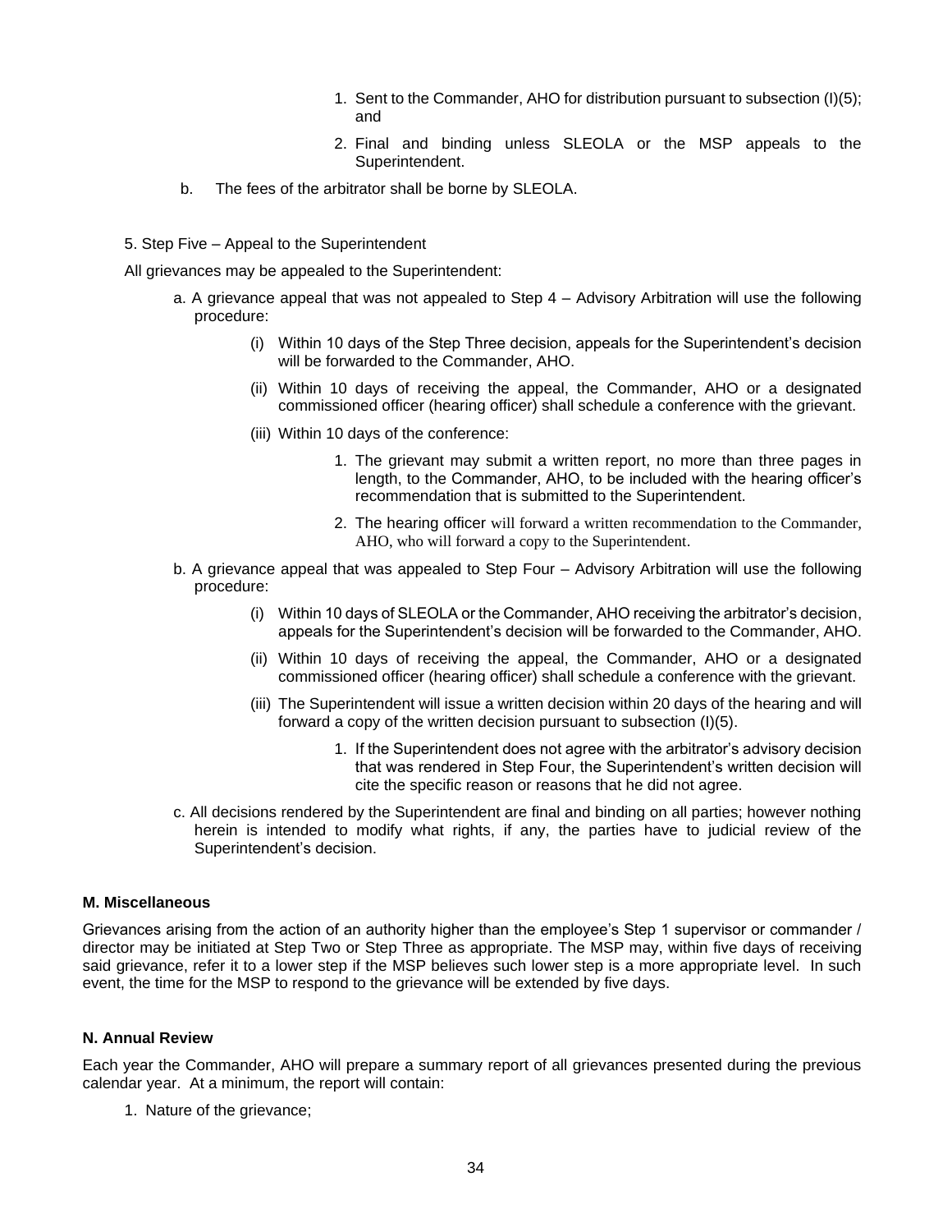1. Sent to the Commander, AHO for distribution pursuant to subsection (I)(5); and
2. Final and binding unless SLEOLA or the MSP appeals to the Superintendent.

b. The fees of the arbitrator shall be borne by SLEOLA.

5. Step Five – Appeal to the Superintendent

All grievances may be appealed to the Superintendent:

a. A grievance appeal that was not appealed to Step 4 – Advisory Arbitration will use the following procedure:

   (i) Within 10 days of the Step Three decision, appeals for the Superintendent's decision will be forwarded to the Commander, AHO.

   (ii) Within 10 days of receiving the appeal, the Commander, AHO or a designated commissioned officer (hearing officer) shall schedule a conference with the grievant.

   (iii) Within 10 days of the conference:

      1. The grievant may submit a written report, no more than three pages in length, to the Commander, AHO, to be included with the hearing officer's recommendation that is submitted to the Superintendent.
      2. The hearing officer will forward a written recommendation to the Commander, AHO, who will forward a copy to the Superintendent.

b. A grievance appeal that was appealed to Step Four – Advisory Arbitration will use the following procedure:

   (i) Within 10 days of SLEOLA or the Commander, AHO receiving the arbitrator's decision, appeals for the Superintendent's decision will be forwarded to the Commander, AHO.

   (ii) Within 10 days of receiving the appeal, the Commander, AHO or a designated commissioned officer (hearing officer) shall schedule a conference with the grievant.

   (iii) The Superintendent will issue a written decision within 20 days of the hearing and will forward a copy of the written decision pursuant to subsection (I)(5).

      1. If the Superintendent does not agree with the arbitrator's advisory decision that was rendered in Step Four, the Superintendent's written decision will cite the specific reason or reasons that he did not agree.

c. All decisions rendered by the Superintendent are final and binding on all parties; however nothing herein is intended to modify what rights, if any, the parties have to judicial review of the Superintendent's decision.

**M. Miscellaneous**

Grievances arising from the action of an authority higher than the employee's Step 1 supervisor or commander / director may be initiated at Step Two or Step Three as appropriate. The MSP may, within five days of receiving said grievance, refer it to a lower step if the MSP believes such lower step is a more appropriate level. In such event, the time for the MSP to respond to the grievance will be extended by five days.

**N. Annual Review**

Each year the Commander, AHO will prepare a summary report of all grievances presented during the previous calendar year. At a minimum, the report will contain:

1. Nature of the grievance;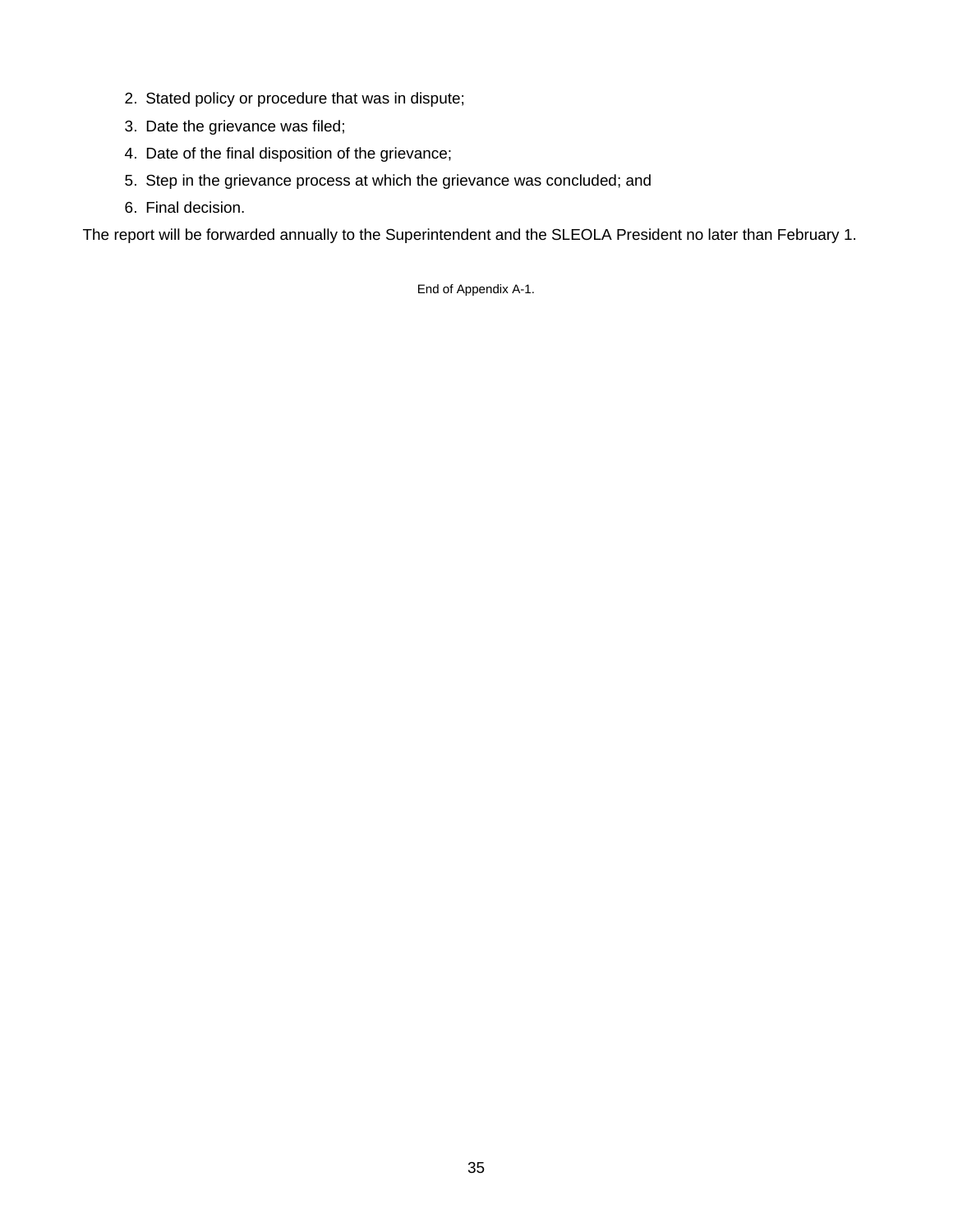2. Stated policy or procedure that was in dispute;
3. Date the grievance was filed;
4. Date of the final disposition of the grievance;
5. Step in the grievance process at which the grievance was concluded; and
6. Final decision.

The report will be forwarded annually to the Superintendent and the SLEOLA President no later than February 1.

End of Appendix A-1.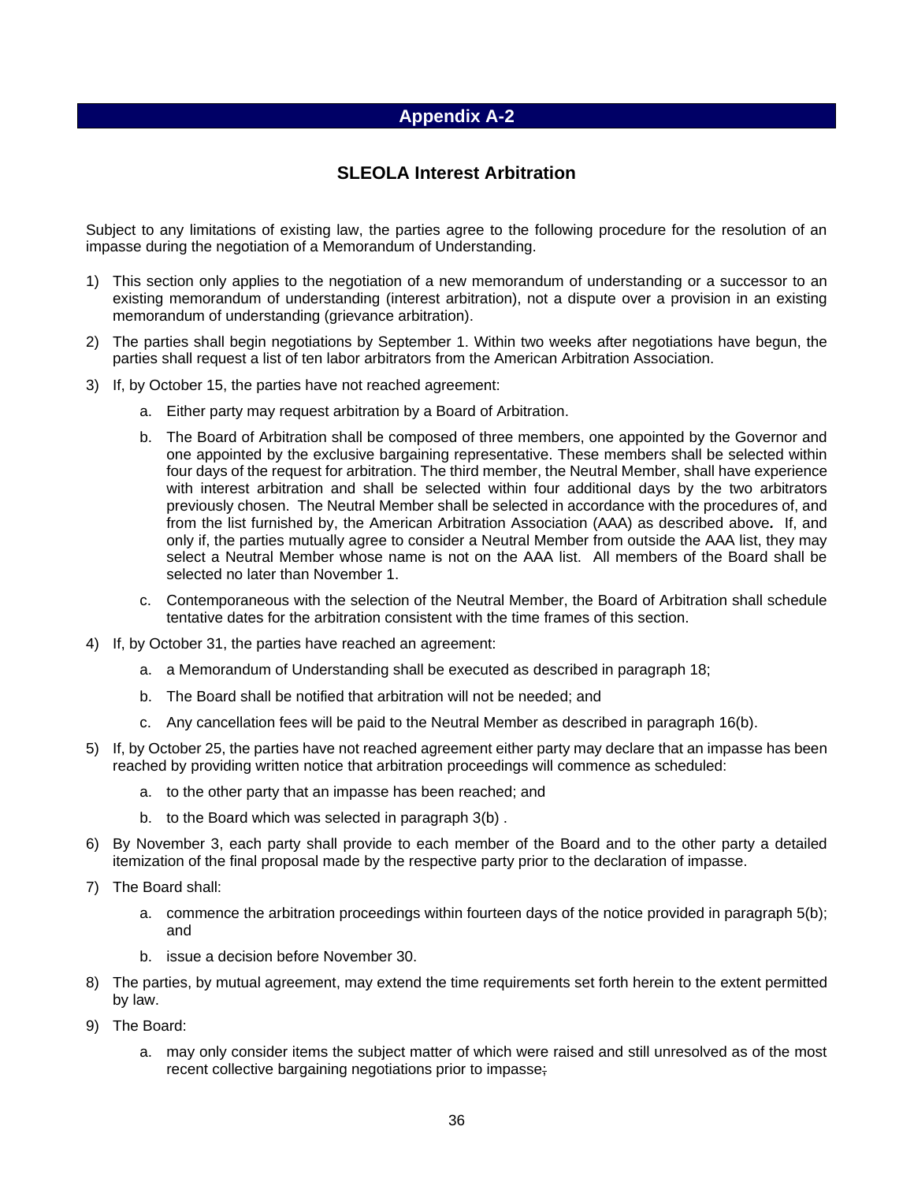# Appendix A-2

## SLEOLA Interest Arbitration

Subject to any limitations of existing law, the parties agree to the following procedure for the resolution of an impasse during the negotiation of a Memorandum of Understanding.

1) This section only applies to the negotiation of a new memorandum of understanding or a successor to an existing memorandum of understanding (interest arbitration), not a dispute over a provision in an existing memorandum of understanding (grievance arbitration).

2) The parties shall begin negotiations by September 1. Within two weeks after negotiations have begun, the parties shall request a list of ten labor arbitrators from the American Arbitration Association.

3) If, by October 15, the parties have not reached agreement:

   a. Either party may request arbitration by a Board of Arbitration.

   b. The Board of Arbitration shall be composed of three members, one appointed by the Governor and one appointed by the exclusive bargaining representative. These members shall be selected within four days of the request for arbitration. The third member, the Neutral Member, shall have experience with interest arbitration and shall be selected within four additional days by the two arbitrators previously chosen. The Neutral Member shall be selected in accordance with the procedures of, and from the list furnished by, the American Arbitration Association (AAA) as described above. If, and only if, the parties mutually agree to consider a Neutral Member from outside the AAA list, they may select a Neutral Member whose name is not on the AAA list. All members of the Board shall be selected no later than November 1.

   c. Contemporaneous with the selection of the Neutral Member, the Board of Arbitration shall schedule tentative dates for the arbitration consistent with the time frames of this section.

4) If, by October 31, the parties have reached an agreement:

   a. a Memorandum of Understanding shall be executed as described in paragraph 18;

   b. The Board shall be notified that arbitration will not be needed; and

   c. Any cancellation fees will be paid to the Neutral Member as described in paragraph 16(b).

5) If, by October 25, the parties have not reached agreement either party may declare that an impasse has been reached by providing written notice that arbitration proceedings will commence as scheduled:

   a. to the other party that an impasse has been reached; and

   b. to the Board which was selected in paragraph 3(b) .

6) By November 3, each party shall provide to each member of the Board and to the other party a detailed itemization of the final proposal made by the respective party prior to the declaration of impasse.

7) The Board shall:

   a. commence the arbitration proceedings within fourteen days of the notice provided in paragraph 5(b); and

   b. issue a decision before November 30.

8) The parties, by mutual agreement, may extend the time requirements set forth herein to the extent permitted by law.

9) The Board:

   a. may only consider items the subject matter of which were raised and still unresolved as of the most recent collective bargaining negotiations prior to impasse;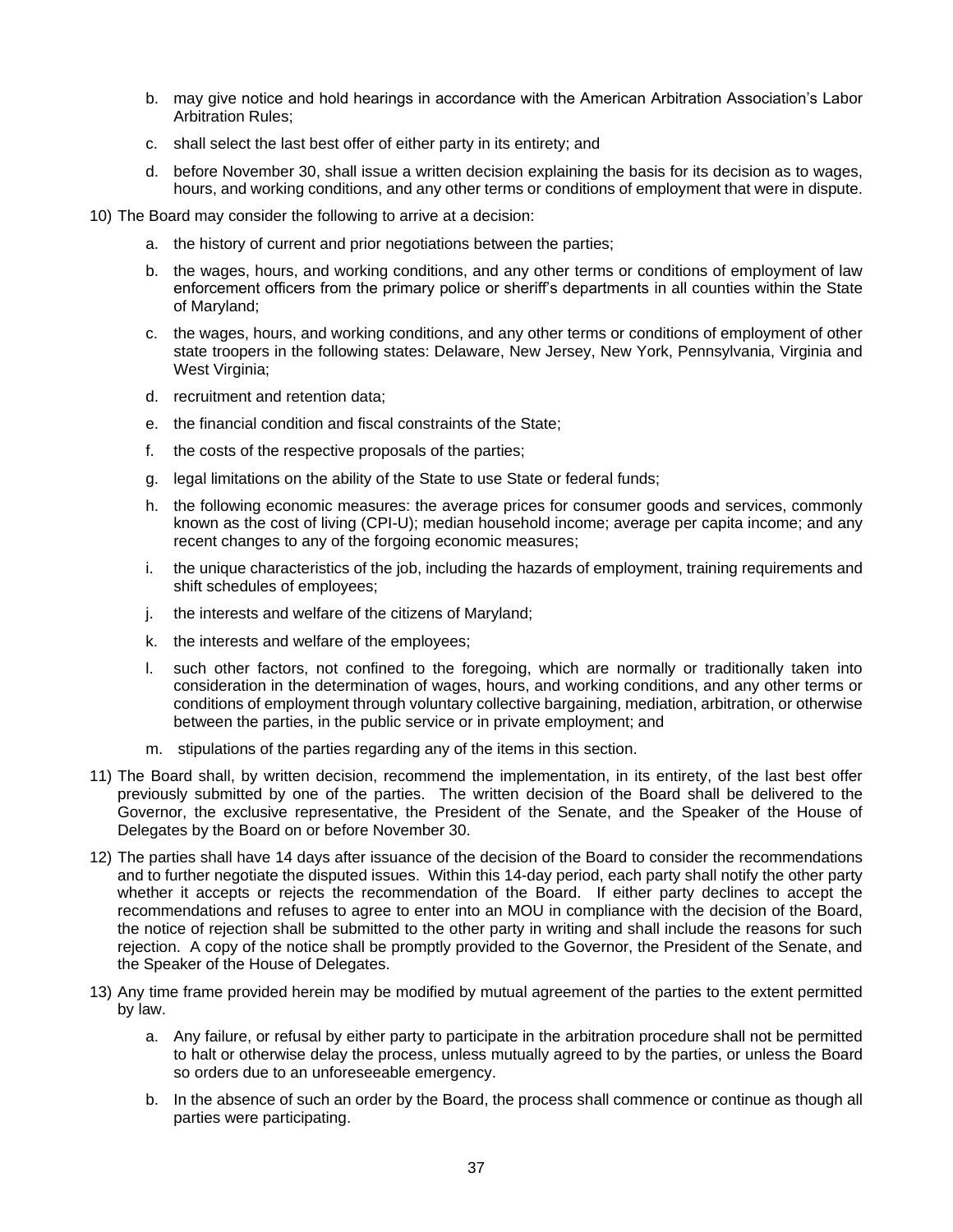b. may give notice and hold hearings in accordance with the American Arbitration Association's Labor Arbitration Rules;

   c. shall select the last best offer of either party in its entirety; and

   d. before November 30, shall issue a written decision explaining the basis for its decision as to wages, hours, and working conditions, and any other terms or conditions of employment that were in dispute.

10) The Board may consider the following to arrive at a decision:

   a. the history of current and prior negotiations between the parties;

   b. the wages, hours, and working conditions, and any other terms or conditions of employment of law enforcement officers from the primary police or sheriff's departments in all counties within the State of Maryland;

   c. the wages, hours, and working conditions, and any other terms or conditions of employment of other state troopers in the following states: Delaware, New Jersey, New York, Pennsylvania, Virginia and West Virginia;

   d. recruitment and retention data;

   e. the financial condition and fiscal constraints of the State;

   f. the costs of the respective proposals of the parties;

   g. legal limitations on the ability of the State to use State or federal funds;

   h. the following economic measures: the average prices for consumer goods and services, commonly known as the cost of living (CPI-U); median household income; average per capita income; and any recent changes to any of the forgoing economic measures;

   i. the unique characteristics of the job, including the hazards of employment, training requirements and shift schedules of employees;

   j. the interests and welfare of the citizens of Maryland;

   k. the interests and welfare of the employees;

   l. such other factors, not confined to the foregoing, which are normally or traditionally taken into consideration in the determination of wages, hours, and working conditions, and any other terms or conditions of employment through voluntary collective bargaining, mediation, arbitration, or otherwise between the parties, in the public service or in private employment; and

   m. stipulations of the parties regarding any of the items in this section.

11) The Board shall, by written decision, recommend the implementation, in its entirety, of the last best offer previously submitted by one of the parties. The written decision of the Board shall be delivered to the Governor, the exclusive representative, the President of the Senate, and the Speaker of the House of Delegates by the Board on or before November 30.

12) The parties shall have 14 days after issuance of the decision of the Board to consider the recommendations and to further negotiate the disputed issues. Within this 14-day period, each party shall notify the other party whether it accepts or rejects the recommendation of the Board. If either party declines to accept the recommendations and refuses to agree to enter into an MOU in compliance with the decision of the Board, the notice of rejection shall be submitted to the other party in writing and shall include the reasons for such rejection. A copy of the notice shall be promptly provided to the Governor, the President of the Senate, and the Speaker of the House of Delegates.

13) Any time frame provided herein may be modified by mutual agreement of the parties to the extent permitted by law.

   a. Any failure, or refusal by either party to participate in the arbitration procedure shall not be permitted to halt or otherwise delay the process, unless mutually agreed to by the parties, or unless the Board so orders due to an unforeseeable emergency.

   b. In the absence of such an order by the Board, the process shall commence or continue as though all parties were participating.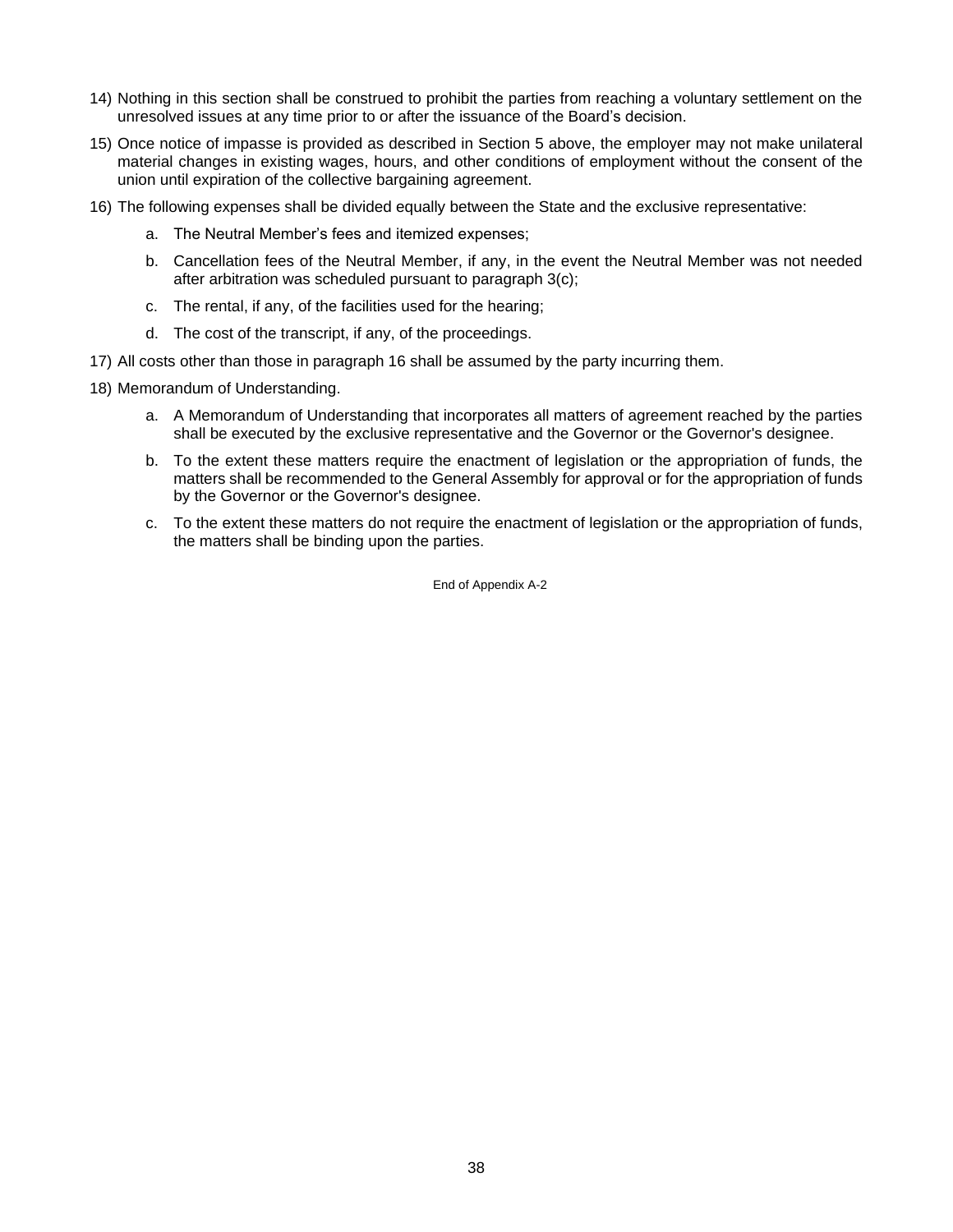14) Nothing in this section shall be construed to prohibit the parties from reaching a voluntary settlement on the unresolved issues at any time prior to or after the issuance of the Board's decision.

15) Once notice of impasse is provided as described in Section 5 above, the employer may not make unilateral material changes in existing wages, hours, and other conditions of employment without the consent of the union until expiration of the collective bargaining agreement.

16) The following expenses shall be divided equally between the State and the exclusive representative:

    a. The Neutral Member's fees and itemized expenses;

    b. Cancellation fees of the Neutral Member, if any, in the event the Neutral Member was not needed after arbitration was scheduled pursuant to paragraph 3(c);

    c. The rental, if any, of the facilities used for the hearing;

    d. The cost of the transcript, if any, of the proceedings.

17) All costs other than those in paragraph 16 shall be assumed by the party incurring them.

18) Memorandum of Understanding.

    a. A Memorandum of Understanding that incorporates all matters of agreement reached by the parties shall be executed by the exclusive representative and the Governor or the Governor's designee.

    b. To the extent these matters require the enactment of legislation or the appropriation of funds, the matters shall be recommended to the General Assembly for approval or for the appropriation of funds by the Governor or the Governor's designee.

    c. To the extent these matters do not require the enactment of legislation or the appropriation of funds, the matters shall be binding upon the parties.

End of Appendix A-2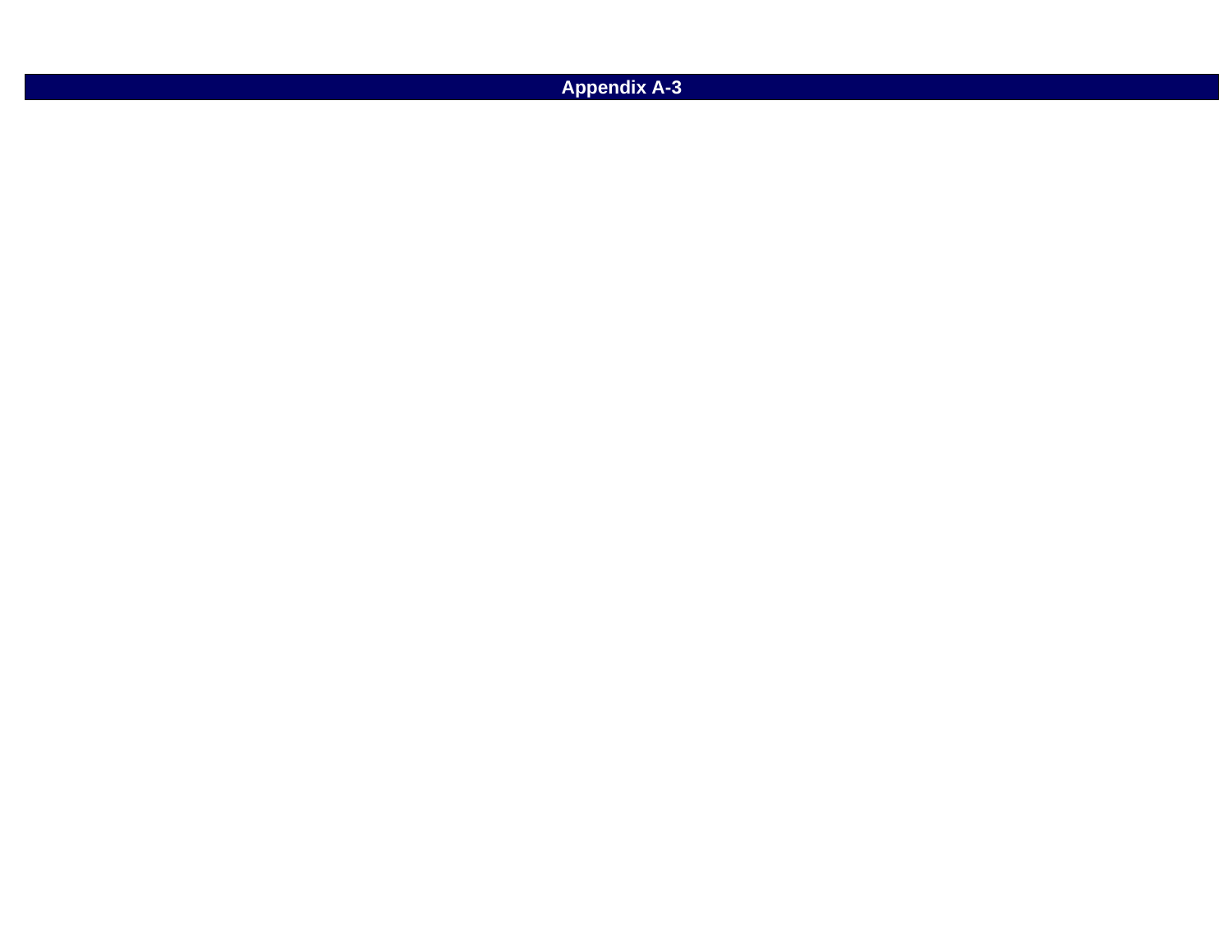# Appendix A-3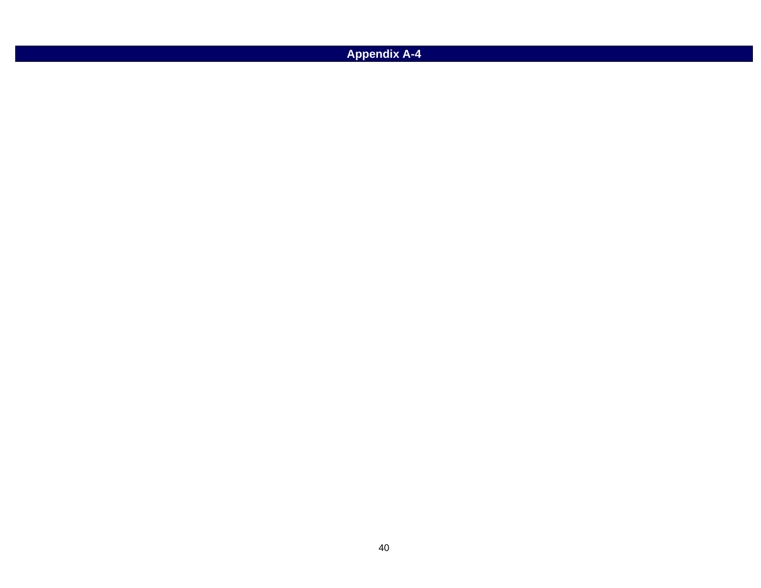# Appendix A-4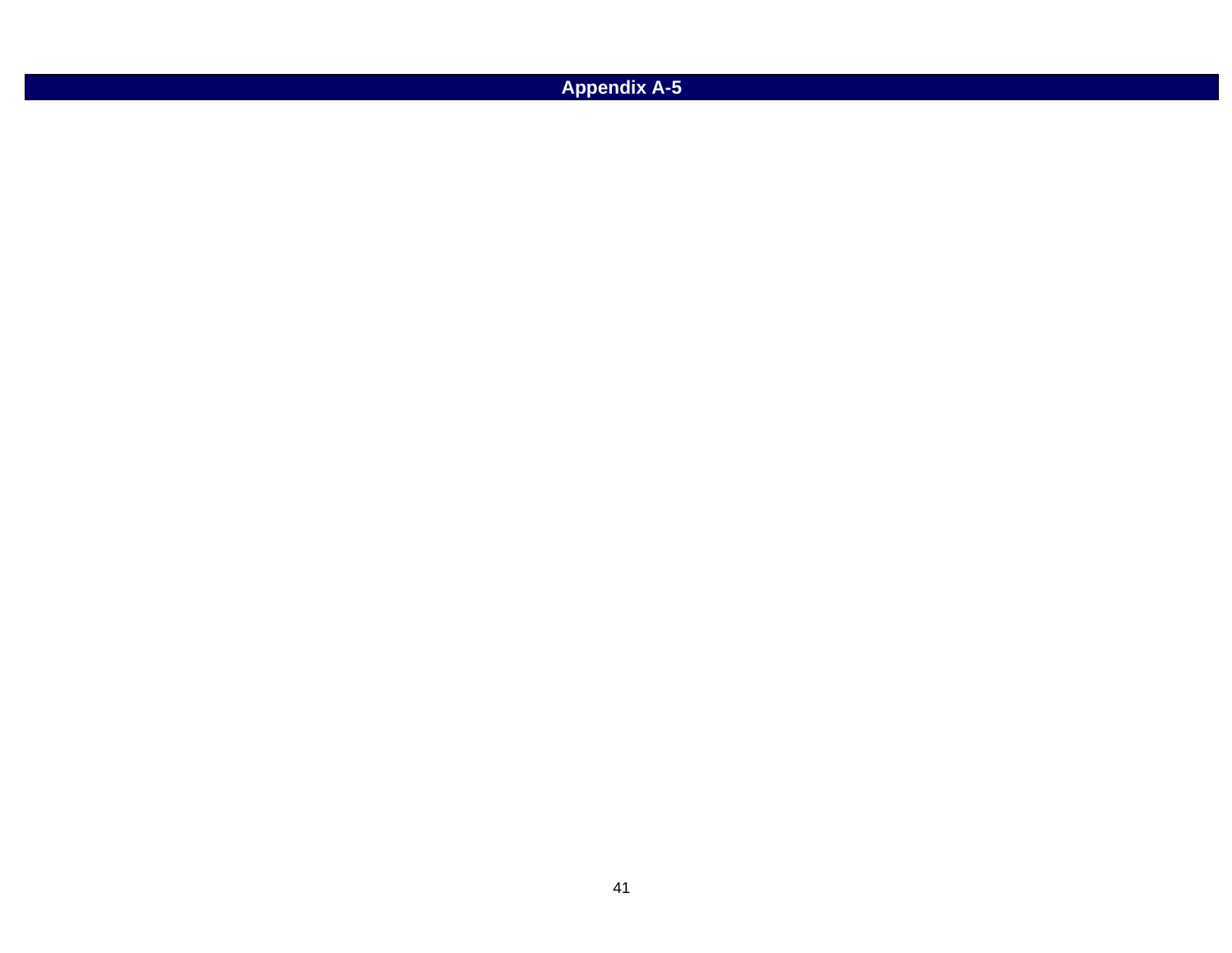# Appendix A-5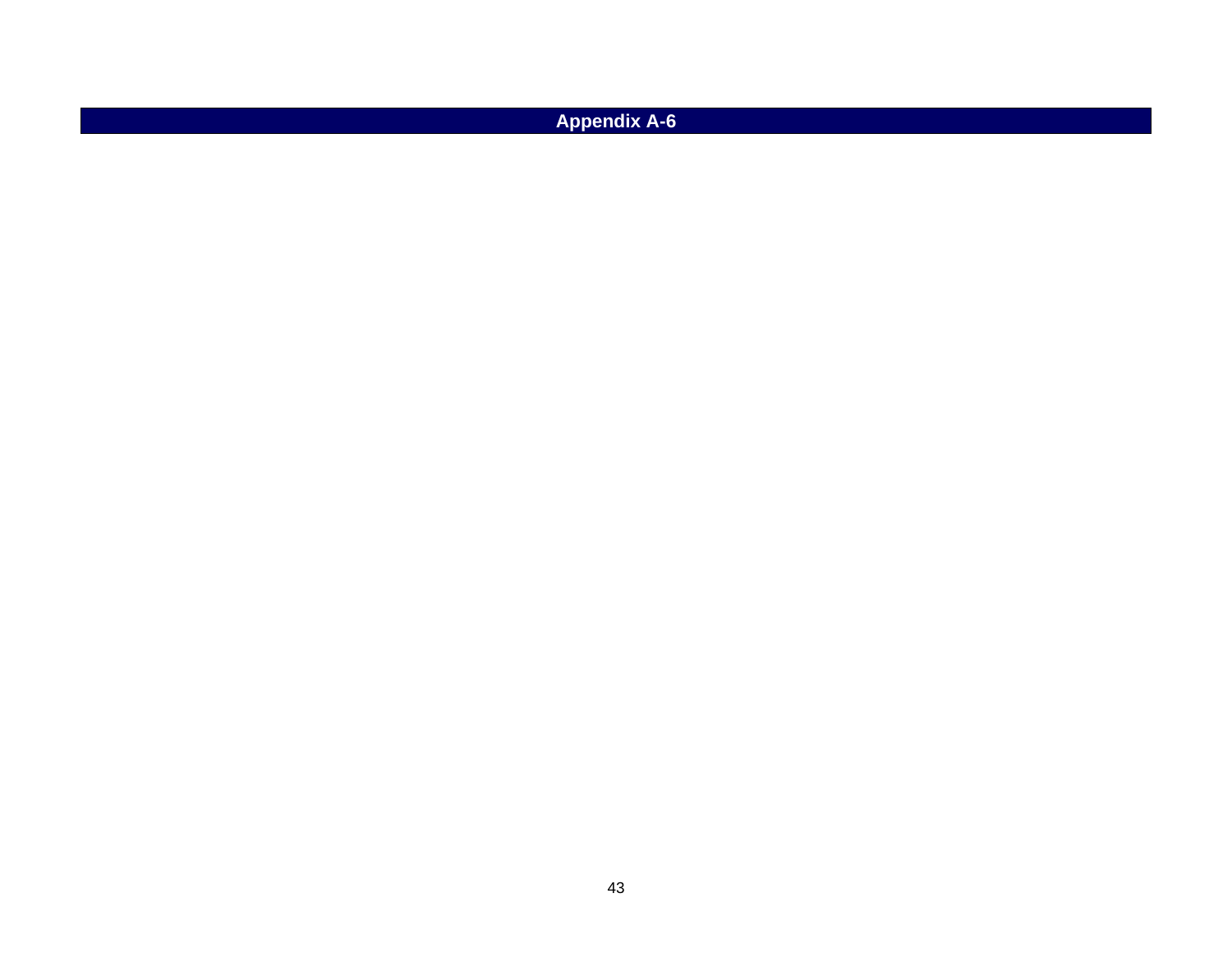# Appendix A-6